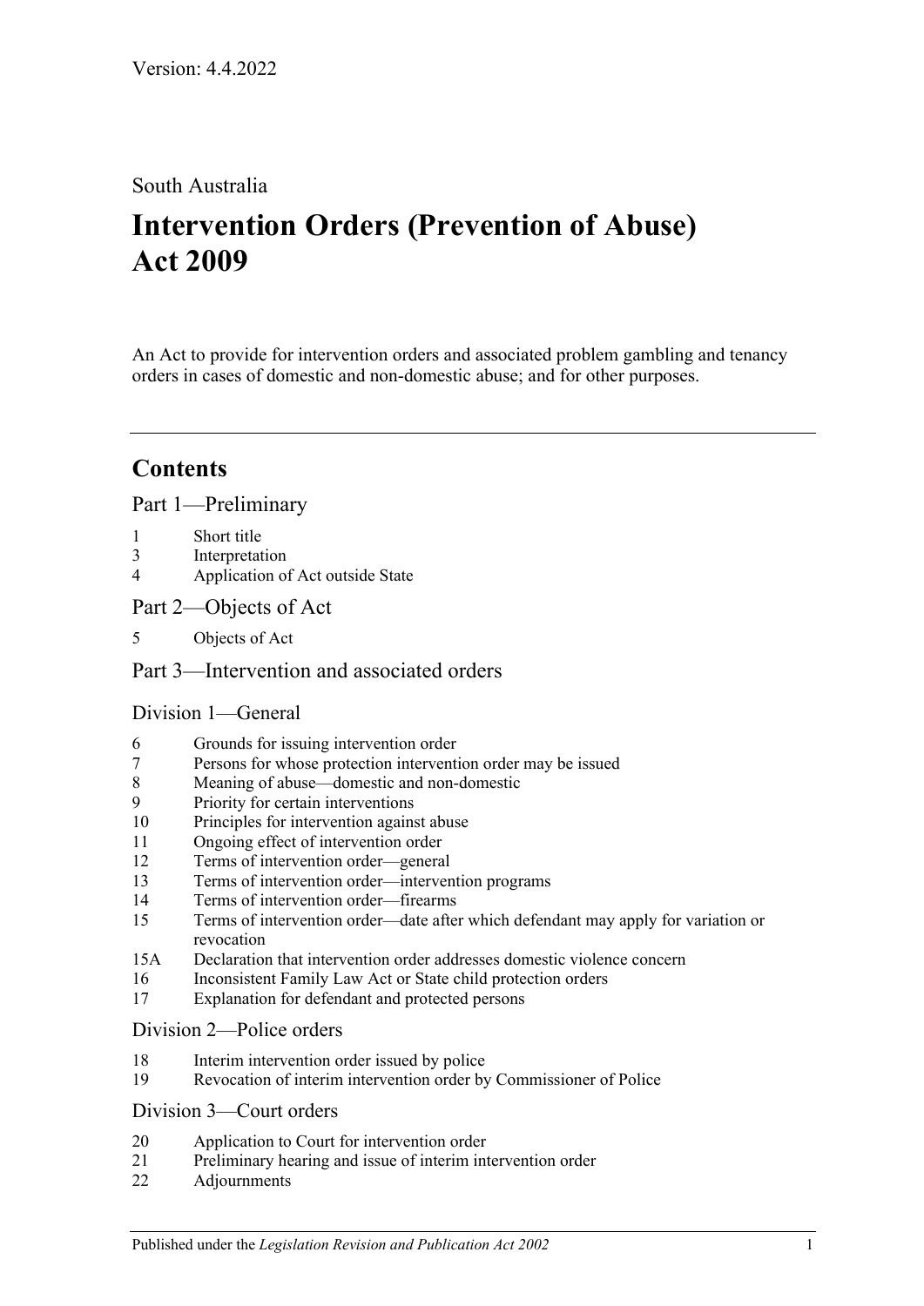Version: 4.4.2022

South Australia

# Intervention Orders (Prevention of Abuse) Act 2009

An Act to provide for intervention orders and associated problem gambling and tenancy orders in cases of domestic and non-domestic abuse; and for other purposes.

---

## Contents

### Part 1—Preliminary

1 Short title
3 Interpretation
4 Application of Act outside State

### Part 2—Objects of Act

5 Objects of Act

### Part 3—Intervention and associated orders

#### Division 1—General

6 Grounds for issuing intervention order
7 Persons for whose protection intervention order may be issued
8 Meaning of abuse—domestic and non-domestic
9 Priority for certain interventions
10 Principles for intervention against abuse
11 Ongoing effect of intervention order
12 Terms of intervention order—general
13 Terms of intervention order—intervention programs
14 Terms of intervention order—firearms
15 Terms of intervention order—date after which defendant may apply for variation or revocation
15A Declaration that intervention order addresses domestic violence concern
16 Inconsistent Family Law Act or State child protection orders
17 Explanation for defendant and protected persons

#### Division 2—Police orders

18 Interim intervention order issued by police
19 Revocation of interim intervention order by Commissioner of Police

#### Division 3—Court orders

20 Application to Court for intervention order
21 Preliminary hearing and issue of interim intervention order
22 Adjournments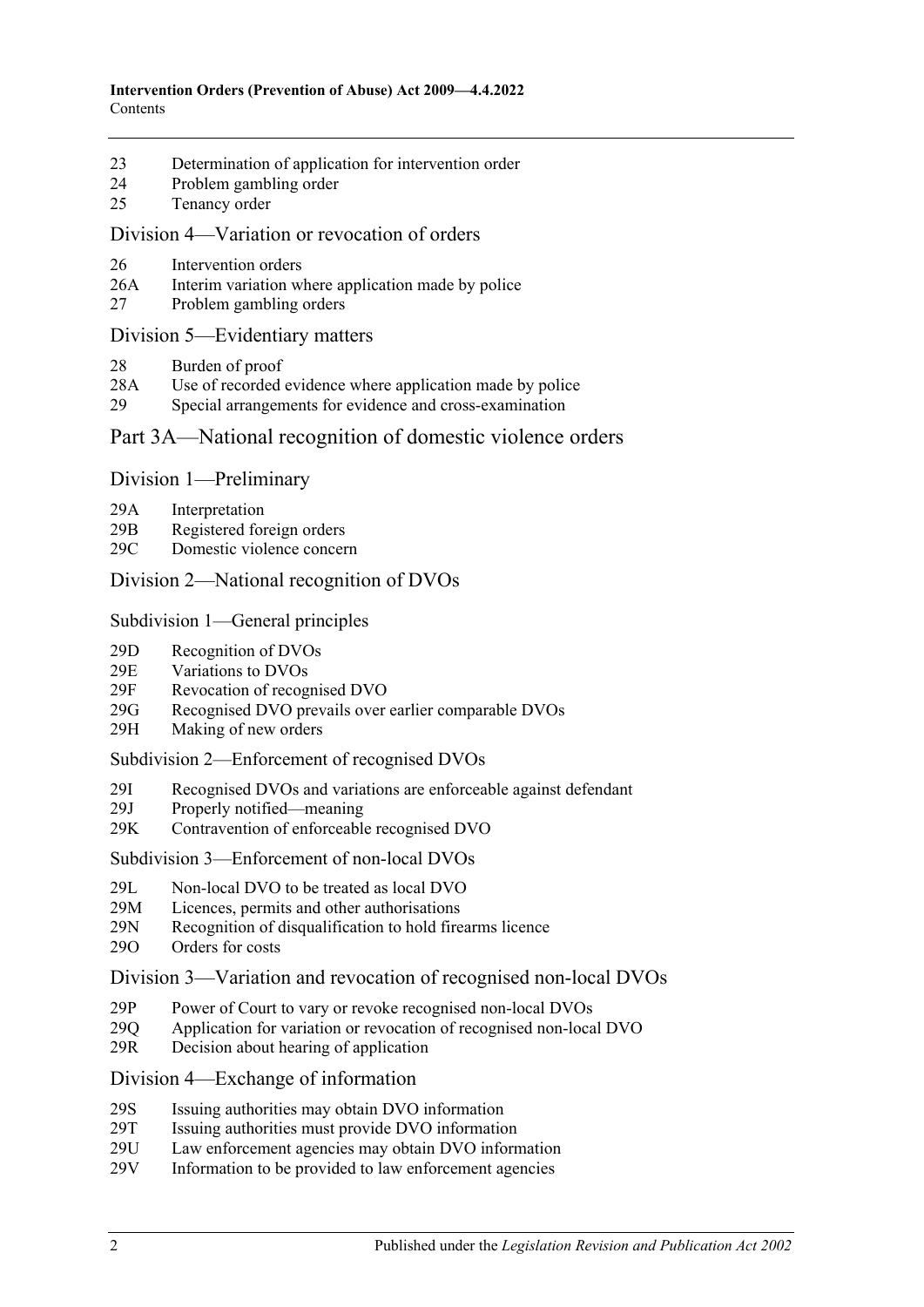23 Determination of application for intervention order
24 Problem gambling order
25 Tenancy order

## Division 4—Variation or revocation of orders

26 Intervention orders
26A Interim variation where application made by police
27 Problem gambling orders

## Division 5—Evidentiary matters

28 Burden of proof
28A Use of recorded evidence where application made by police
29 Special arrangements for evidence and cross-examination

# Part 3A—National recognition of domestic violence orders

## Division 1—Preliminary

29A Interpretation
29B Registered foreign orders
29C Domestic violence concern

## Division 2—National recognition of DVOs

### Subdivision 1—General principles

29D Recognition of DVOs
29E Variations to DVOs
29F Revocation of recognised DVO
29G Recognised DVO prevails over earlier comparable DVOs
29H Making of new orders

### Subdivision 2—Enforcement of recognised DVOs

29I Recognised DVOs and variations are enforceable against defendant
29J Properly notified—meaning
29K Contravention of enforceable recognised DVO

### Subdivision 3—Enforcement of non-local DVOs

29L Non-local DVO to be treated as local DVO
29M Licences, permits and other authorisations
29N Recognition of disqualification to hold firearms licence
29O Orders for costs

## Division 3—Variation and revocation of recognised non-local DVOs

29P Power of Court to vary or revoke recognised non-local DVOs
29Q Application for variation or revocation of recognised non-local DVO
29R Decision about hearing of application

## Division 4—Exchange of information

29S Issuing authorities may obtain DVO information
29T Issuing authorities must provide DVO information
29U Law enforcement agencies may obtain DVO information
29V Information to be provided to law enforcement agencies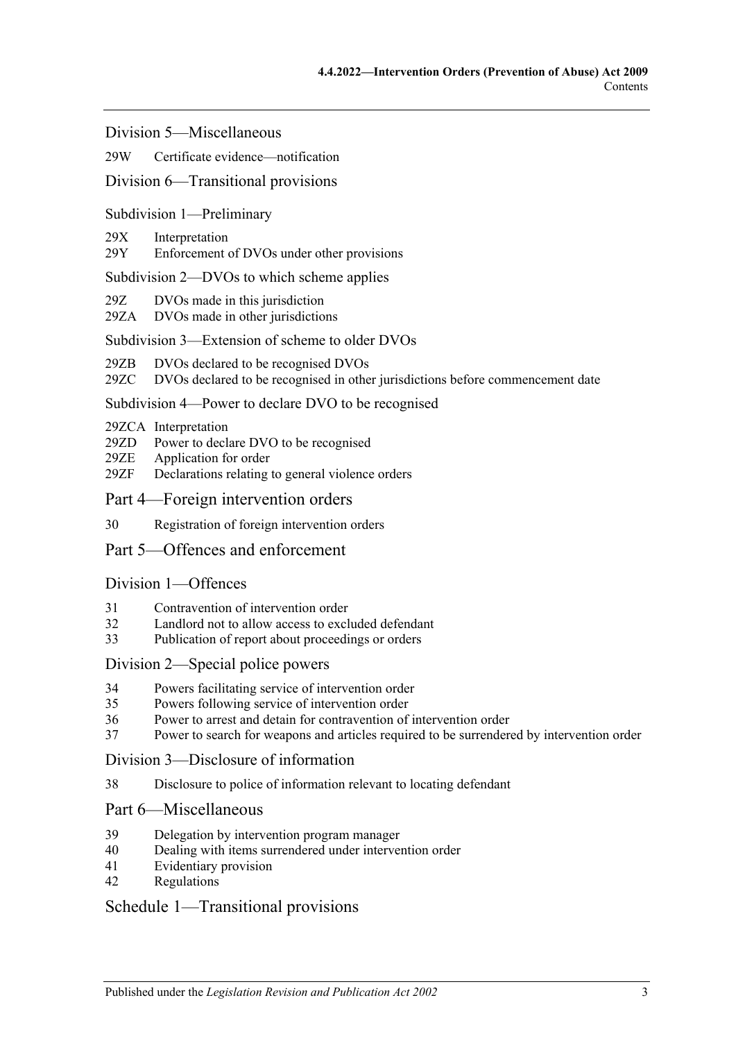Division 5—Miscellaneous

29W Certificate evidence—notification

Division 6—Transitional provisions

Subdivision 1—Preliminary

29X Interpretation
29Y Enforcement of DVOs under other provisions

Subdivision 2—DVOs to which scheme applies

29Z DVOs made in this jurisdiction
29ZA DVOs made in other jurisdictions

Subdivision 3—Extension of scheme to older DVOs

29ZB DVOs declared to be recognised DVOs
29ZC DVOs declared to be recognised in other jurisdictions before commencement date

Subdivision 4—Power to declare DVO to be recognised

29ZCA Interpretation
29ZD Power to declare DVO to be recognised
29ZE Application for order
29ZF Declarations relating to general violence orders

Part 4—Foreign intervention orders

30 Registration of foreign intervention orders

Part 5—Offences and enforcement

Division 1—Offences

31 Contravention of intervention order
32 Landlord not to allow access to excluded defendant
33 Publication of report about proceedings or orders

Division 2—Special police powers

34 Powers facilitating service of intervention order
35 Powers following service of intervention order
36 Power to arrest and detain for contravention of intervention order
37 Power to search for weapons and articles required to be surrendered by intervention order

Division 3—Disclosure of information

38 Disclosure to police of information relevant to locating defendant

Part 6—Miscellaneous

39 Delegation by intervention program manager
40 Dealing with items surrendered under intervention order
41 Evidentiary provision
42 Regulations

Schedule 1—Transitional provisions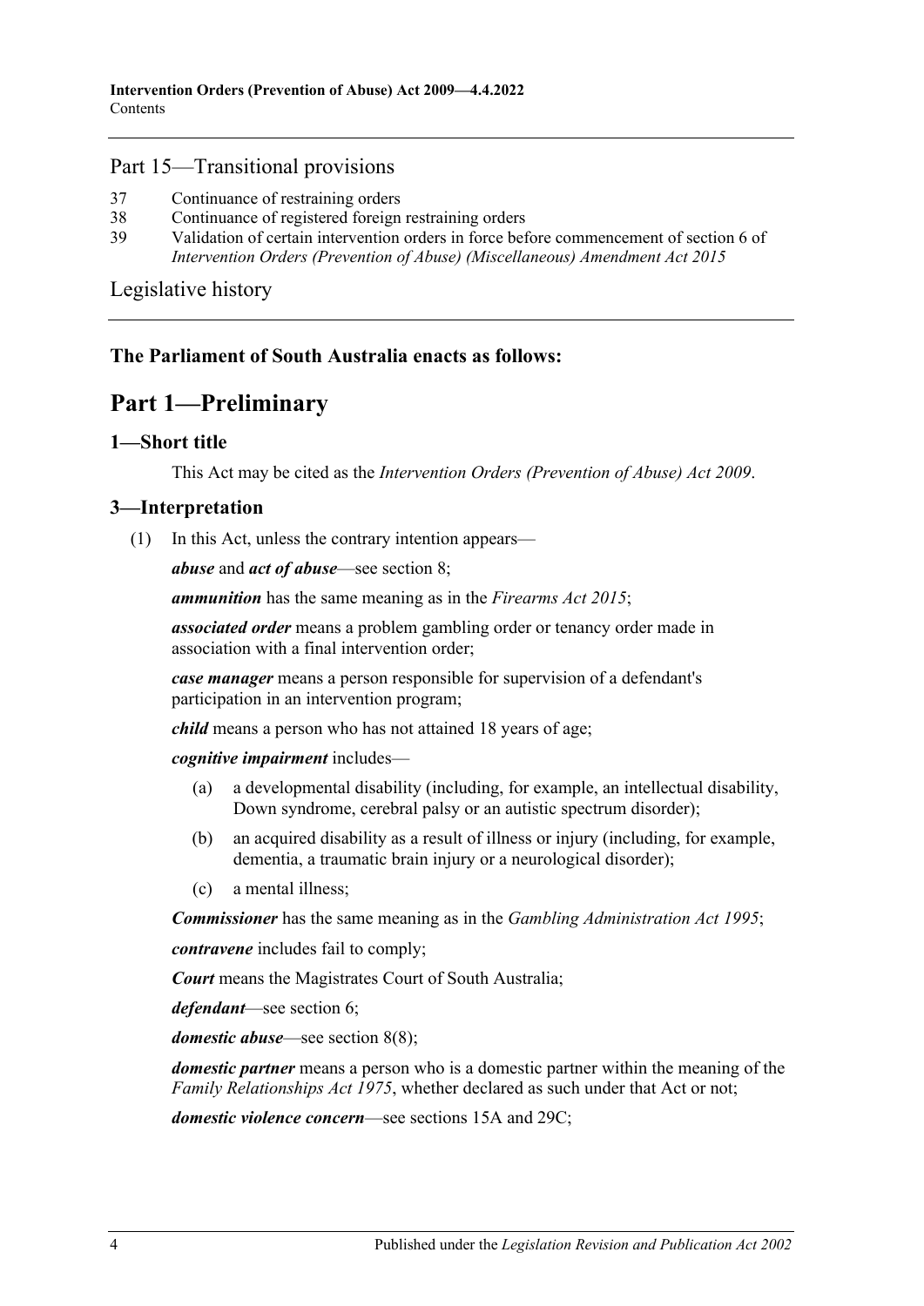## Part 15—Transitional provisions

37 Continuance of restraining orders

38 Continuance of registered foreign restraining orders

39 Validation of certain intervention orders in force before commencement of section 6 of *Intervention Orders (Prevention of Abuse) (Miscellaneous) Amendment Act 2015*

Legislative history

**The Parliament of South Australia enacts as follows:**

# Part 1—Preliminary

## 1—Short title

This Act may be cited as the *Intervention Orders (Prevention of Abuse) Act 2009*.

## 3—Interpretation

(1) In this Act, unless the contrary intention appears—

***abuse*** and ***act of abuse***—see section 8;

***ammunition*** has the same meaning as in the *Firearms Act 2015*;

***associated order*** means a problem gambling order or tenancy order made in association with a final intervention order;

***case manager*** means a person responsible for supervision of a defendant's participation in an intervention program;

***child*** means a person who has not attained 18 years of age;

***cognitive impairment*** includes—

(a) a developmental disability (including, for example, an intellectual disability, Down syndrome, cerebral palsy or an autistic spectrum disorder);

(b) an acquired disability as a result of illness or injury (including, for example, dementia, a traumatic brain injury or a neurological disorder);

(c) a mental illness;

***Commissioner*** has the same meaning as in the *Gambling Administration Act 1995*;

***contravene*** includes fail to comply;

***Court*** means the Magistrates Court of South Australia;

***defendant***—see section 6;

***domestic abuse***—see section 8(8);

***domestic partner*** means a person who is a domestic partner within the meaning of the *Family Relationships Act 1975*, whether declared as such under that Act or not;

***domestic violence concern***—see sections 15A and 29C;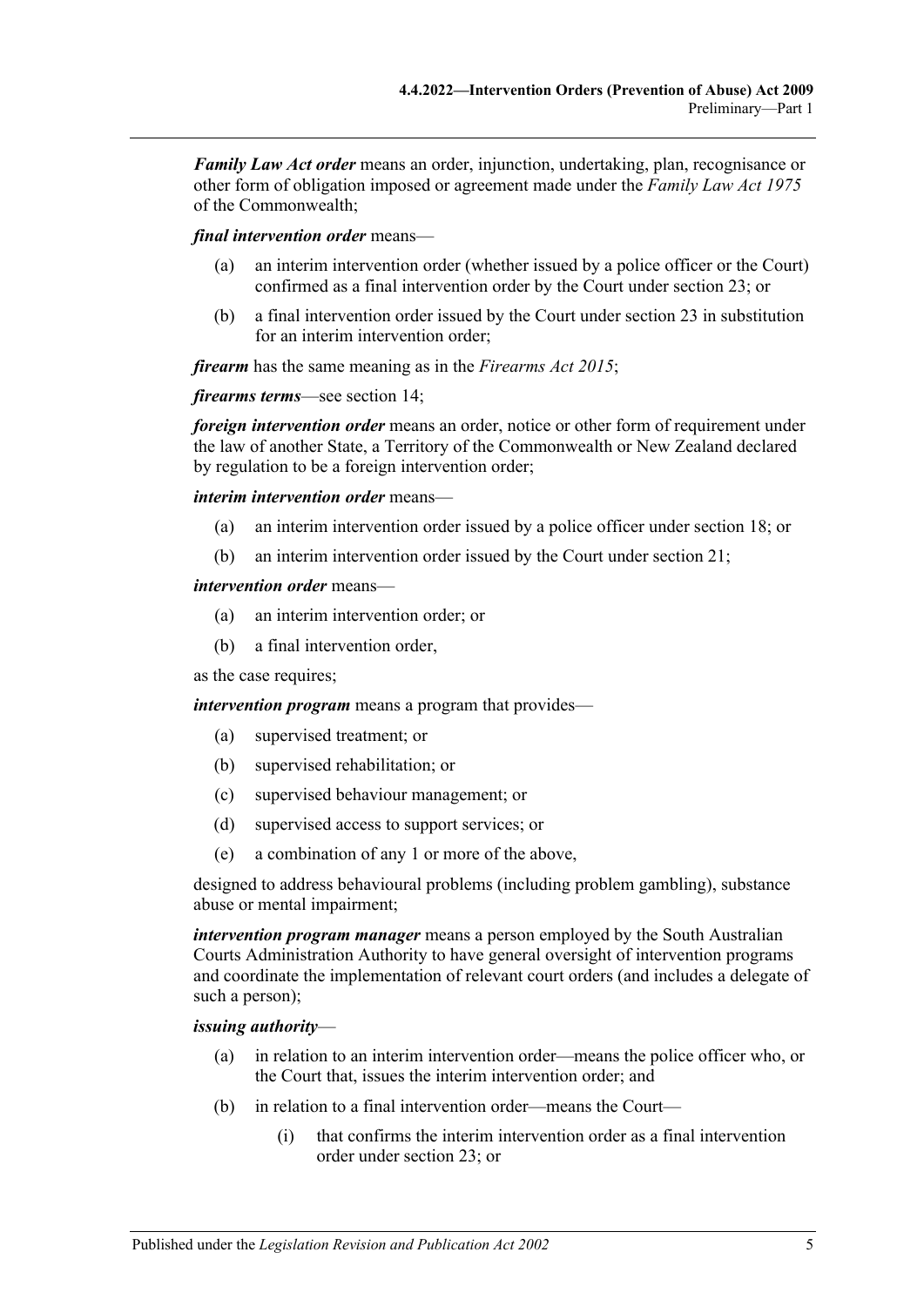***Family Law Act order*** means an order, injunction, undertaking, plan, recognisance or other form of obligation imposed or agreement made under the *Family Law Act 1975* of the Commonwealth;

***final intervention order*** means—

- (a) an interim intervention order (whether issued by a police officer or the Court) confirmed as a final intervention order by the Court under section 23; or
- (b) a final intervention order issued by the Court under section 23 in substitution for an interim intervention order;

***firearm*** has the same meaning as in the *Firearms Act 2015*;

***firearms terms***—see section 14;

***foreign intervention order*** means an order, notice or other form of requirement under the law of another State, a Territory of the Commonwealth or New Zealand declared by regulation to be a foreign intervention order;

***interim intervention order*** means—

- (a) an interim intervention order issued by a police officer under section 18; or
- (b) an interim intervention order issued by the Court under section 21;

***intervention order*** means—

- (a) an interim intervention order; or
- (b) a final intervention order,

as the case requires;

***intervention program*** means a program that provides—

- (a) supervised treatment; or
- (b) supervised rehabilitation; or
- (c) supervised behaviour management; or
- (d) supervised access to support services; or
- (e) a combination of any 1 or more of the above,

designed to address behavioural problems (including problem gambling), substance abuse or mental impairment;

***intervention program manager*** means a person employed by the South Australian Courts Administration Authority to have general oversight of intervention programs and coordinate the implementation of relevant court orders (and includes a delegate of such a person);

***issuing authority***—

- (a) in relation to an interim intervention order—means the police officer who, or the Court that, issues the interim intervention order; and
- (b) in relation to a final intervention order—means the Court—
  - (i) that confirms the interim intervention order as a final intervention order under section 23; or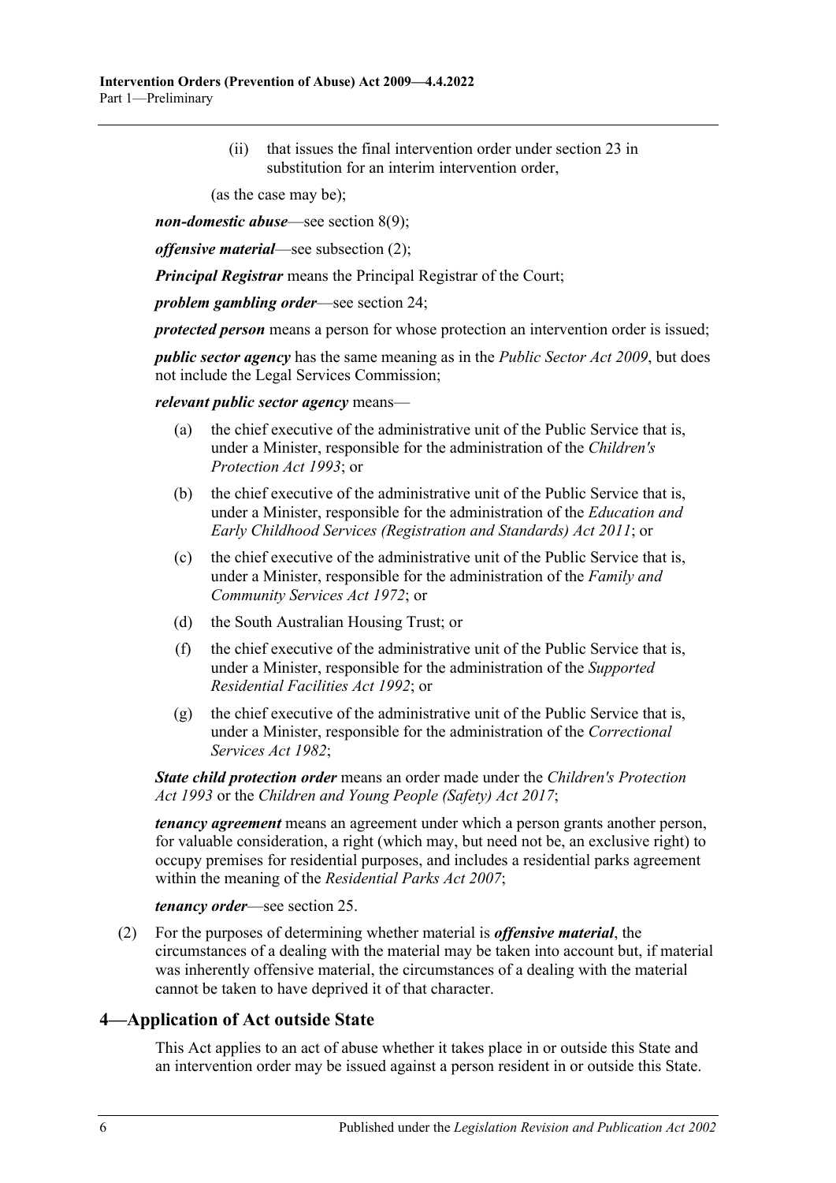(ii) that issues the final intervention order under section 23 in substitution for an interim intervention order,

(as the case may be);

***non-domestic abuse***—see section 8(9);

***offensive material***—see subsection (2);

***Principal Registrar*** means the Principal Registrar of the Court;

***problem gambling order***—see section 24;

***protected person*** means a person for whose protection an intervention order is issued;

***public sector agency*** has the same meaning as in the *Public Sector Act 2009*, but does not include the Legal Services Commission;

***relevant public sector agency*** means—

(a) the chief executive of the administrative unit of the Public Service that is, under a Minister, responsible for the administration of the *Children's Protection Act 1993*; or

(b) the chief executive of the administrative unit of the Public Service that is, under a Minister, responsible for the administration of the *Education and Early Childhood Services (Registration and Standards) Act 2011*; or

(c) the chief executive of the administrative unit of the Public Service that is, under a Minister, responsible for the administration of the *Family and Community Services Act 1972*; or

(d) the South Australian Housing Trust; or

(f) the chief executive of the administrative unit of the Public Service that is, under a Minister, responsible for the administration of the *Supported Residential Facilities Act 1992*; or

(g) the chief executive of the administrative unit of the Public Service that is, under a Minister, responsible for the administration of the *Correctional Services Act 1982*;

***State child protection order*** means an order made under the *Children's Protection Act 1993* or the *Children and Young People (Safety) Act 2017*;

***tenancy agreement*** means an agreement under which a person grants another person, for valuable consideration, a right (which may, but need not be, an exclusive right) to occupy premises for residential purposes, and includes a residential parks agreement within the meaning of the *Residential Parks Act 2007*;

***tenancy order***—see section 25.

(2) For the purposes of determining whether material is ***offensive material***, the circumstances of a dealing with the material may be taken into account but, if material was inherently offensive material, the circumstances of a dealing with the material cannot be taken to have deprived it of that character.

## 4—Application of Act outside State

This Act applies to an act of abuse whether it takes place in or outside this State and an intervention order may be issued against a person resident in or outside this State.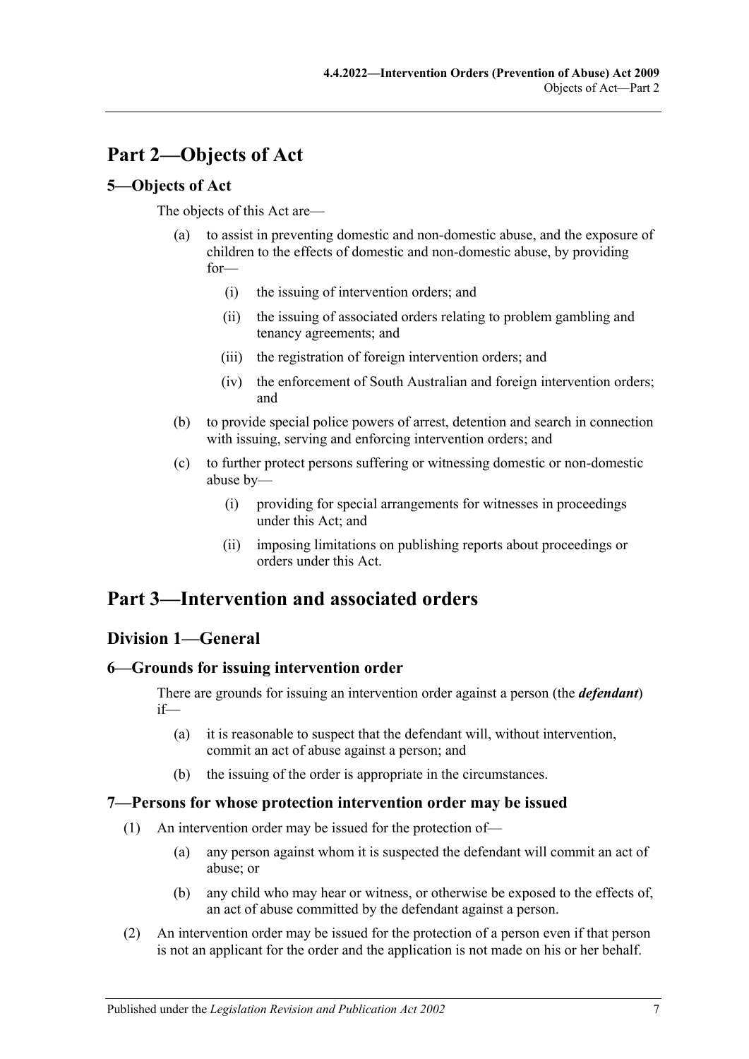# Part 2—Objects of Act

## 5—Objects of Act

The objects of this Act are—

- (a) to assist in preventing domestic and non-domestic abuse, and the exposure of children to the effects of domestic and non-domestic abuse, by providing for—
    - (i) the issuing of intervention orders; and
    - (ii) the issuing of associated orders relating to problem gambling and tenancy agreements; and
    - (iii) the registration of foreign intervention orders; and
    - (iv) the enforcement of South Australian and foreign intervention orders; and
- (b) to provide special police powers of arrest, detention and search in connection with issuing, serving and enforcing intervention orders; and
- (c) to further protect persons suffering or witnessing domestic or non-domestic abuse by—
    - (i) providing for special arrangements for witnesses in proceedings under this Act; and
    - (ii) imposing limitations on publishing reports about proceedings or orders under this Act.

# Part 3—Intervention and associated orders

## Division 1—General

### 6—Grounds for issuing intervention order

There are grounds for issuing an intervention order against a person (the ***defendant***) if—

- (a) it is reasonable to suspect that the defendant will, without intervention, commit an act of abuse against a person; and
- (b) the issuing of the order is appropriate in the circumstances.

### 7—Persons for whose protection intervention order may be issued

(1) An intervention order may be issued for the protection of—

- (a) any person against whom it is suspected the defendant will commit an act of abuse; or
- (b) any child who may hear or witness, or otherwise be exposed to the effects of, an act of abuse committed by the defendant against a person.

(2) An intervention order may be issued for the protection of a person even if that person is not an applicant for the order and the application is not made on his or her behalf.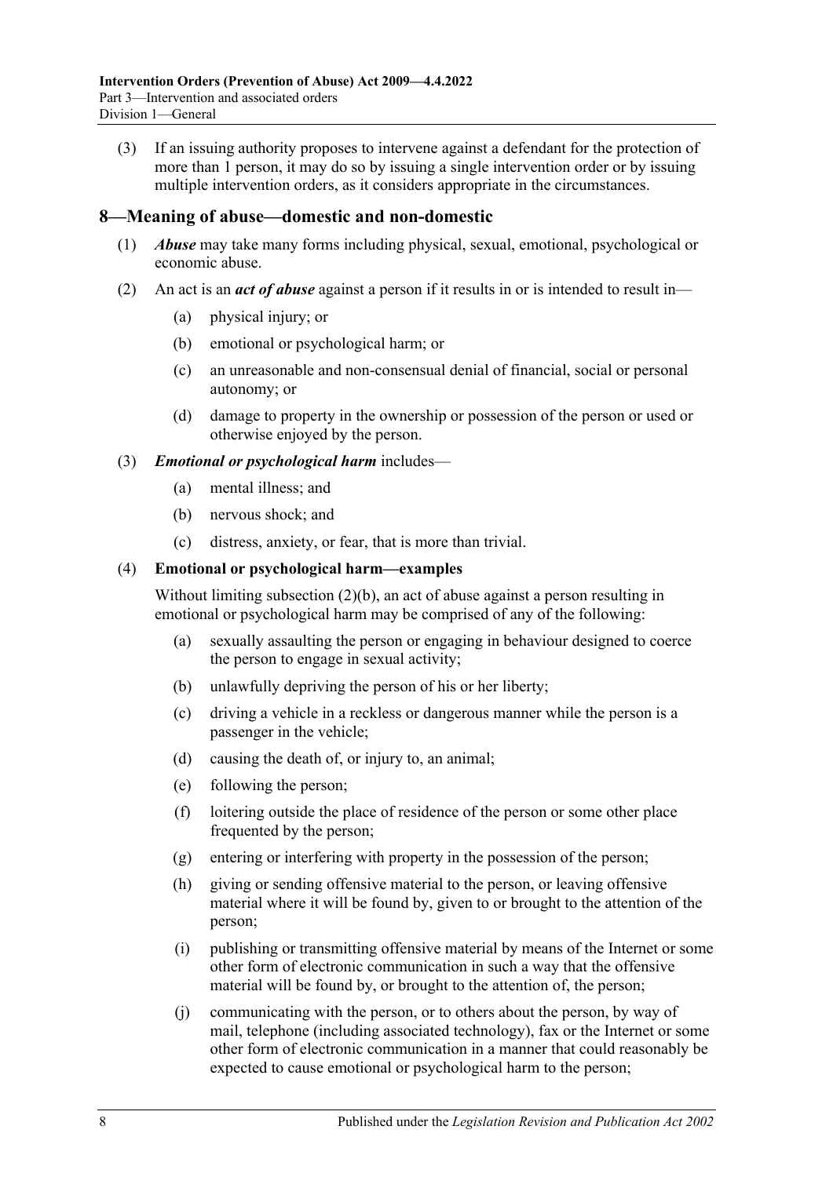(3) If an issuing authority proposes to intervene against a defendant for the protection of more than 1 person, it may do so by issuing a single intervention order or by issuing multiple intervention orders, as it considers appropriate in the circumstances.

## 8—Meaning of abuse—domestic and non-domestic

(1) ***Abuse*** may take many forms including physical, sexual, emotional, psychological or economic abuse.

(2) An act is an ***act of abuse*** against a person if it results in or is intended to result in—

- (a) physical injury; or
- (b) emotional or psychological harm; or
- (c) an unreasonable and non-consensual denial of financial, social or personal autonomy; or
- (d) damage to property in the ownership or possession of the person or used or otherwise enjoyed by the person.

(3) ***Emotional or psychological harm*** includes—

- (a) mental illness; and
- (b) nervous shock; and
- (c) distress, anxiety, or fear, that is more than trivial.

(4) **Emotional or psychological harm—examples**

Without limiting subsection (2)(b), an act of abuse against a person resulting in emotional or psychological harm may be comprised of any of the following:

- (a) sexually assaulting the person or engaging in behaviour designed to coerce the person to engage in sexual activity;
- (b) unlawfully depriving the person of his or her liberty;
- (c) driving a vehicle in a reckless or dangerous manner while the person is a passenger in the vehicle;
- (d) causing the death of, or injury to, an animal;
- (e) following the person;
- (f) loitering outside the place of residence of the person or some other place frequented by the person;
- (g) entering or interfering with property in the possession of the person;
- (h) giving or sending offensive material to the person, or leaving offensive material where it will be found by, given to or brought to the attention of the person;
- (i) publishing or transmitting offensive material by means of the Internet or some other form of electronic communication in such a way that the offensive material will be found by, or brought to the attention of, the person;
- (j) communicating with the person, or to others about the person, by way of mail, telephone (including associated technology), fax or the Internet or some other form of electronic communication in a manner that could reasonably be expected to cause emotional or psychological harm to the person;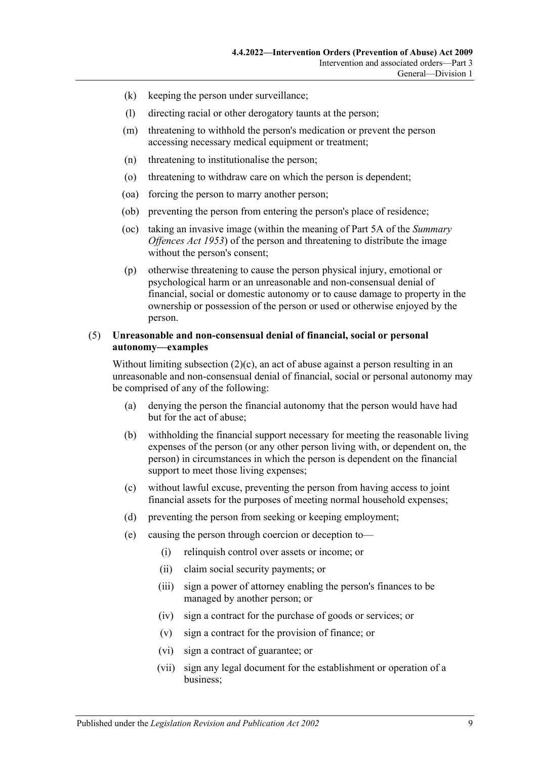(k) keeping the person under surveillance;

(l) directing racial or other derogatory taunts at the person;

(m) threatening to withhold the person's medication or prevent the person accessing necessary medical equipment or treatment;

(n) threatening to institutionalise the person;

(o) threatening to withdraw care on which the person is dependent;

(oa) forcing the person to marry another person;

(ob) preventing the person from entering the person's place of residence;

(oc) taking an invasive image (within the meaning of Part 5A of the *Summary Offences Act 1953*) of the person and threatening to distribute the image without the person's consent;

(p) otherwise threatening to cause the person physical injury, emotional or psychological harm or an unreasonable and non-consensual denial of financial, social or domestic autonomy or to cause damage to property in the ownership or possession of the person or used or otherwise enjoyed by the person.

(5) **Unreasonable and non-consensual denial of financial, social or personal autonomy—examples**

Without limiting subsection (2)(c), an act of abuse against a person resulting in an unreasonable and non-consensual denial of financial, social or personal autonomy may be comprised of any of the following:

(a) denying the person the financial autonomy that the person would have had but for the act of abuse;

(b) withholding the financial support necessary for meeting the reasonable living expenses of the person (or any other person living with, or dependent on, the person) in circumstances in which the person is dependent on the financial support to meet those living expenses;

(c) without lawful excuse, preventing the person from having access to joint financial assets for the purposes of meeting normal household expenses;

(d) preventing the person from seeking or keeping employment;

(e) causing the person through coercion or deception to—

(i) relinquish control over assets or income; or

(ii) claim social security payments; or

(iii) sign a power of attorney enabling the person's finances to be managed by another person; or

(iv) sign a contract for the purchase of goods or services; or

(v) sign a contract for the provision of finance; or

(vi) sign a contract of guarantee; or

(vii) sign any legal document for the establishment or operation of a business;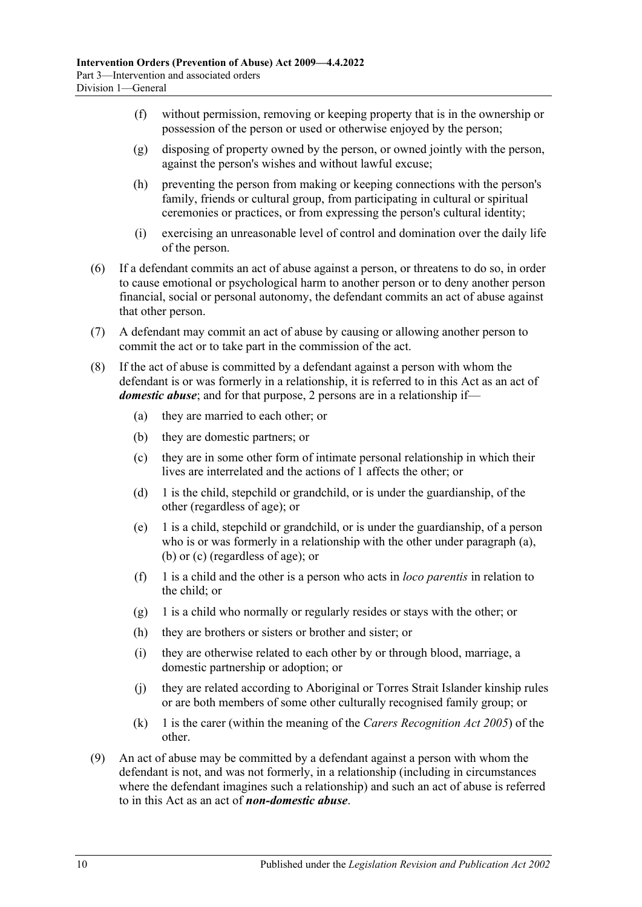(f) without permission, removing or keeping property that is in the ownership or possession of the person or used or otherwise enjoyed by the person;

(g) disposing of property owned by the person, or owned jointly with the person, against the person's wishes and without lawful excuse;

(h) preventing the person from making or keeping connections with the person's family, friends or cultural group, from participating in cultural or spiritual ceremonies or practices, or from expressing the person's cultural identity;

(i) exercising an unreasonable level of control and domination over the daily life of the person.

(6) If a defendant commits an act of abuse against a person, or threatens to do so, in order to cause emotional or psychological harm to another person or to deny another person financial, social or personal autonomy, the defendant commits an act of abuse against that other person.

(7) A defendant may commit an act of abuse by causing or allowing another person to commit the act or to take part in the commission of the act.

(8) If the act of abuse is committed by a defendant against a person with whom the defendant is or was formerly in a relationship, it is referred to in this Act as an act of ***domestic abuse***; and for that purpose, 2 persons are in a relationship if—

(a) they are married to each other; or

(b) they are domestic partners; or

(c) they are in some other form of intimate personal relationship in which their lives are interrelated and the actions of 1 affects the other; or

(d) 1 is the child, stepchild or grandchild, or is under the guardianship, of the other (regardless of age); or

(e) 1 is a child, stepchild or grandchild, or is under the guardianship, of a person who is or was formerly in a relationship with the other under paragraph (a), (b) or (c) (regardless of age); or

(f) 1 is a child and the other is a person who acts in *loco parentis* in relation to the child; or

(g) 1 is a child who normally or regularly resides or stays with the other; or

(h) they are brothers or sisters or brother and sister; or

(i) they are otherwise related to each other by or through blood, marriage, a domestic partnership or adoption; or

(j) they are related according to Aboriginal or Torres Strait Islander kinship rules or are both members of some other culturally recognised family group; or

(k) 1 is the carer (within the meaning of the *Carers Recognition Act 2005*) of the other.

(9) An act of abuse may be committed by a defendant against a person with whom the defendant is not, and was not formerly, in a relationship (including in circumstances where the defendant imagines such a relationship) and such an act of abuse is referred to in this Act as an act of ***non-domestic abuse***.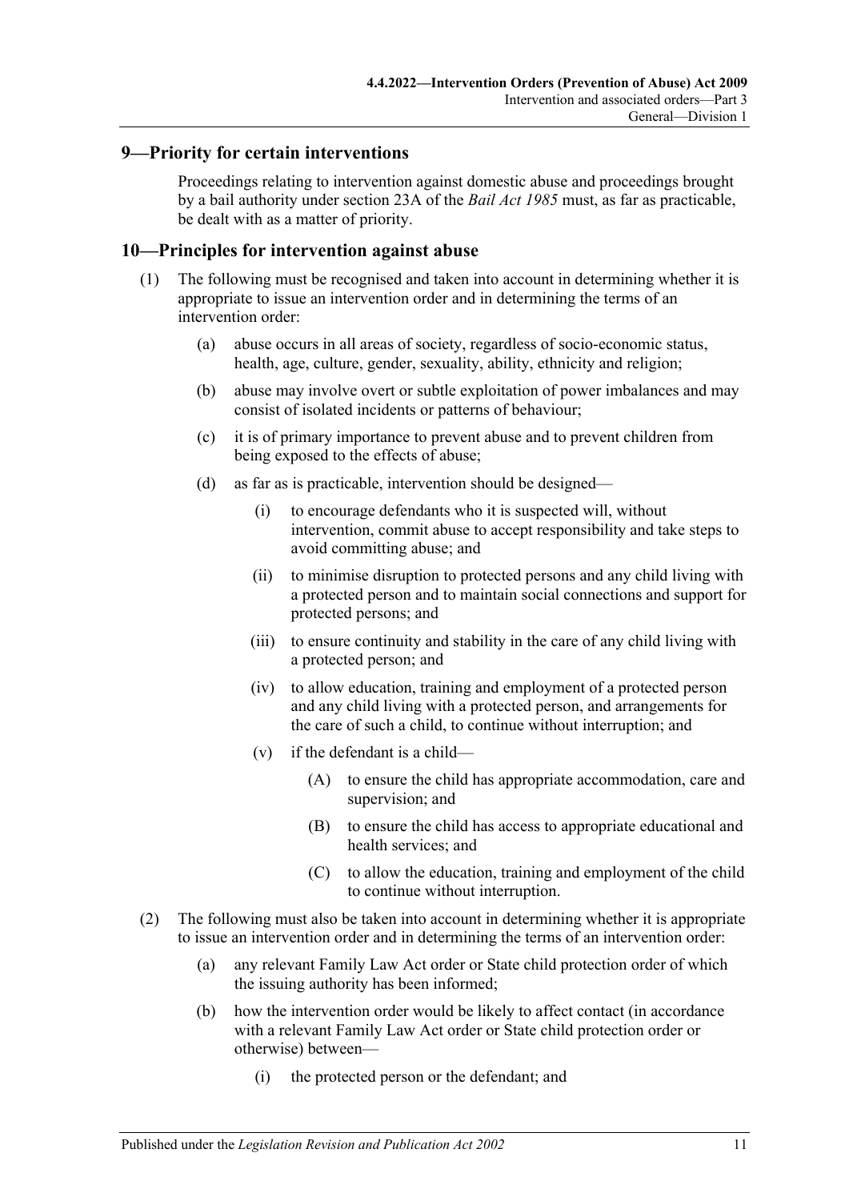## 9—Priority for certain interventions

Proceedings relating to intervention against domestic abuse and proceedings brought by a bail authority under section 23A of the *Bail Act 1985* must, as far as practicable, be dealt with as a matter of priority.

## 10—Principles for intervention against abuse

(1) The following must be recognised and taken into account in determining whether it is appropriate to issue an intervention order and in determining the terms of an intervention order:

(a) abuse occurs in all areas of society, regardless of socio-economic status, health, age, culture, gender, sexuality, ability, ethnicity and religion;

(b) abuse may involve overt or subtle exploitation of power imbalances and may consist of isolated incidents or patterns of behaviour;

(c) it is of primary importance to prevent abuse and to prevent children from being exposed to the effects of abuse;

(d) as far as is practicable, intervention should be designed—

(i) to encourage defendants who it is suspected will, without intervention, commit abuse to accept responsibility and take steps to avoid committing abuse; and

(ii) to minimise disruption to protected persons and any child living with a protected person and to maintain social connections and support for protected persons; and

(iii) to ensure continuity and stability in the care of any child living with a protected person; and

(iv) to allow education, training and employment of a protected person and any child living with a protected person, and arrangements for the care of such a child, to continue without interruption; and

(v) if the defendant is a child—

(A) to ensure the child has appropriate accommodation, care and supervision; and

(B) to ensure the child has access to appropriate educational and health services; and

(C) to allow the education, training and employment of the child to continue without interruption.

(2) The following must also be taken into account in determining whether it is appropriate to issue an intervention order and in determining the terms of an intervention order:

(a) any relevant Family Law Act order or State child protection order of which the issuing authority has been informed;

(b) how the intervention order would be likely to affect contact (in accordance with a relevant Family Law Act order or State child protection order or otherwise) between—

(i) the protected person or the defendant; and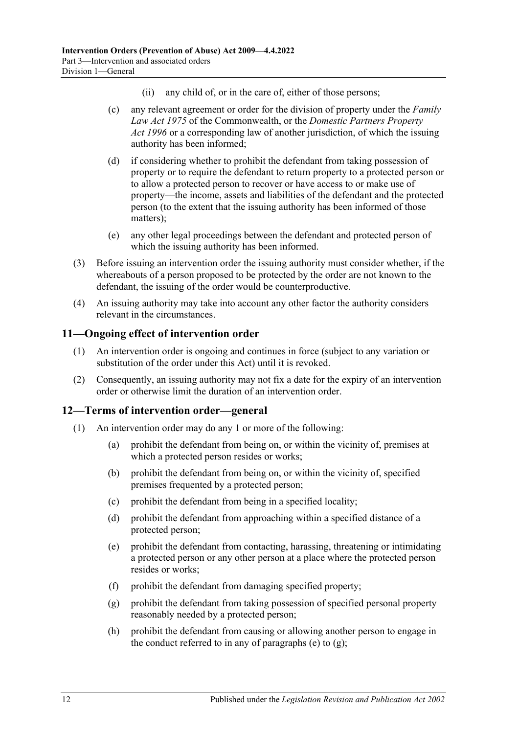(ii) any child of, or in the care of, either of those persons;

(c) any relevant agreement or order for the division of property under the *Family Law Act 1975* of the Commonwealth, or the *Domestic Partners Property Act 1996* or a corresponding law of another jurisdiction, of which the issuing authority has been informed;

(d) if considering whether to prohibit the defendant from taking possession of property or to require the defendant to return property to a protected person or to allow a protected person to recover or have access to or make use of property—the income, assets and liabilities of the defendant and the protected person (to the extent that the issuing authority has been informed of those matters);

(e) any other legal proceedings between the defendant and protected person of which the issuing authority has been informed.

(3) Before issuing an intervention order the issuing authority must consider whether, if the whereabouts of a person proposed to be protected by the order are not known to the defendant, the issuing of the order would be counterproductive.

(4) An issuing authority may take into account any other factor the authority considers relevant in the circumstances.

## 11—Ongoing effect of intervention order

(1) An intervention order is ongoing and continues in force (subject to any variation or substitution of the order under this Act) until it is revoked.

(2) Consequently, an issuing authority may not fix a date for the expiry of an intervention order or otherwise limit the duration of an intervention order.

## 12—Terms of intervention order—general

(1) An intervention order may do any 1 or more of the following:

(a) prohibit the defendant from being on, or within the vicinity of, premises at which a protected person resides or works;

(b) prohibit the defendant from being on, or within the vicinity of, specified premises frequented by a protected person;

(c) prohibit the defendant from being in a specified locality;

(d) prohibit the defendant from approaching within a specified distance of a protected person;

(e) prohibit the defendant from contacting, harassing, threatening or intimidating a protected person or any other person at a place where the protected person resides or works;

(f) prohibit the defendant from damaging specified property;

(g) prohibit the defendant from taking possession of specified personal property reasonably needed by a protected person;

(h) prohibit the defendant from causing or allowing another person to engage in the conduct referred to in any of paragraphs (e) to (g);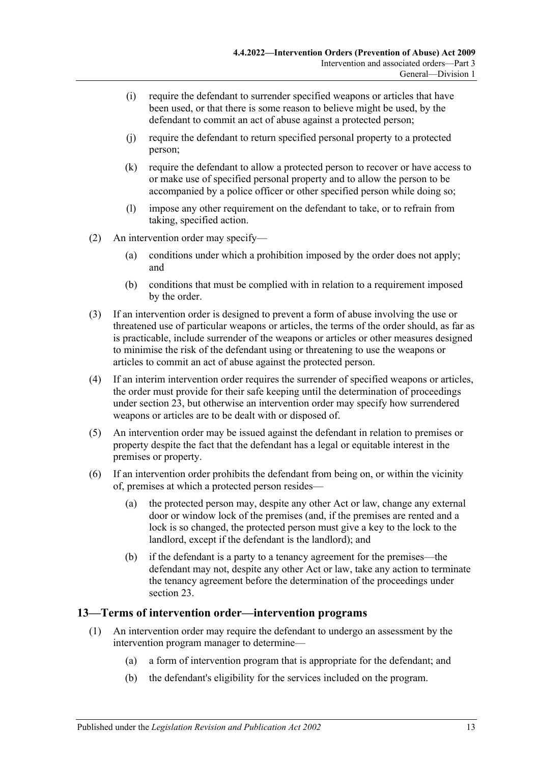(i) require the defendant to surrender specified weapons or articles that have been used, or that there is some reason to believe might be used, by the defendant to commit an act of abuse against a protected person;

(j) require the defendant to return specified personal property to a protected person;

(k) require the defendant to allow a protected person to recover or have access to or make use of specified personal property and to allow the person to be accompanied by a police officer or other specified person while doing so;

(l) impose any other requirement on the defendant to take, or to refrain from taking, specified action.

(2) An intervention order may specify—

(a) conditions under which a prohibition imposed by the order does not apply; and

(b) conditions that must be complied with in relation to a requirement imposed by the order.

(3) If an intervention order is designed to prevent a form of abuse involving the use or threatened use of particular weapons or articles, the terms of the order should, as far as is practicable, include surrender of the weapons or articles or other measures designed to minimise the risk of the defendant using or threatening to use the weapons or articles to commit an act of abuse against the protected person.

(4) If an interim intervention order requires the surrender of specified weapons or articles, the order must provide for their safe keeping until the determination of proceedings under section 23, but otherwise an intervention order may specify how surrendered weapons or articles are to be dealt with or disposed of.

(5) An intervention order may be issued against the defendant in relation to premises or property despite the fact that the defendant has a legal or equitable interest in the premises or property.

(6) If an intervention order prohibits the defendant from being on, or within the vicinity of, premises at which a protected person resides—

(a) the protected person may, despite any other Act or law, change any external door or window lock of the premises (and, if the premises are rented and a lock is so changed, the protected person must give a key to the lock to the landlord, except if the defendant is the landlord); and

(b) if the defendant is a party to a tenancy agreement for the premises—the defendant may not, despite any other Act or law, take any action to terminate the tenancy agreement before the determination of the proceedings under section 23.

## 13—Terms of intervention order—intervention programs

(1) An intervention order may require the defendant to undergo an assessment by the intervention program manager to determine—

(a) a form of intervention program that is appropriate for the defendant; and

(b) the defendant's eligibility for the services included on the program.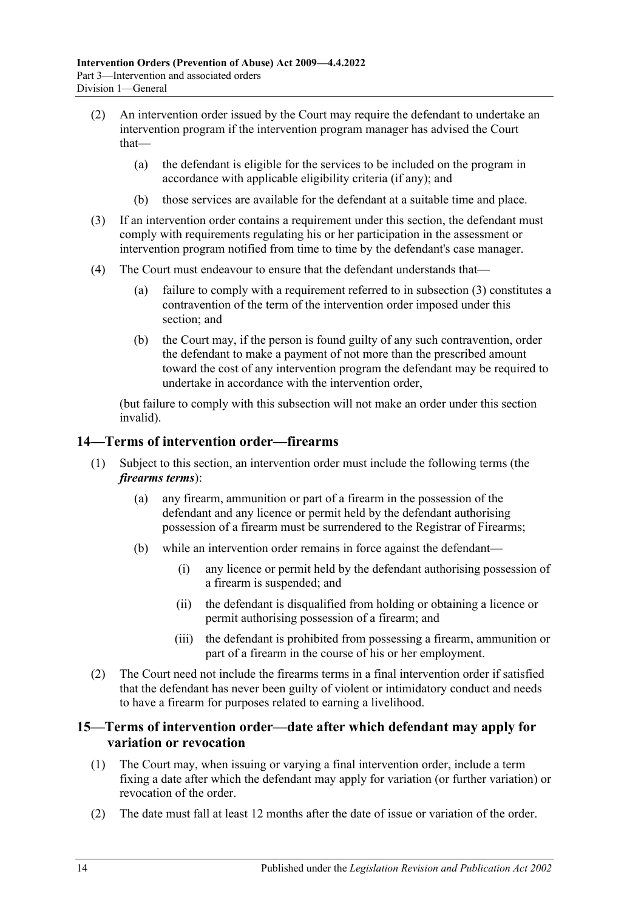(2) An intervention order issued by the Court may require the defendant to undertake an intervention program if the intervention program manager has advised the Court that—

(a) the defendant is eligible for the services to be included on the program in accordance with applicable eligibility criteria (if any); and

(b) those services are available for the defendant at a suitable time and place.

(3) If an intervention order contains a requirement under this section, the defendant must comply with requirements regulating his or her participation in the assessment or intervention program notified from time to time by the defendant's case manager.

(4) The Court must endeavour to ensure that the defendant understands that—

(a) failure to comply with a requirement referred to in subsection (3) constitutes a contravention of the term of the intervention order imposed under this section; and

(b) the Court may, if the person is found guilty of any such contravention, order the defendant to make a payment of not more than the prescribed amount toward the cost of any intervention program the defendant may be required to undertake in accordance with the intervention order,

(but failure to comply with this subsection will not make an order under this section invalid).

## 14—Terms of intervention order—firearms

(1) Subject to this section, an intervention order must include the following terms (the ***firearms terms***):

(a) any firearm, ammunition or part of a firearm in the possession of the defendant and any licence or permit held by the defendant authorising possession of a firearm must be surrendered to the Registrar of Firearms;

(b) while an intervention order remains in force against the defendant—

(i) any licence or permit held by the defendant authorising possession of a firearm is suspended; and

(ii) the defendant is disqualified from holding or obtaining a licence or permit authorising possession of a firearm; and

(iii) the defendant is prohibited from possessing a firearm, ammunition or part of a firearm in the course of his or her employment.

(2) The Court need not include the firearms terms in a final intervention order if satisfied that the defendant has never been guilty of violent or intimidatory conduct and needs to have a firearm for purposes related to earning a livelihood.

## 15—Terms of intervention order—date after which defendant may apply for variation or revocation

(1) The Court may, when issuing or varying a final intervention order, include a term fixing a date after which the defendant may apply for variation (or further variation) or revocation of the order.

(2) The date must fall at least 12 months after the date of issue or variation of the order.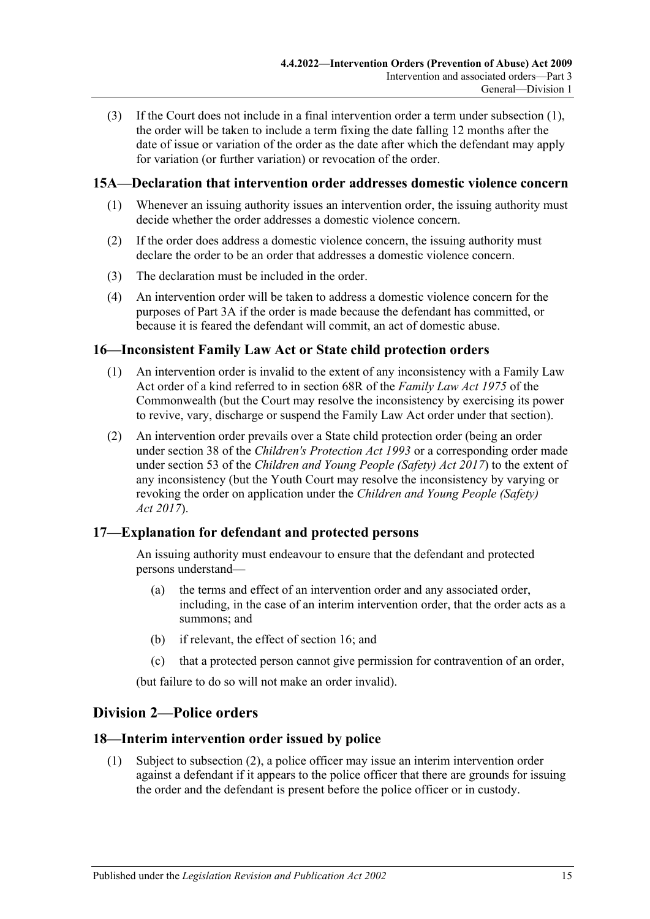(3) If the Court does not include in a final intervention order a term under subsection (1), the order will be taken to include a term fixing the date falling 12 months after the date of issue or variation of the order as the date after which the defendant may apply for variation (or further variation) or revocation of the order.

### 15A—Declaration that intervention order addresses domestic violence concern

(1) Whenever an issuing authority issues an intervention order, the issuing authority must decide whether the order addresses a domestic violence concern.

(2) If the order does address a domestic violence concern, the issuing authority must declare the order to be an order that addresses a domestic violence concern.

(3) The declaration must be included in the order.

(4) An intervention order will be taken to address a domestic violence concern for the purposes of Part 3A if the order is made because the defendant has committed, or because it is feared the defendant will commit, an act of domestic abuse.

### 16—Inconsistent Family Law Act or State child protection orders

(1) An intervention order is invalid to the extent of any inconsistency with a Family Law Act order of a kind referred to in section 68R of the *Family Law Act 1975* of the Commonwealth (but the Court may resolve the inconsistency by exercising its power to revive, vary, discharge or suspend the Family Law Act order under that section).

(2) An intervention order prevails over a State child protection order (being an order under section 38 of the *Children's Protection Act 1993* or a corresponding order made under section 53 of the *Children and Young People (Safety) Act 2017*) to the extent of any inconsistency (but the Youth Court may resolve the inconsistency by varying or revoking the order on application under the *Children and Young People (Safety) Act 2017*).

### 17—Explanation for defendant and protected persons

An issuing authority must endeavour to ensure that the defendant and protected persons understand—

(a) the terms and effect of an intervention order and any associated order, including, in the case of an interim intervention order, that the order acts as a summons; and

(b) if relevant, the effect of section 16; and

(c) that a protected person cannot give permission for contravention of an order,

(but failure to do so will not make an order invalid).

## Division 2—Police orders

### 18—Interim intervention order issued by police

(1) Subject to subsection (2), a police officer may issue an interim intervention order against a defendant if it appears to the police officer that there are grounds for issuing the order and the defendant is present before the police officer or in custody.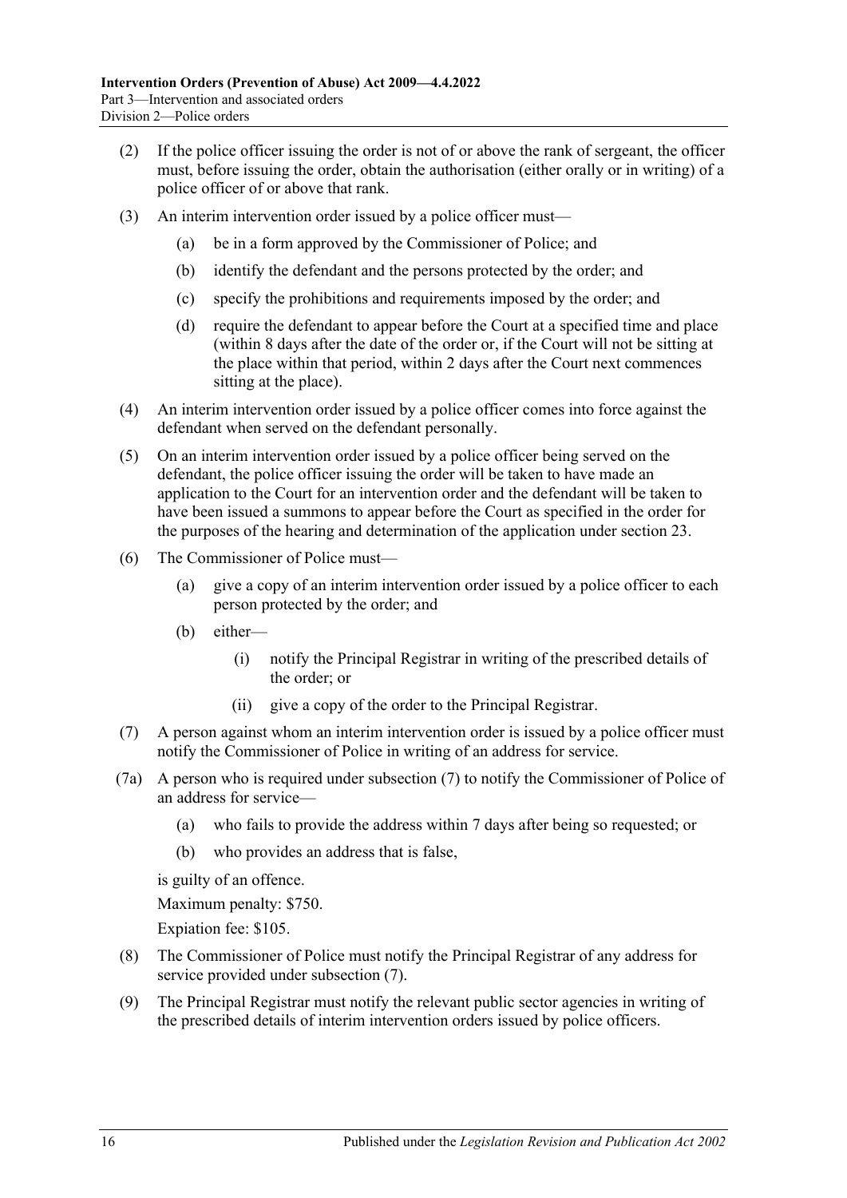(2) If the police officer issuing the order is not of or above the rank of sergeant, the officer must, before issuing the order, obtain the authorisation (either orally or in writing) of a police officer of or above that rank.

(3) An interim intervention order issued by a police officer must—

(a) be in a form approved by the Commissioner of Police; and

(b) identify the defendant and the persons protected by the order; and

(c) specify the prohibitions and requirements imposed by the order; and

(d) require the defendant to appear before the Court at a specified time and place (within 8 days after the date of the order or, if the Court will not be sitting at the place within that period, within 2 days after the Court next commences sitting at the place).

(4) An interim intervention order issued by a police officer comes into force against the defendant when served on the defendant personally.

(5) On an interim intervention order issued by a police officer being served on the defendant, the police officer issuing the order will be taken to have made an application to the Court for an intervention order and the defendant will be taken to have been issued a summons to appear before the Court as specified in the order for the purposes of the hearing and determination of the application under section 23.

(6) The Commissioner of Police must—

(a) give a copy of an interim intervention order issued by a police officer to each person protected by the order; and

(b) either—

(i) notify the Principal Registrar in writing of the prescribed details of the order; or

(ii) give a copy of the order to the Principal Registrar.

(7) A person against whom an interim intervention order is issued by a police officer must notify the Commissioner of Police in writing of an address for service.

(7a) A person who is required under subsection (7) to notify the Commissioner of Police of an address for service—

(a) who fails to provide the address within 7 days after being so requested; or

(b) who provides an address that is false,

is guilty of an offence.

Maximum penalty: $750.

Expiation fee: $105.

(8) The Commissioner of Police must notify the Principal Registrar of any address for service provided under subsection (7).

(9) The Principal Registrar must notify the relevant public sector agencies in writing of the prescribed details of interim intervention orders issued by police officers.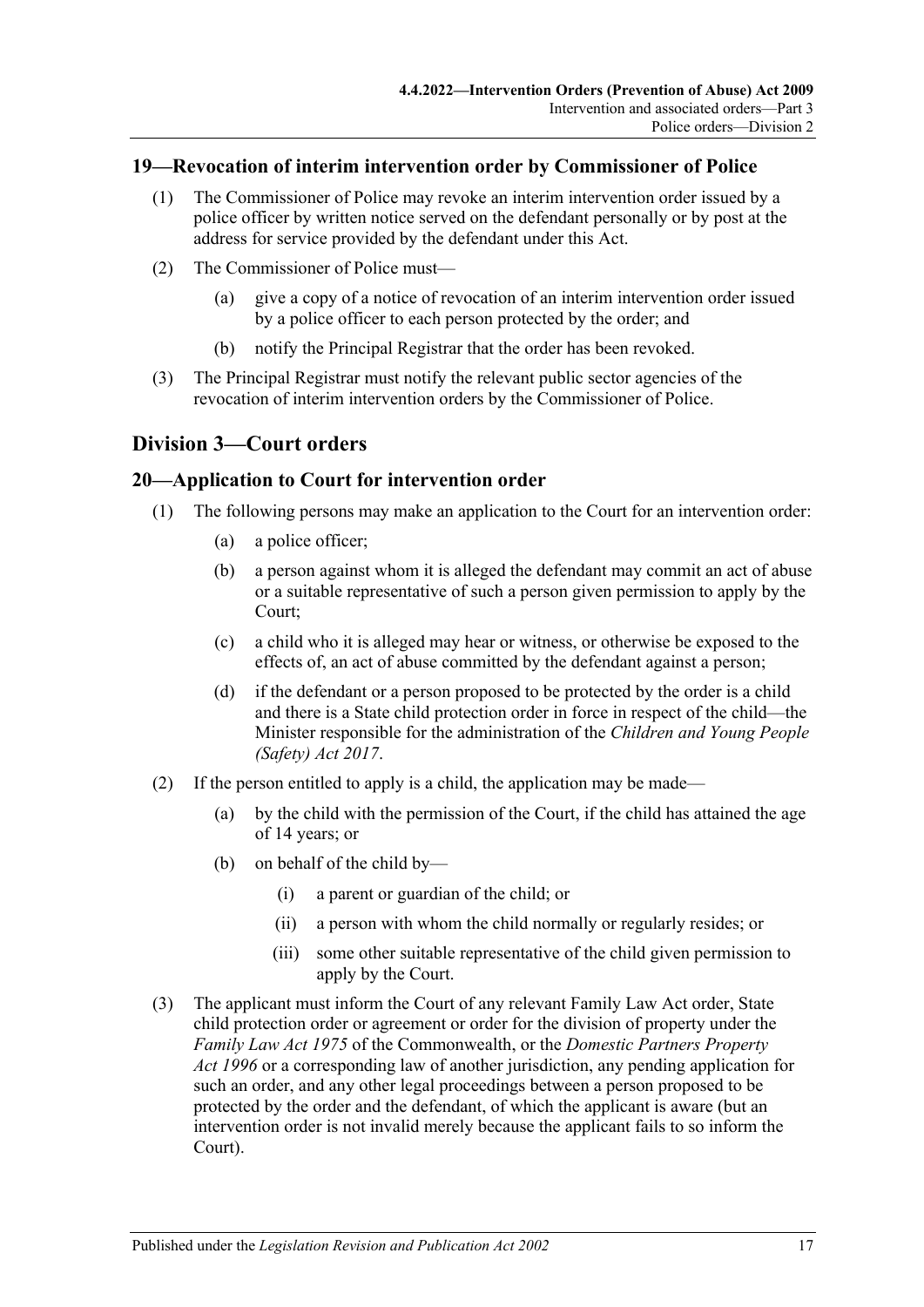## 19—Revocation of interim intervention order by Commissioner of Police

(1) The Commissioner of Police may revoke an interim intervention order issued by a police officer by written notice served on the defendant personally or by post at the address for service provided by the defendant under this Act.

(2) The Commissioner of Police must—

(a) give a copy of a notice of revocation of an interim intervention order issued by a police officer to each person protected by the order; and

(b) notify the Principal Registrar that the order has been revoked.

(3) The Principal Registrar must notify the relevant public sector agencies of the revocation of interim intervention orders by the Commissioner of Police.

# Division 3—Court orders

## 20—Application to Court for intervention order

(1) The following persons may make an application to the Court for an intervention order:

(a) a police officer;

(b) a person against whom it is alleged the defendant may commit an act of abuse or a suitable representative of such a person given permission to apply by the Court;

(c) a child who it is alleged may hear or witness, or otherwise be exposed to the effects of, an act of abuse committed by the defendant against a person;

(d) if the defendant or a person proposed to be protected by the order is a child and there is a State child protection order in force in respect of the child—the Minister responsible for the administration of the *Children and Young People (Safety) Act 2017*.

(2) If the person entitled to apply is a child, the application may be made—

(a) by the child with the permission of the Court, if the child has attained the age of 14 years; or

(b) on behalf of the child by—

(i) a parent or guardian of the child; or

(ii) a person with whom the child normally or regularly resides; or

(iii) some other suitable representative of the child given permission to apply by the Court.

(3) The applicant must inform the Court of any relevant Family Law Act order, State child protection order or agreement or order for the division of property under the *Family Law Act 1975* of the Commonwealth, or the *Domestic Partners Property Act 1996* or a corresponding law of another jurisdiction, any pending application for such an order, and any other legal proceedings between a person proposed to be protected by the order and the defendant, of which the applicant is aware (but an intervention order is not invalid merely because the applicant fails to so inform the Court).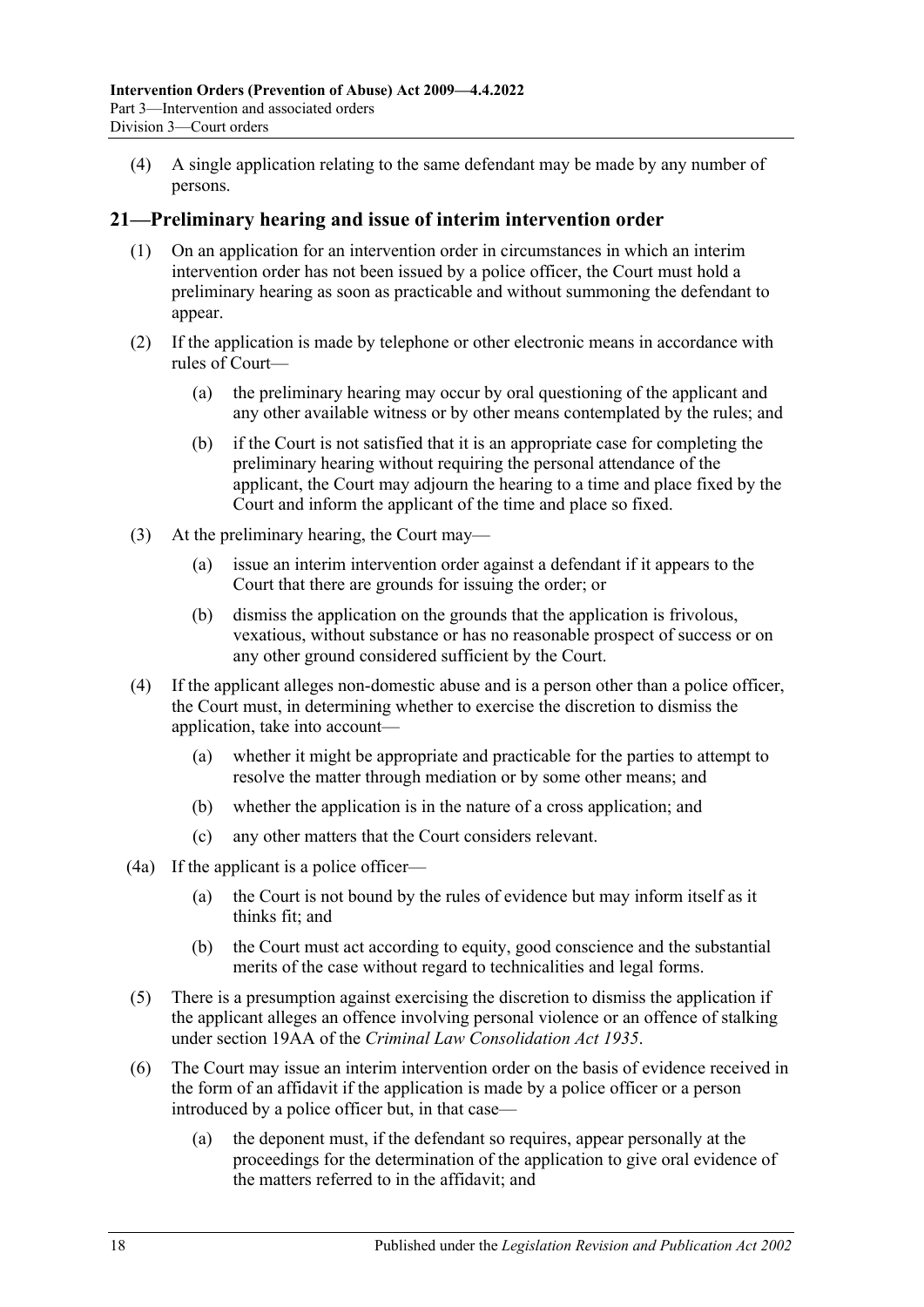(4) A single application relating to the same defendant may be made by any number of persons.

## 21—Preliminary hearing and issue of interim intervention order

(1) On an application for an intervention order in circumstances in which an interim intervention order has not been issued by a police officer, the Court must hold a preliminary hearing as soon as practicable and without summoning the defendant to appear.

(2) If the application is made by telephone or other electronic means in accordance with rules of Court—

(a) the preliminary hearing may occur by oral questioning of the applicant and any other available witness or by other means contemplated by the rules; and

(b) if the Court is not satisfied that it is an appropriate case for completing the preliminary hearing without requiring the personal attendance of the applicant, the Court may adjourn the hearing to a time and place fixed by the Court and inform the applicant of the time and place so fixed.

(3) At the preliminary hearing, the Court may—

(a) issue an interim intervention order against a defendant if it appears to the Court that there are grounds for issuing the order; or

(b) dismiss the application on the grounds that the application is frivolous, vexatious, without substance or has no reasonable prospect of success or on any other ground considered sufficient by the Court.

(4) If the applicant alleges non-domestic abuse and is a person other than a police officer, the Court must, in determining whether to exercise the discretion to dismiss the application, take into account—

(a) whether it might be appropriate and practicable for the parties to attempt to resolve the matter through mediation or by some other means; and

(b) whether the application is in the nature of a cross application; and

(c) any other matters that the Court considers relevant.

(4a) If the applicant is a police officer—

(a) the Court is not bound by the rules of evidence but may inform itself as it thinks fit; and

(b) the Court must act according to equity, good conscience and the substantial merits of the case without regard to technicalities and legal forms.

(5) There is a presumption against exercising the discretion to dismiss the application if the applicant alleges an offence involving personal violence or an offence of stalking under section 19AA of the *Criminal Law Consolidation Act 1935*.

(6) The Court may issue an interim intervention order on the basis of evidence received in the form of an affidavit if the application is made by a police officer or a person introduced by a police officer but, in that case—

(a) the deponent must, if the defendant so requires, appear personally at the proceedings for the determination of the application to give oral evidence of the matters referred to in the affidavit; and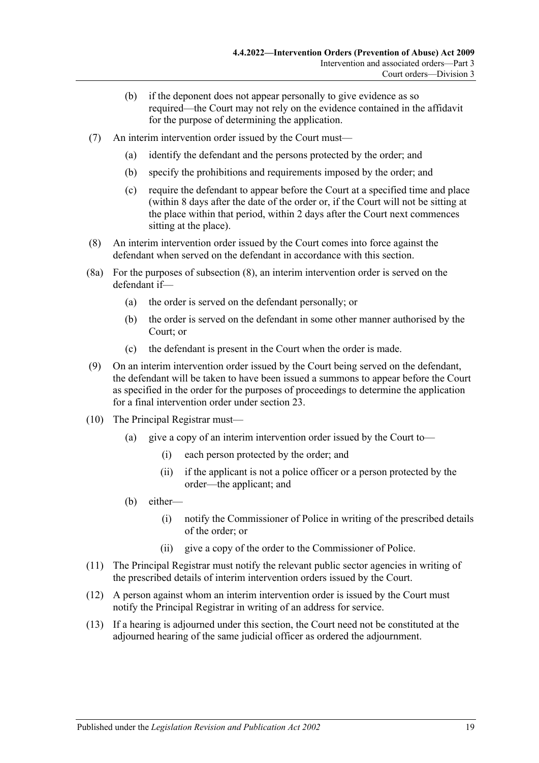(b) if the deponent does not appear personally to give evidence as so required—the Court may not rely on the evidence contained in the affidavit for the purpose of determining the application.

(7) An interim intervention order issued by the Court must—

(a) identify the defendant and the persons protected by the order; and

(b) specify the prohibitions and requirements imposed by the order; and

(c) require the defendant to appear before the Court at a specified time and place (within 8 days after the date of the order or, if the Court will not be sitting at the place within that period, within 2 days after the Court next commences sitting at the place).

(8) An interim intervention order issued by the Court comes into force against the defendant when served on the defendant in accordance with this section.

(8a) For the purposes of subsection (8), an interim intervention order is served on the defendant if—

(a) the order is served on the defendant personally; or

(b) the order is served on the defendant in some other manner authorised by the Court; or

(c) the defendant is present in the Court when the order is made.

(9) On an interim intervention order issued by the Court being served on the defendant, the defendant will be taken to have been issued a summons to appear before the Court as specified in the order for the purposes of proceedings to determine the application for a final intervention order under section 23.

(10) The Principal Registrar must—

(a) give a copy of an interim intervention order issued by the Court to—

(i) each person protected by the order; and

(ii) if the applicant is not a police officer or a person protected by the order—the applicant; and

(b) either—

(i) notify the Commissioner of Police in writing of the prescribed details of the order; or

(ii) give a copy of the order to the Commissioner of Police.

(11) The Principal Registrar must notify the relevant public sector agencies in writing of the prescribed details of interim intervention orders issued by the Court.

(12) A person against whom an interim intervention order is issued by the Court must notify the Principal Registrar in writing of an address for service.

(13) If a hearing is adjourned under this section, the Court need not be constituted at the adjourned hearing of the same judicial officer as ordered the adjournment.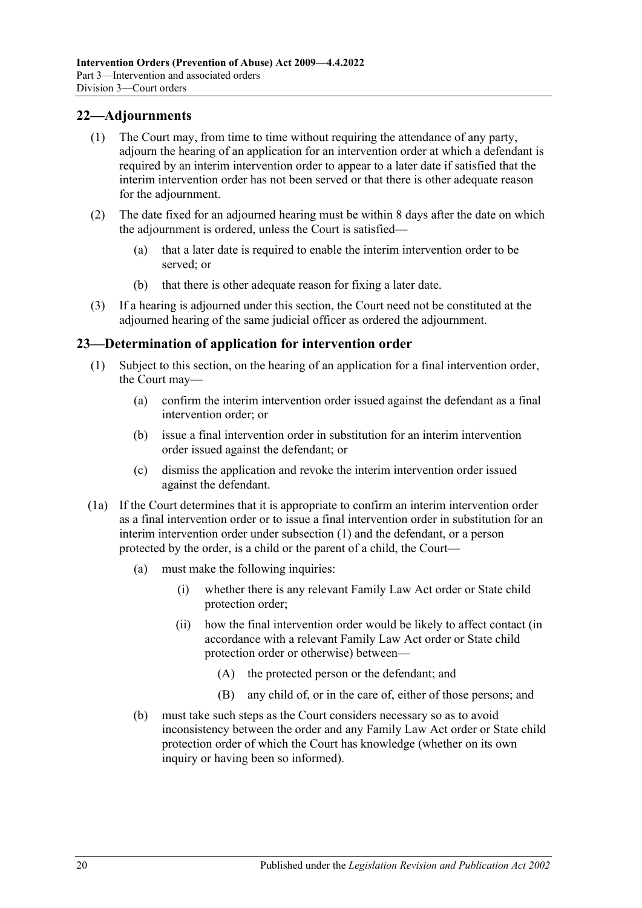## 22—Adjournments

(1) The Court may, from time to time without requiring the attendance of any party, adjourn the hearing of an application for an intervention order at which a defendant is required by an interim intervention order to appear to a later date if satisfied that the interim intervention order has not been served or that there is other adequate reason for the adjournment.

(2) The date fixed for an adjourned hearing must be within 8 days after the date on which the adjournment is ordered, unless the Court is satisfied—

- (a) that a later date is required to enable the interim intervention order to be served; or
- (b) that there is other adequate reason for fixing a later date.

(3) If a hearing is adjourned under this section, the Court need not be constituted at the adjourned hearing of the same judicial officer as ordered the adjournment.

## 23—Determination of application for intervention order

(1) Subject to this section, on the hearing of an application for a final intervention order, the Court may—

- (a) confirm the interim intervention order issued against the defendant as a final intervention order; or
- (b) issue a final intervention order in substitution for an interim intervention order issued against the defendant; or
- (c) dismiss the application and revoke the interim intervention order issued against the defendant.

(1a) If the Court determines that it is appropriate to confirm an interim intervention order as a final intervention order or to issue a final intervention order in substitution for an interim intervention order under subsection (1) and the defendant, or a person protected by the order, is a child or the parent of a child, the Court—

- (a) must make the following inquiries:
  - (i) whether there is any relevant Family Law Act order or State child protection order;
  - (ii) how the final intervention order would be likely to affect contact (in accordance with a relevant Family Law Act order or State child protection order or otherwise) between—
    - (A) the protected person or the defendant; and
    - (B) any child of, or in the care of, either of those persons; and
- (b) must take such steps as the Court considers necessary so as to avoid inconsistency between the order and any Family Law Act order or State child protection order of which the Court has knowledge (whether on its own inquiry or having been so informed).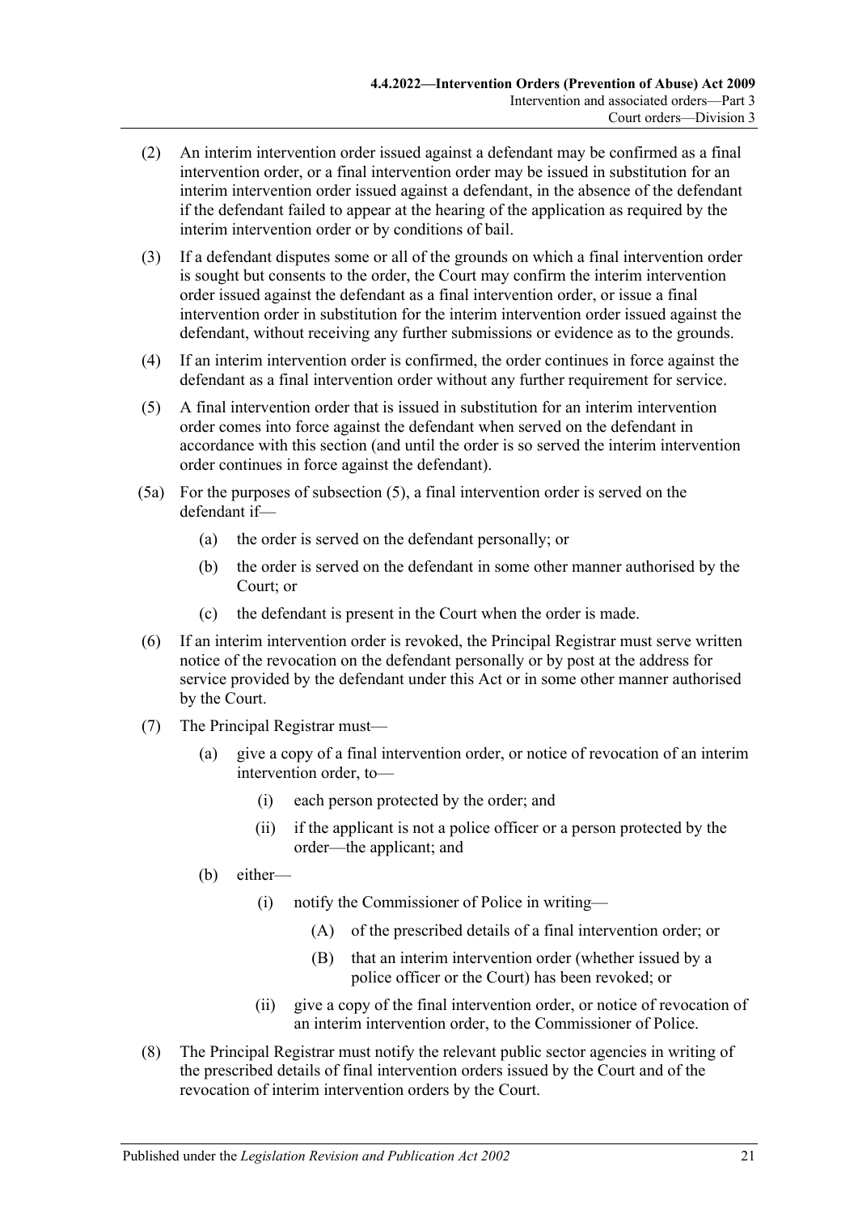(2) An interim intervention order issued against a defendant may be confirmed as a final intervention order, or a final intervention order may be issued in substitution for an interim intervention order issued against a defendant, in the absence of the defendant if the defendant failed to appear at the hearing of the application as required by the interim intervention order or by conditions of bail.

(3) If a defendant disputes some or all of the grounds on which a final intervention order is sought but consents to the order, the Court may confirm the interim intervention order issued against the defendant as a final intervention order, or issue a final intervention order in substitution for the interim intervention order issued against the defendant, without receiving any further submissions or evidence as to the grounds.

(4) If an interim intervention order is confirmed, the order continues in force against the defendant as a final intervention order without any further requirement for service.

(5) A final intervention order that is issued in substitution for an interim intervention order comes into force against the defendant when served on the defendant in accordance with this section (and until the order is so served the interim intervention order continues in force against the defendant).

(5a) For the purposes of subsection (5), a final intervention order is served on the defendant if—

- (a) the order is served on the defendant personally; or
- (b) the order is served on the defendant in some other manner authorised by the Court; or
- (c) the defendant is present in the Court when the order is made.

(6) If an interim intervention order is revoked, the Principal Registrar must serve written notice of the revocation on the defendant personally or by post at the address for service provided by the defendant under this Act or in some other manner authorised by the Court.

(7) The Principal Registrar must—

- (a) give a copy of a final intervention order, or notice of revocation of an interim intervention order, to—
  - (i) each person protected by the order; and
  - (ii) if the applicant is not a police officer or a person protected by the order—the applicant; and
- (b) either—
  - (i) notify the Commissioner of Police in writing—
    - (A) of the prescribed details of a final intervention order; or
    - (B) that an interim intervention order (whether issued by a police officer or the Court) has been revoked; or
  - (ii) give a copy of the final intervention order, or notice of revocation of an interim intervention order, to the Commissioner of Police.

(8) The Principal Registrar must notify the relevant public sector agencies in writing of the prescribed details of final intervention orders issued by the Court and of the revocation of interim intervention orders by the Court.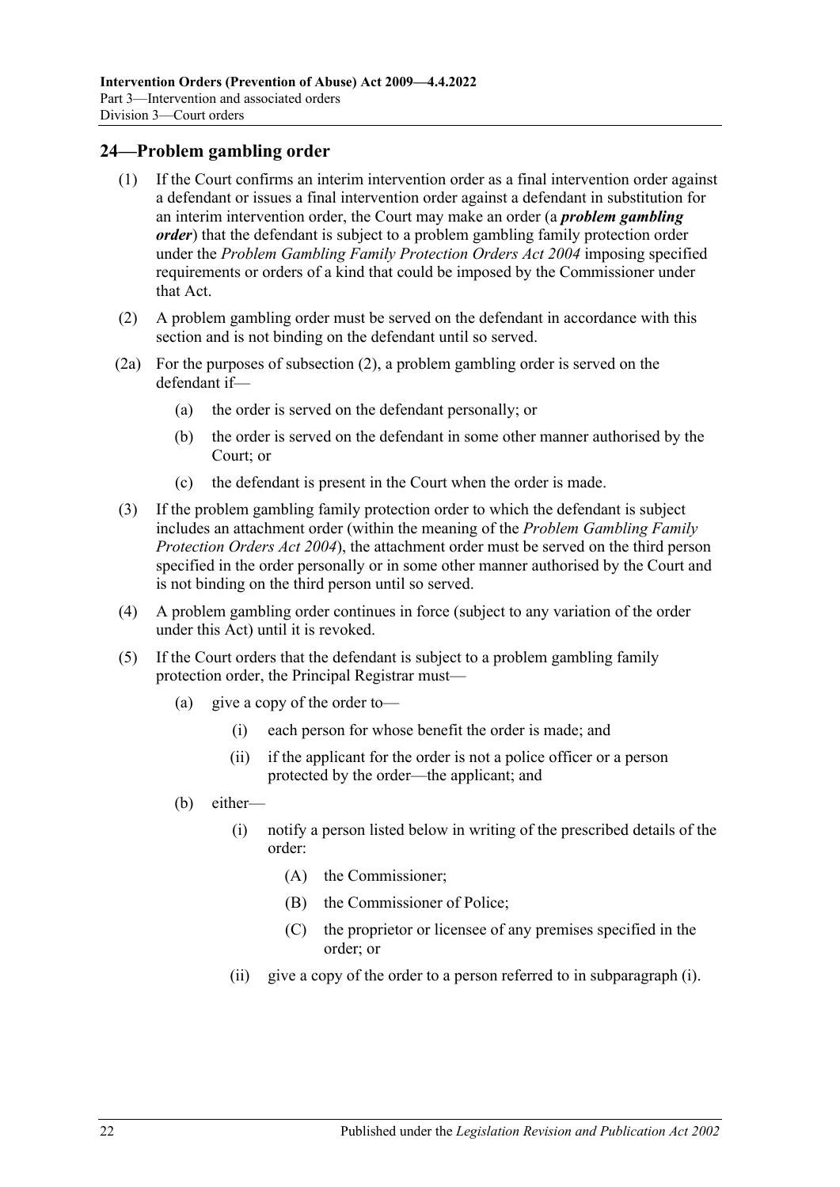## 24—Problem gambling order

(1) If the Court confirms an interim intervention order as a final intervention order against a defendant or issues a final intervention order against a defendant in substitution for an interim intervention order, the Court may make an order (a ***problem gambling order***) that the defendant is subject to a problem gambling family protection order under the *Problem Gambling Family Protection Orders Act 2004* imposing specified requirements or orders of a kind that could be imposed by the Commissioner under that Act.

(2) A problem gambling order must be served on the defendant in accordance with this section and is not binding on the defendant until so served.

(2a) For the purposes of subsection (2), a problem gambling order is served on the defendant if—

- (a) the order is served on the defendant personally; or
- (b) the order is served on the defendant in some other manner authorised by the Court; or
- (c) the defendant is present in the Court when the order is made.

(3) If the problem gambling family protection order to which the defendant is subject includes an attachment order (within the meaning of the *Problem Gambling Family Protection Orders Act 2004*), the attachment order must be served on the third person specified in the order personally or in some other manner authorised by the Court and is not binding on the third person until so served.

(4) A problem gambling order continues in force (subject to any variation of the order under this Act) until it is revoked.

(5) If the Court orders that the defendant is subject to a problem gambling family protection order, the Principal Registrar must—

- (a) give a copy of the order to—
  - (i) each person for whose benefit the order is made; and
  - (ii) if the applicant for the order is not a police officer or a person protected by the order—the applicant; and
- (b) either—
  - (i) notify a person listed below in writing of the prescribed details of the order:
    - (A) the Commissioner;
    - (B) the Commissioner of Police;
    - (C) the proprietor or licensee of any premises specified in the order; or
  - (ii) give a copy of the order to a person referred to in subparagraph (i).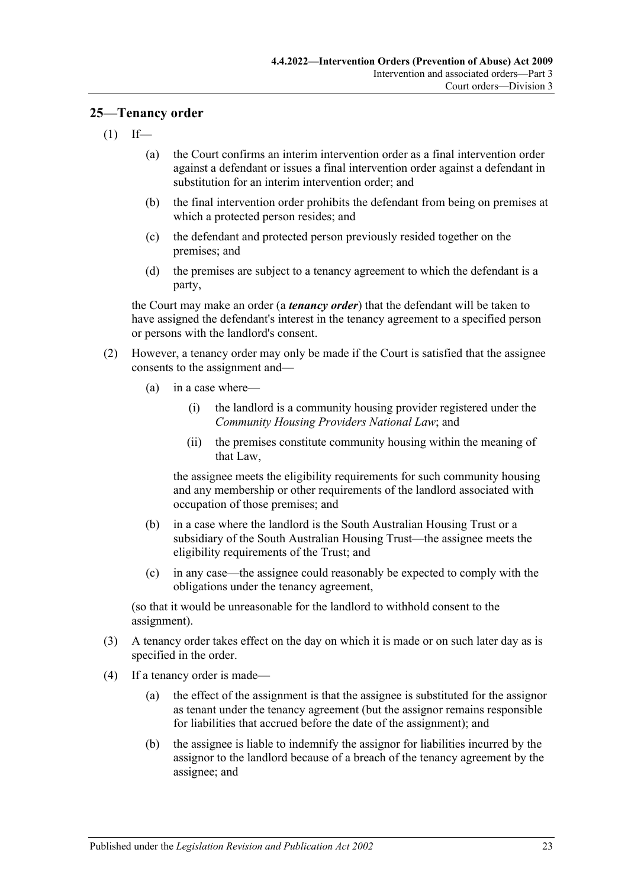## 25—Tenancy order

(1) If—

  (a) the Court confirms an interim intervention order as a final intervention order against a defendant or issues a final intervention order against a defendant in substitution for an interim intervention order; and

  (b) the final intervention order prohibits the defendant from being on premises at which a protected person resides; and

  (c) the defendant and protected person previously resided together on the premises; and

  (d) the premises are subject to a tenancy agreement to which the defendant is a party,

the Court may make an order (a ***tenancy order***) that the defendant will be taken to have assigned the defendant's interest in the tenancy agreement to a specified person or persons with the landlord's consent.

(2) However, a tenancy order may only be made if the Court is satisfied that the assignee consents to the assignment and—

  (a) in a case where—

    (i) the landlord is a community housing provider registered under the *Community Housing Providers National Law*; and

    (ii) the premises constitute community housing within the meaning of that Law,

  the assignee meets the eligibility requirements for such community housing and any membership or other requirements of the landlord associated with occupation of those premises; and

  (b) in a case where the landlord is the South Australian Housing Trust or a subsidiary of the South Australian Housing Trust—the assignee meets the eligibility requirements of the Trust; and

  (c) in any case—the assignee could reasonably be expected to comply with the obligations under the tenancy agreement,

(so that it would be unreasonable for the landlord to withhold consent to the assignment).

(3) A tenancy order takes effect on the day on which it is made or on such later day as is specified in the order.

(4) If a tenancy order is made—

  (a) the effect of the assignment is that the assignee is substituted for the assignor as tenant under the tenancy agreement (but the assignor remains responsible for liabilities that accrued before the date of the assignment); and

  (b) the assignee is liable to indemnify the assignor for liabilities incurred by the assignor to the landlord because of a breach of the tenancy agreement by the assignee; and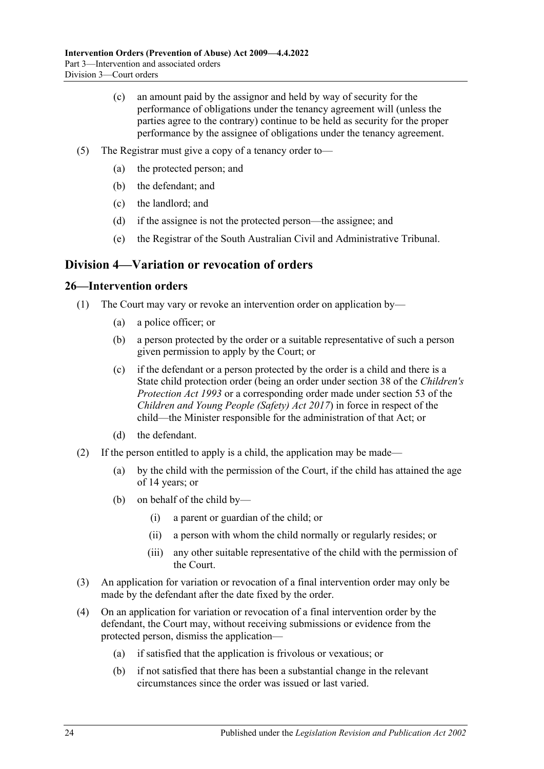(c) an amount paid by the assignor and held by way of security for the performance of obligations under the tenancy agreement will (unless the parties agree to the contrary) continue to be held as security for the proper performance by the assignee of obligations under the tenancy agreement.

(5) The Registrar must give a copy of a tenancy order to—

(a) the protected person; and

(b) the defendant; and

(c) the landlord; and

(d) if the assignee is not the protected person—the assignee; and

(e) the Registrar of the South Australian Civil and Administrative Tribunal.

## Division 4—Variation or revocation of orders

### 26—Intervention orders

(1) The Court may vary or revoke an intervention order on application by—

(a) a police officer; or

(b) a person protected by the order or a suitable representative of such a person given permission to apply by the Court; or

(c) if the defendant or a person protected by the order is a child and there is a State child protection order (being an order under section 38 of the *Children's Protection Act 1993* or a corresponding order made under section 53 of the *Children and Young People (Safety) Act 2017*) in force in respect of the child—the Minister responsible for the administration of that Act; or

(d) the defendant.

(2) If the person entitled to apply is a child, the application may be made—

(a) by the child with the permission of the Court, if the child has attained the age of 14 years; or

(b) on behalf of the child by—

(i) a parent or guardian of the child; or

(ii) a person with whom the child normally or regularly resides; or

(iii) any other suitable representative of the child with the permission of the Court.

(3) An application for variation or revocation of a final intervention order may only be made by the defendant after the date fixed by the order.

(4) On an application for variation or revocation of a final intervention order by the defendant, the Court may, without receiving submissions or evidence from the protected person, dismiss the application—

(a) if satisfied that the application is frivolous or vexatious; or

(b) if not satisfied that there has been a substantial change in the relevant circumstances since the order was issued or last varied.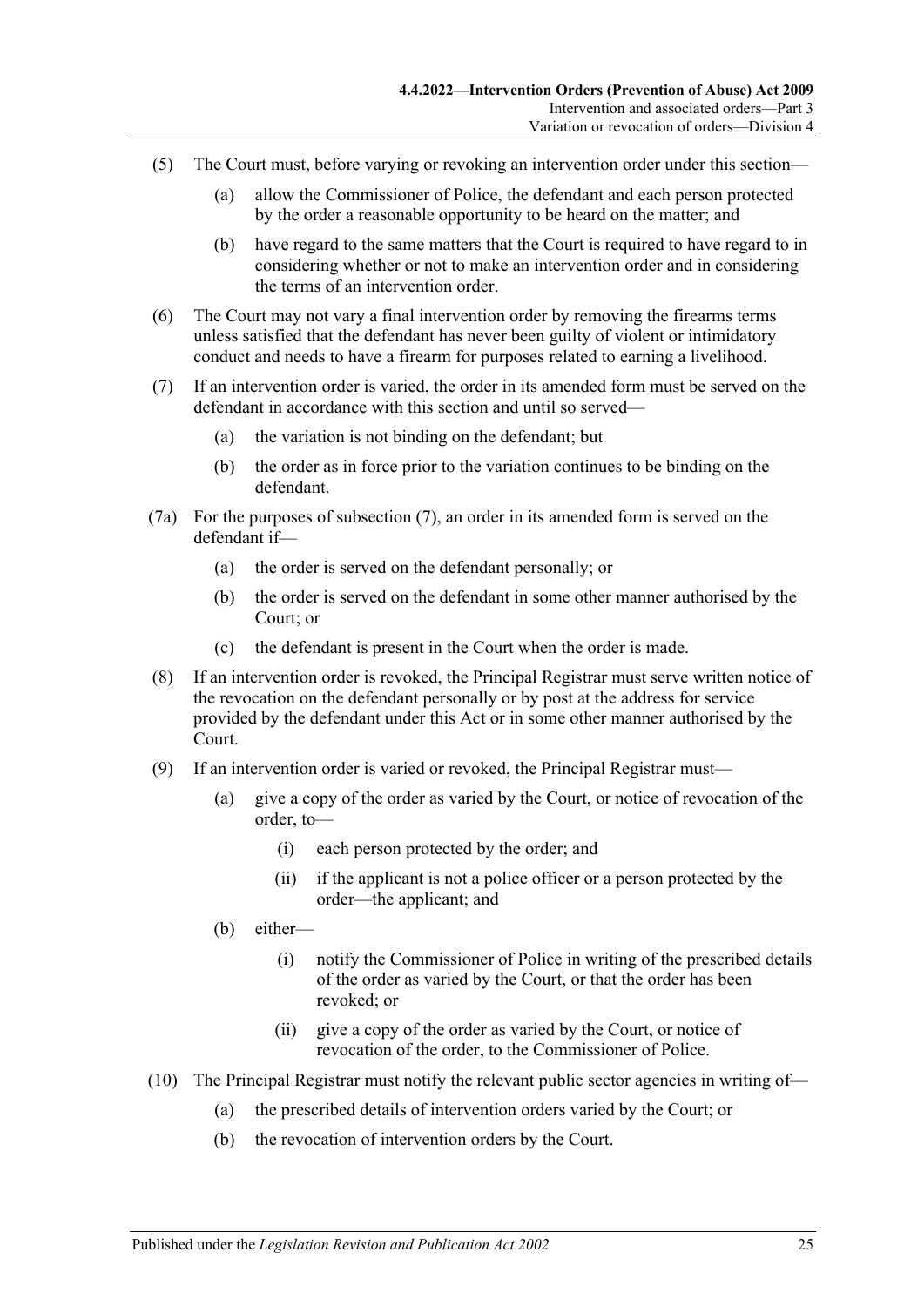(5) The Court must, before varying or revoking an intervention order under this section—

(a) allow the Commissioner of Police, the defendant and each person protected by the order a reasonable opportunity to be heard on the matter; and

(b) have regard to the same matters that the Court is required to have regard to in considering whether or not to make an intervention order and in considering the terms of an intervention order.

(6) The Court may not vary a final intervention order by removing the firearms terms unless satisfied that the defendant has never been guilty of violent or intimidatory conduct and needs to have a firearm for purposes related to earning a livelihood.

(7) If an intervention order is varied, the order in its amended form must be served on the defendant in accordance with this section and until so served—

(a) the variation is not binding on the defendant; but

(b) the order as in force prior to the variation continues to be binding on the defendant.

(7a) For the purposes of subsection (7), an order in its amended form is served on the defendant if—

(a) the order is served on the defendant personally; or

(b) the order is served on the defendant in some other manner authorised by the Court; or

(c) the defendant is present in the Court when the order is made.

(8) If an intervention order is revoked, the Principal Registrar must serve written notice of the revocation on the defendant personally or by post at the address for service provided by the defendant under this Act or in some other manner authorised by the Court.

(9) If an intervention order is varied or revoked, the Principal Registrar must—

(a) give a copy of the order as varied by the Court, or notice of revocation of the order, to—

(i) each person protected by the order; and

(ii) if the applicant is not a police officer or a person protected by the order—the applicant; and

(b) either—

(i) notify the Commissioner of Police in writing of the prescribed details of the order as varied by the Court, or that the order has been revoked; or

(ii) give a copy of the order as varied by the Court, or notice of revocation of the order, to the Commissioner of Police.

(10) The Principal Registrar must notify the relevant public sector agencies in writing of—

(a) the prescribed details of intervention orders varied by the Court; or

(b) the revocation of intervention orders by the Court.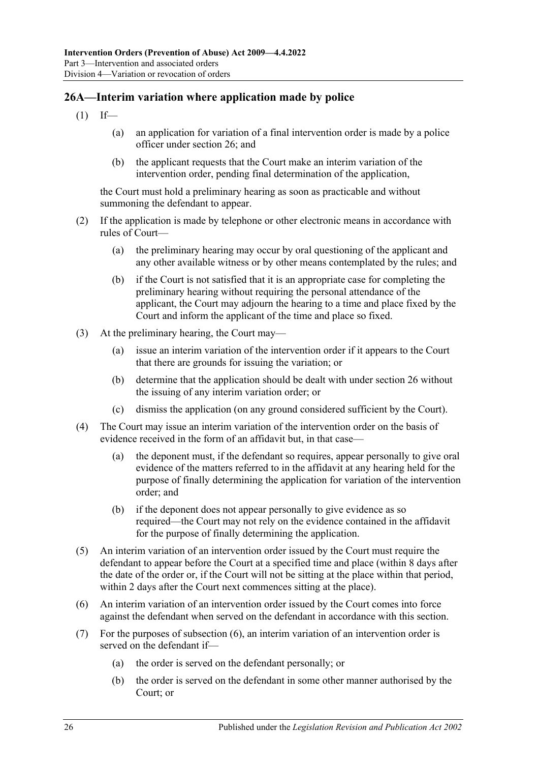## 26A—Interim variation where application made by police

(1) If—

 (a) an application for variation of a final intervention order is made by a police officer under section 26; and

 (b) the applicant requests that the Court make an interim variation of the intervention order, pending final determination of the application,

the Court must hold a preliminary hearing as soon as practicable and without summoning the defendant to appear.

(2) If the application is made by telephone or other electronic means in accordance with rules of Court—

 (a) the preliminary hearing may occur by oral questioning of the applicant and any other available witness or by other means contemplated by the rules; and

 (b) if the Court is not satisfied that it is an appropriate case for completing the preliminary hearing without requiring the personal attendance of the applicant, the Court may adjourn the hearing to a time and place fixed by the Court and inform the applicant of the time and place so fixed.

(3) At the preliminary hearing, the Court may—

 (a) issue an interim variation of the intervention order if it appears to the Court that there are grounds for issuing the variation; or

 (b) determine that the application should be dealt with under section 26 without the issuing of any interim variation order; or

 (c) dismiss the application (on any ground considered sufficient by the Court).

(4) The Court may issue an interim variation of the intervention order on the basis of evidence received in the form of an affidavit but, in that case—

 (a) the deponent must, if the defendant so requires, appear personally to give oral evidence of the matters referred to in the affidavit at any hearing held for the purpose of finally determining the application for variation of the intervention order; and

 (b) if the deponent does not appear personally to give evidence as so required—the Court may not rely on the evidence contained in the affidavit for the purpose of finally determining the application.

(5) An interim variation of an intervention order issued by the Court must require the defendant to appear before the Court at a specified time and place (within 8 days after the date of the order or, if the Court will not be sitting at the place within that period, within 2 days after the Court next commences sitting at the place).

(6) An interim variation of an intervention order issued by the Court comes into force against the defendant when served on the defendant in accordance with this section.

(7) For the purposes of subsection (6), an interim variation of an intervention order is served on the defendant if—

 (a) the order is served on the defendant personally; or

 (b) the order is served on the defendant in some other manner authorised by the Court; or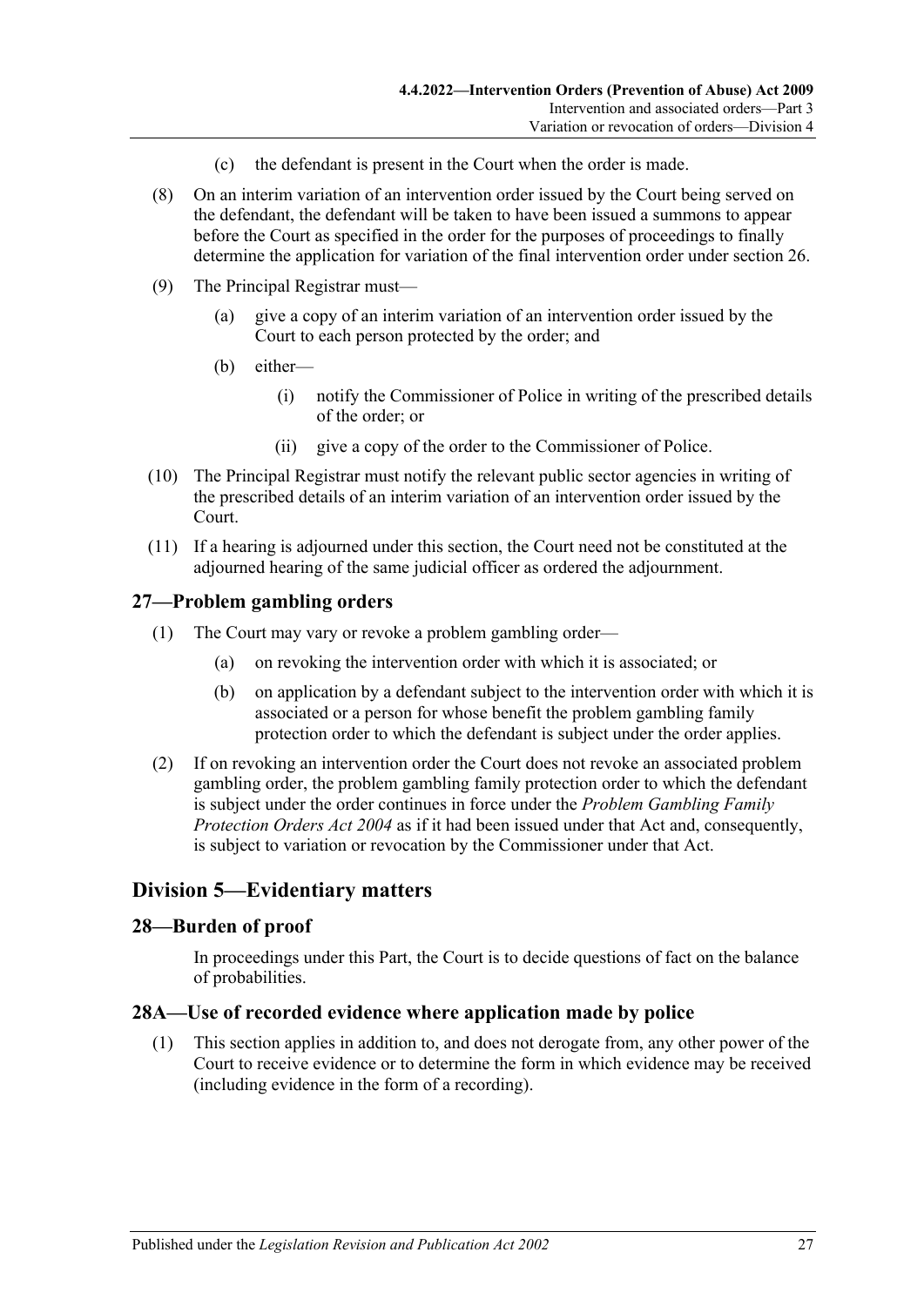(c) the defendant is present in the Court when the order is made.

(8) On an interim variation of an intervention order issued by the Court being served on the defendant, the defendant will be taken to have been issued a summons to appear before the Court as specified in the order for the purposes of proceedings to finally determine the application for variation of the final intervention order under section 26.

(9) The Principal Registrar must—

(a) give a copy of an interim variation of an intervention order issued by the Court to each person protected by the order; and

(b) either—

(i) notify the Commissioner of Police in writing of the prescribed details of the order; or

(ii) give a copy of the order to the Commissioner of Police.

(10) The Principal Registrar must notify the relevant public sector agencies in writing of the prescribed details of an interim variation of an intervention order issued by the Court.

(11) If a hearing is adjourned under this section, the Court need not be constituted at the adjourned hearing of the same judicial officer as ordered the adjournment.

### 27—Problem gambling orders

(1) The Court may vary or revoke a problem gambling order—

(a) on revoking the intervention order with which it is associated; or

(b) on application by a defendant subject to the intervention order with which it is associated or a person for whose benefit the problem gambling family protection order to which the defendant is subject under the order applies.

(2) If on revoking an intervention order the Court does not revoke an associated problem gambling order, the problem gambling family protection order to which the defendant is subject under the order continues in force under the *Problem Gambling Family Protection Orders Act 2004* as if it had been issued under that Act and, consequently, is subject to variation or revocation by the Commissioner under that Act.

## Division 5—Evidentiary matters

### 28—Burden of proof

In proceedings under this Part, the Court is to decide questions of fact on the balance of probabilities.

### 28A—Use of recorded evidence where application made by police

(1) This section applies in addition to, and does not derogate from, any other power of the Court to receive evidence or to determine the form in which evidence may be received (including evidence in the form of a recording).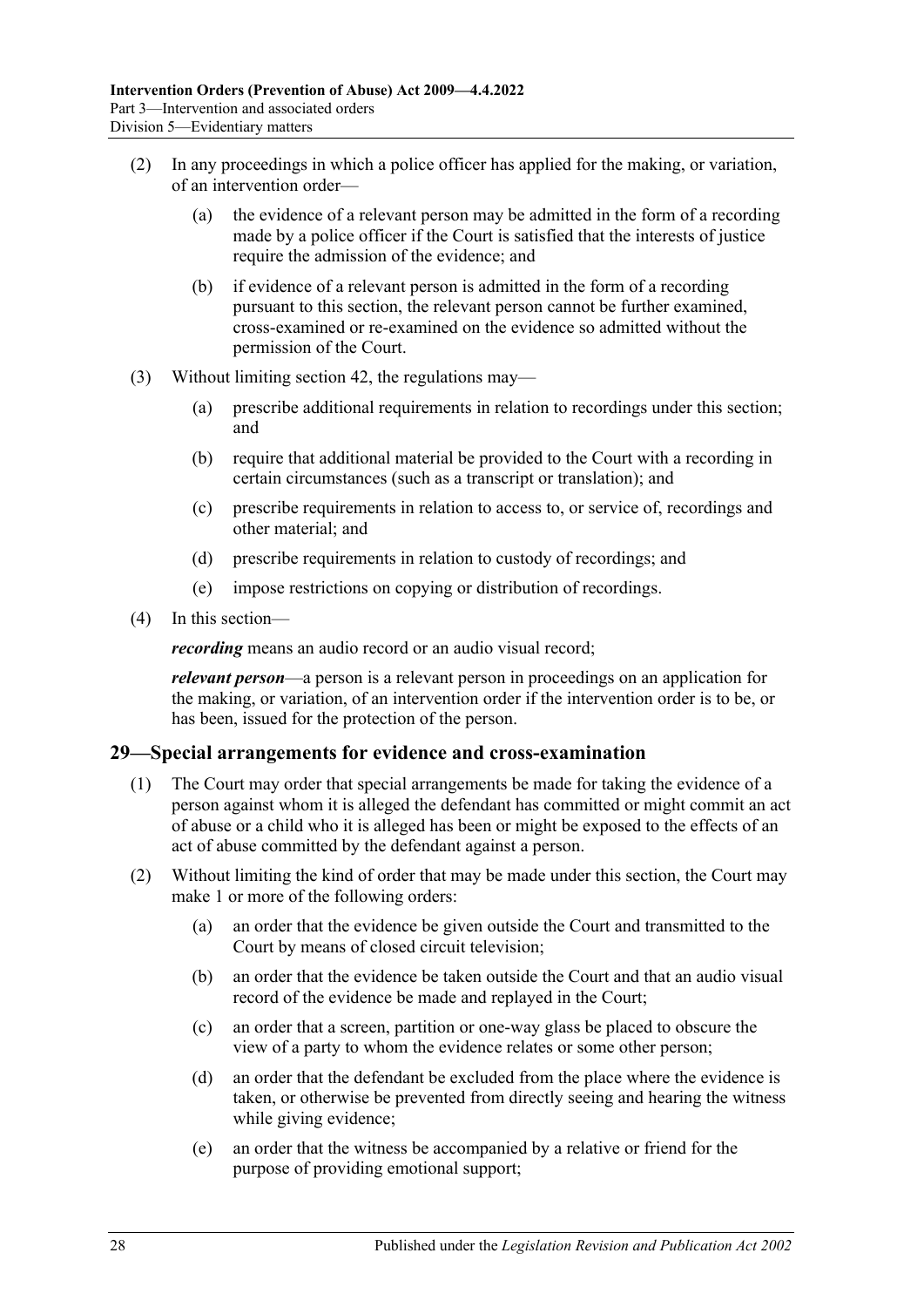(2) In any proceedings in which a police officer has applied for the making, or variation, of an intervention order—

(a) the evidence of a relevant person may be admitted in the form of a recording made by a police officer if the Court is satisfied that the interests of justice require the admission of the evidence; and

(b) if evidence of a relevant person is admitted in the form of a recording pursuant to this section, the relevant person cannot be further examined, cross-examined or re-examined on the evidence so admitted without the permission of the Court.

(3) Without limiting section 42, the regulations may—

(a) prescribe additional requirements in relation to recordings under this section; and

(b) require that additional material be provided to the Court with a recording in certain circumstances (such as a transcript or translation); and

(c) prescribe requirements in relation to access to, or service of, recordings and other material; and

(d) prescribe requirements in relation to custody of recordings; and

(e) impose restrictions on copying or distribution of recordings.

(4) In this section—

***recording*** means an audio record or an audio visual record;

***relevant person***—a person is a relevant person in proceedings on an application for the making, or variation, of an intervention order if the intervention order is to be, or has been, issued for the protection of the person.

## 29—Special arrangements for evidence and cross-examination

(1) The Court may order that special arrangements be made for taking the evidence of a person against whom it is alleged the defendant has committed or might commit an act of abuse or a child who it is alleged has been or might be exposed to the effects of an act of abuse committed by the defendant against a person.

(2) Without limiting the kind of order that may be made under this section, the Court may make 1 or more of the following orders:

(a) an order that the evidence be given outside the Court and transmitted to the Court by means of closed circuit television;

(b) an order that the evidence be taken outside the Court and that an audio visual record of the evidence be made and replayed in the Court;

(c) an order that a screen, partition or one-way glass be placed to obscure the view of a party to whom the evidence relates or some other person;

(d) an order that the defendant be excluded from the place where the evidence is taken, or otherwise be prevented from directly seeing and hearing the witness while giving evidence;

(e) an order that the witness be accompanied by a relative or friend for the purpose of providing emotional support;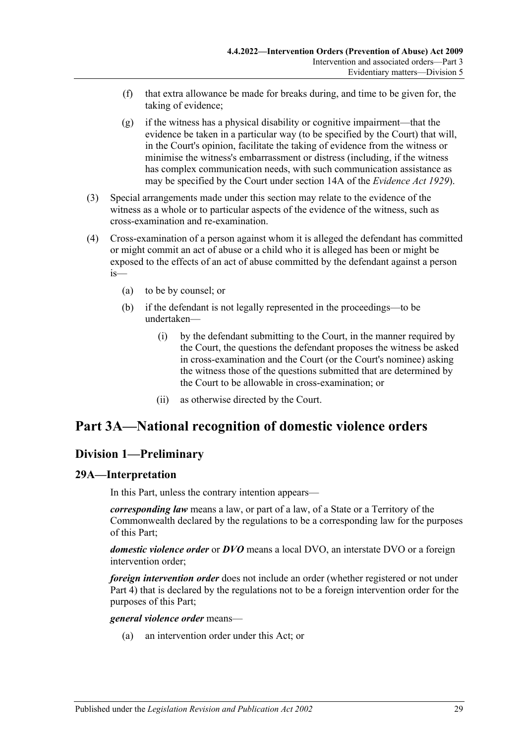(f) that extra allowance be made for breaks during, and time to be given for, the taking of evidence;

(g) if the witness has a physical disability or cognitive impairment—that the evidence be taken in a particular way (to be specified by the Court) that will, in the Court's opinion, facilitate the taking of evidence from the witness or minimise the witness's embarrassment or distress (including, if the witness has complex communication needs, with such communication assistance as may be specified by the Court under section 14A of the *Evidence Act 1929*).

(3) Special arrangements made under this section may relate to the evidence of the witness as a whole or to particular aspects of the evidence of the witness, such as cross-examination and re-examination.

(4) Cross-examination of a person against whom it is alleged the defendant has committed or might commit an act of abuse or a child who it is alleged has been or might be exposed to the effects of an act of abuse committed by the defendant against a person is—

(a) to be by counsel; or

(b) if the defendant is not legally represented in the proceedings—to be undertaken—

(i) by the defendant submitting to the Court, in the manner required by the Court, the questions the defendant proposes the witness be asked in cross-examination and the Court (or the Court's nominee) asking the witness those of the questions submitted that are determined by the Court to be allowable in cross-examination; or

(ii) as otherwise directed by the Court.

# Part 3A—National recognition of domestic violence orders

## Division 1—Preliminary

### 29A—Interpretation

In this Part, unless the contrary intention appears—

***corresponding law*** means a law, or part of a law, of a State or a Territory of the Commonwealth declared by the regulations to be a corresponding law for the purposes of this Part;

***domestic violence order*** or ***DVO*** means a local DVO, an interstate DVO or a foreign intervention order;

***foreign intervention order*** does not include an order (whether registered or not under Part 4) that is declared by the regulations not to be a foreign intervention order for the purposes of this Part;

***general violence order*** means—

(a) an intervention order under this Act; or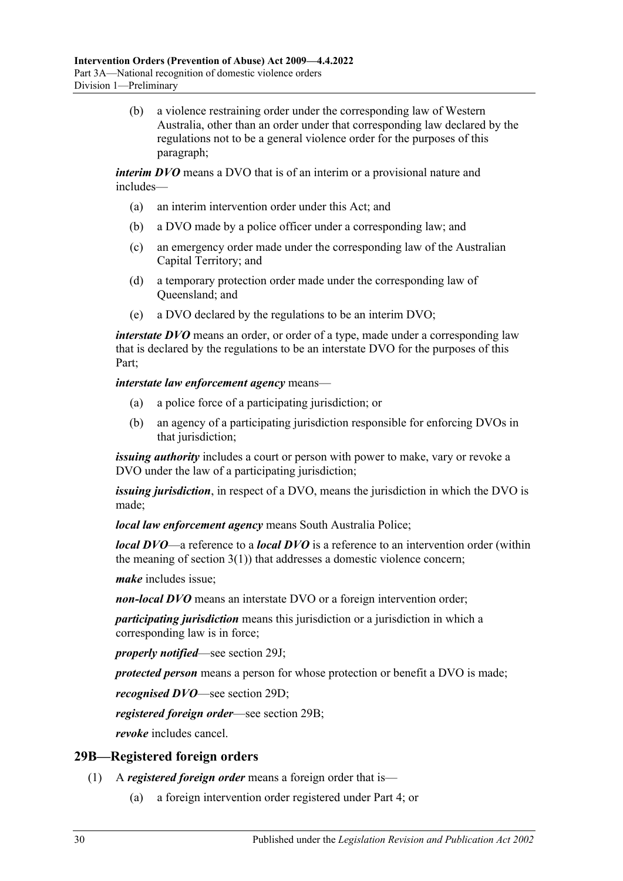(b) a violence restraining order under the corresponding law of Western Australia, other than an order under that corresponding law declared by the regulations not to be a general violence order for the purposes of this paragraph;

***interim DVO*** means a DVO that is of an interim or a provisional nature and includes—

(a) an interim intervention order under this Act; and

(b) a DVO made by a police officer under a corresponding law; and

(c) an emergency order made under the corresponding law of the Australian Capital Territory; and

(d) a temporary protection order made under the corresponding law of Queensland; and

(e) a DVO declared by the regulations to be an interim DVO;

***interstate DVO*** means an order, or order of a type, made under a corresponding law that is declared by the regulations to be an interstate DVO for the purposes of this Part;

***interstate law enforcement agency*** means—

(a) a police force of a participating jurisdiction; or

(b) an agency of a participating jurisdiction responsible for enforcing DVOs in that jurisdiction;

***issuing authority*** includes a court or person with power to make, vary or revoke a DVO under the law of a participating jurisdiction;

***issuing jurisdiction***, in respect of a DVO, means the jurisdiction in which the DVO is made;

***local law enforcement agency*** means South Australia Police;

***local DVO***—a reference to a ***local DVO*** is a reference to an intervention order (within the meaning of section 3(1)) that addresses a domestic violence concern;

***make*** includes issue;

***non-local DVO*** means an interstate DVO or a foreign intervention order;

***participating jurisdiction*** means this jurisdiction or a jurisdiction in which a corresponding law is in force;

***properly notified***—see section 29J;

***protected person*** means a person for whose protection or benefit a DVO is made;

***recognised DVO***—see section 29D;

***registered foreign order***—see section 29B;

***revoke*** includes cancel.

## 29B—Registered foreign orders

(1) A ***registered foreign order*** means a foreign order that is—

(a) a foreign intervention order registered under Part 4; or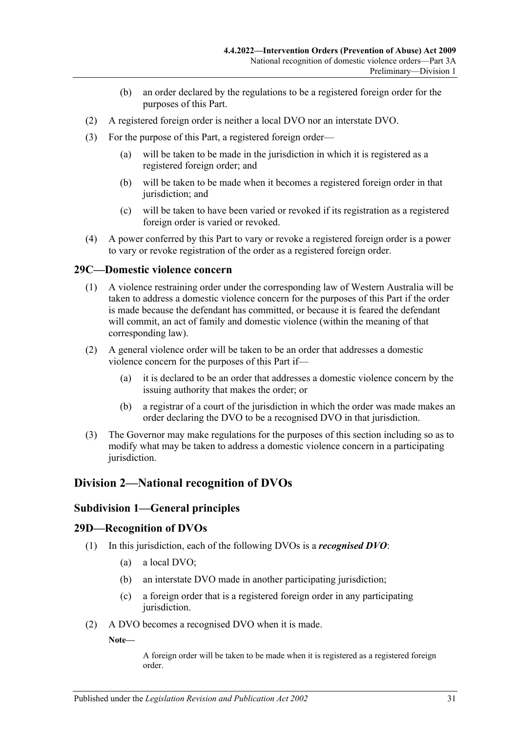(b) an order declared by the regulations to be a registered foreign order for the purposes of this Part.

(2) A registered foreign order is neither a local DVO nor an interstate DVO.

(3) For the purpose of this Part, a registered foreign order—

(a) will be taken to be made in the jurisdiction in which it is registered as a registered foreign order; and

(b) will be taken to be made when it becomes a registered foreign order in that jurisdiction; and

(c) will be taken to have been varied or revoked if its registration as a registered foreign order is varied or revoked.

(4) A power conferred by this Part to vary or revoke a registered foreign order is a power to vary or revoke registration of the order as a registered foreign order.

### 29C—Domestic violence concern

(1) A violence restraining order under the corresponding law of Western Australia will be taken to address a domestic violence concern for the purposes of this Part if the order is made because the defendant has committed, or because it is feared the defendant will commit, an act of family and domestic violence (within the meaning of that corresponding law).

(2) A general violence order will be taken to be an order that addresses a domestic violence concern for the purposes of this Part if—

(a) it is declared to be an order that addresses a domestic violence concern by the issuing authority that makes the order; or

(b) a registrar of a court of the jurisdiction in which the order was made makes an order declaring the DVO to be a recognised DVO in that jurisdiction.

(3) The Governor may make regulations for the purposes of this section including so as to modify what may be taken to address a domestic violence concern in a participating jurisdiction.

## Division 2—National recognition of DVOs

### Subdivision 1—General principles

### 29D—Recognition of DVOs

(1) In this jurisdiction, each of the following DVOs is a ***recognised DVO***:

(a) a local DVO;

(b) an interstate DVO made in another participating jurisdiction;

(c) a foreign order that is a registered foreign order in any participating jurisdiction.

(2) A DVO becomes a recognised DVO when it is made.

**Note—**

A foreign order will be taken to be made when it is registered as a registered foreign order.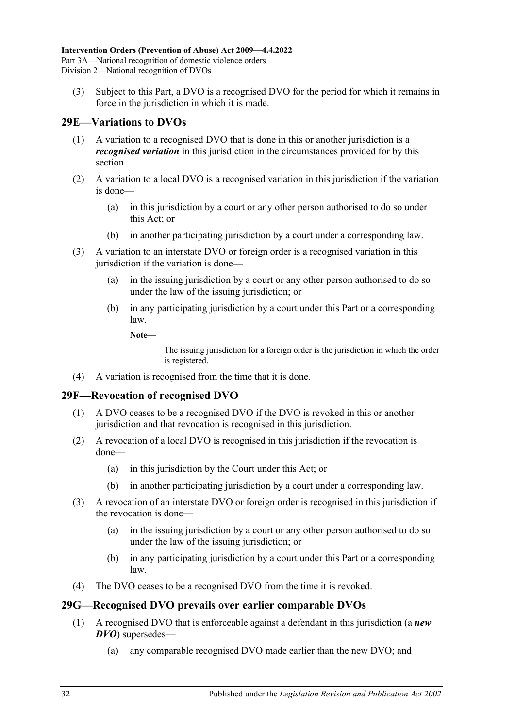(3) Subject to this Part, a DVO is a recognised DVO for the period for which it remains in force in the jurisdiction in which it is made.

## 29E—Variations to DVOs

(1) A variation to a recognised DVO that is done in this or another jurisdiction is a ***recognised variation*** in this jurisdiction in the circumstances provided for by this section.

(2) A variation to a local DVO is a recognised variation in this jurisdiction if the variation is done—

(a) in this jurisdiction by a court or any other person authorised to do so under this Act; or

(b) in another participating jurisdiction by a court under a corresponding law.

(3) A variation to an interstate DVO or foreign order is a recognised variation in this jurisdiction if the variation is done—

(a) in the issuing jurisdiction by a court or any other person authorised to do so under the law of the issuing jurisdiction; or

(b) in any participating jurisdiction by a court under this Part or a corresponding law.

**Note—**

The issuing jurisdiction for a foreign order is the jurisdiction in which the order is registered.

(4) A variation is recognised from the time that it is done.

## 29F—Revocation of recognised DVO

(1) A DVO ceases to be a recognised DVO if the DVO is revoked in this or another jurisdiction and that revocation is recognised in this jurisdiction.

(2) A revocation of a local DVO is recognised in this jurisdiction if the revocation is done—

(a) in this jurisdiction by the Court under this Act; or

(b) in another participating jurisdiction by a court under a corresponding law.

(3) A revocation of an interstate DVO or foreign order is recognised in this jurisdiction if the revocation is done—

(a) in the issuing jurisdiction by a court or any other person authorised to do so under the law of the issuing jurisdiction; or

(b) in any participating jurisdiction by a court under this Part or a corresponding law.

(4) The DVO ceases to be a recognised DVO from the time it is revoked.

## 29G—Recognised DVO prevails over earlier comparable DVOs

(1) A recognised DVO that is enforceable against a defendant in this jurisdiction (a ***new DVO***) supersedes—

(a) any comparable recognised DVO made earlier than the new DVO; and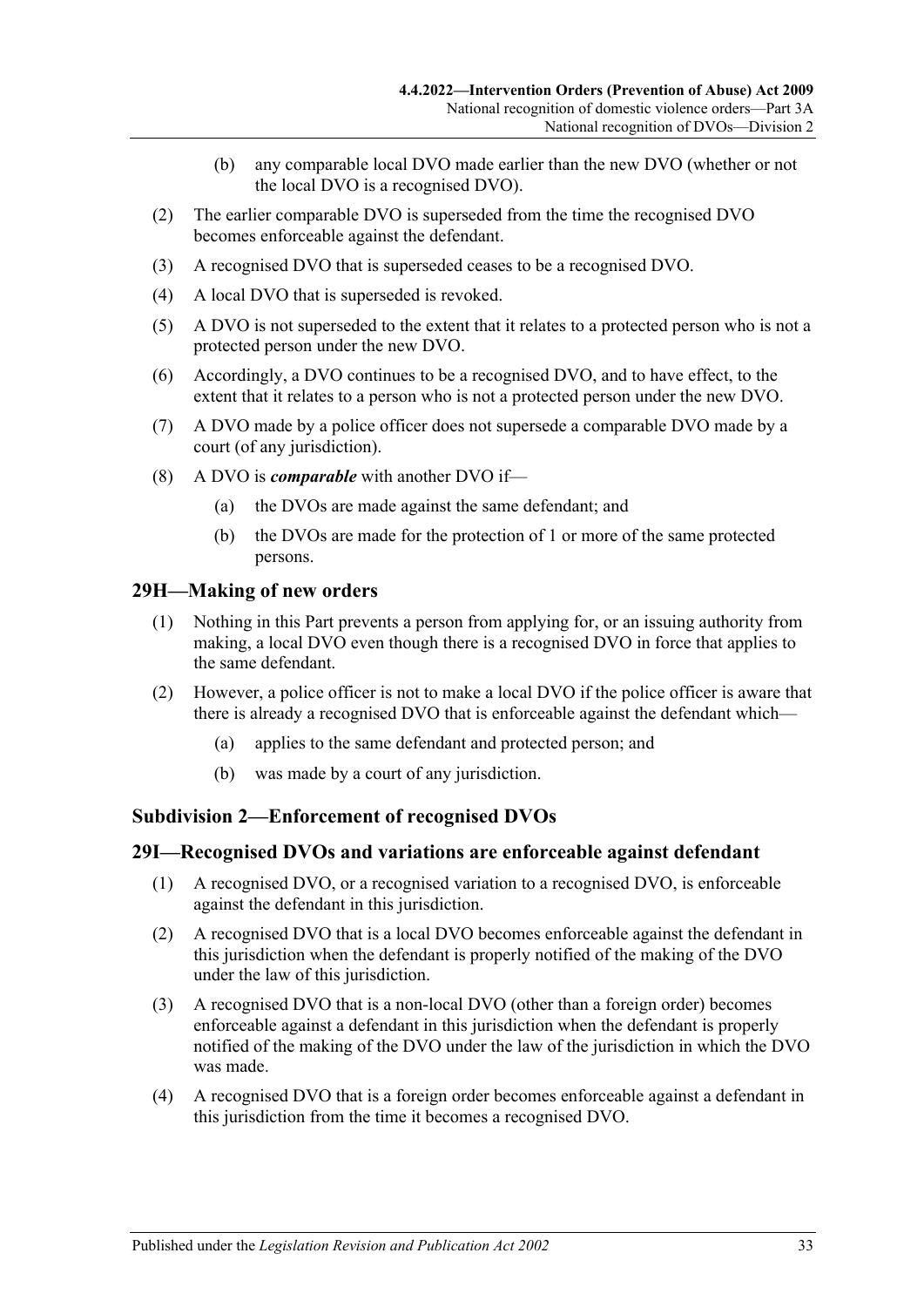(b) any comparable local DVO made earlier than the new DVO (whether or not the local DVO is a recognised DVO).

(2) The earlier comparable DVO is superseded from the time the recognised DVO becomes enforceable against the defendant.

(3) A recognised DVO that is superseded ceases to be a recognised DVO.

(4) A local DVO that is superseded is revoked.

(5) A DVO is not superseded to the extent that it relates to a protected person who is not a protected person under the new DVO.

(6) Accordingly, a DVO continues to be a recognised DVO, and to have effect, to the extent that it relates to a person who is not a protected person under the new DVO.

(7) A DVO made by a police officer does not supersede a comparable DVO made by a court (of any jurisdiction).

(8) A DVO is ***comparable*** with another DVO if—

(a) the DVOs are made against the same defendant; and

(b) the DVOs are made for the protection of 1 or more of the same protected persons.

## 29H—Making of new orders

(1) Nothing in this Part prevents a person from applying for, or an issuing authority from making, a local DVO even though there is a recognised DVO in force that applies to the same defendant.

(2) However, a police officer is not to make a local DVO if the police officer is aware that there is already a recognised DVO that is enforceable against the defendant which—

(a) applies to the same defendant and protected person; and

(b) was made by a court of any jurisdiction.

### Subdivision 2—Enforcement of recognised DVOs

## 29I—Recognised DVOs and variations are enforceable against defendant

(1) A recognised DVO, or a recognised variation to a recognised DVO, is enforceable against the defendant in this jurisdiction.

(2) A recognised DVO that is a local DVO becomes enforceable against the defendant in this jurisdiction when the defendant is properly notified of the making of the DVO under the law of this jurisdiction.

(3) A recognised DVO that is a non-local DVO (other than a foreign order) becomes enforceable against a defendant in this jurisdiction when the defendant is properly notified of the making of the DVO under the law of the jurisdiction in which the DVO was made.

(4) A recognised DVO that is a foreign order becomes enforceable against a defendant in this jurisdiction from the time it becomes a recognised DVO.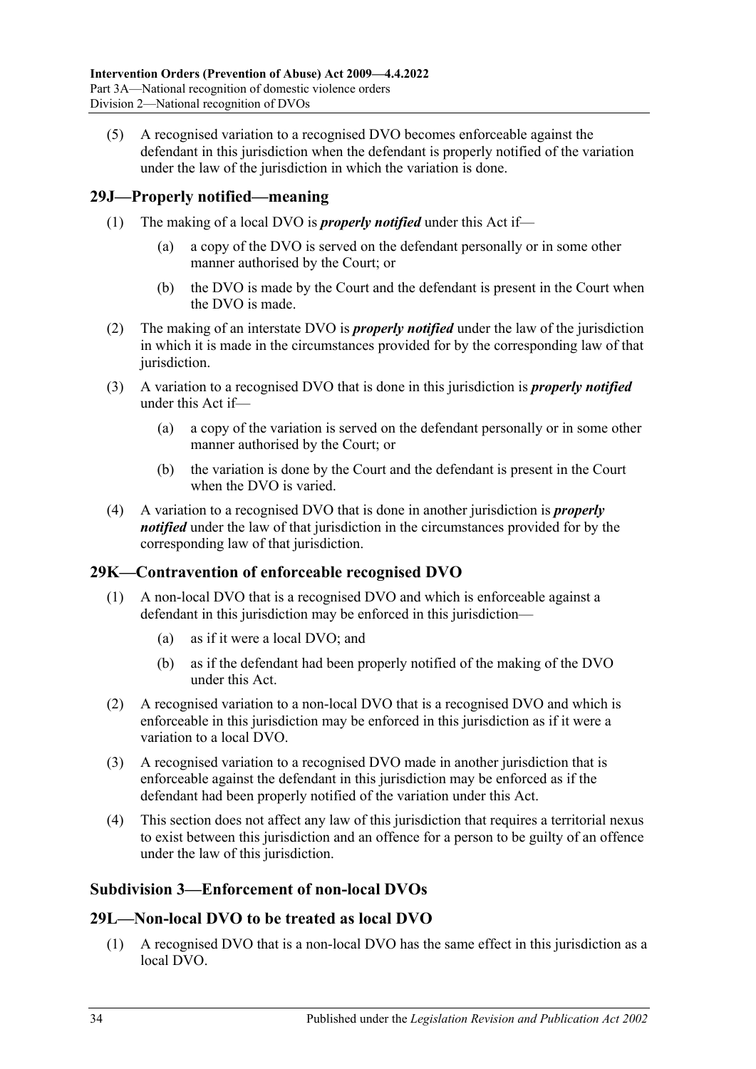(5) A recognised variation to a recognised DVO becomes enforceable against the defendant in this jurisdiction when the defendant is properly notified of the variation under the law of the jurisdiction in which the variation is done.

## 29J—Properly notified—meaning

(1) The making of a local DVO is ***properly notified*** under this Act if—

(a) a copy of the DVO is served on the defendant personally or in some other manner authorised by the Court; or

(b) the DVO is made by the Court and the defendant is present in the Court when the DVO is made.

(2) The making of an interstate DVO is ***properly notified*** under the law of the jurisdiction in which it is made in the circumstances provided for by the corresponding law of that jurisdiction.

(3) A variation to a recognised DVO that is done in this jurisdiction is ***properly notified*** under this Act if—

(a) a copy of the variation is served on the defendant personally or in some other manner authorised by the Court; or

(b) the variation is done by the Court and the defendant is present in the Court when the DVO is varied.

(4) A variation to a recognised DVO that is done in another jurisdiction is ***properly notified*** under the law of that jurisdiction in the circumstances provided for by the corresponding law of that jurisdiction.

## 29K—Contravention of enforceable recognised DVO

(1) A non-local DVO that is a recognised DVO and which is enforceable against a defendant in this jurisdiction may be enforced in this jurisdiction—

(a) as if it were a local DVO; and

(b) as if the defendant had been properly notified of the making of the DVO under this Act.

(2) A recognised variation to a non-local DVO that is a recognised DVO and which is enforceable in this jurisdiction may be enforced in this jurisdiction as if it were a variation to a local DVO.

(3) A recognised variation to a recognised DVO made in another jurisdiction that is enforceable against the defendant in this jurisdiction may be enforced as if the defendant had been properly notified of the variation under this Act.

(4) This section does not affect any law of this jurisdiction that requires a territorial nexus to exist between this jurisdiction and an offence for a person to be guilty of an offence under the law of this jurisdiction.

### Subdivision 3—Enforcement of non-local DVOs

## 29L—Non-local DVO to be treated as local DVO

(1) A recognised DVO that is a non-local DVO has the same effect in this jurisdiction as a local DVO.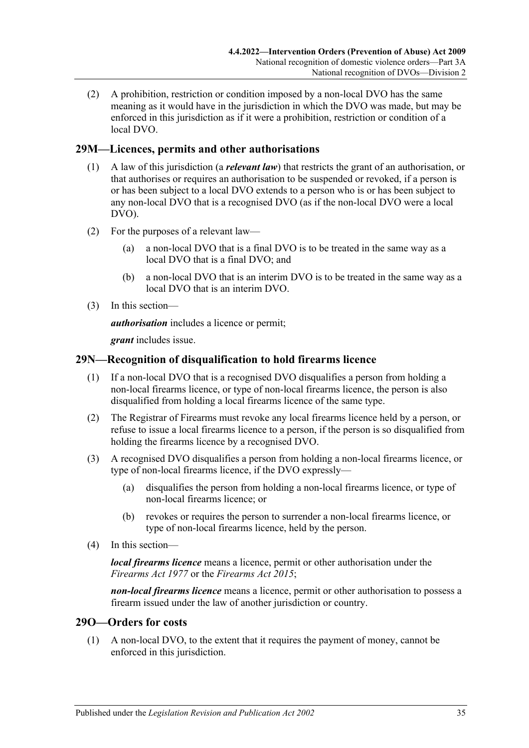(2) A prohibition, restriction or condition imposed by a non-local DVO has the same meaning as it would have in the jurisdiction in which the DVO was made, but may be enforced in this jurisdiction as if it were a prohibition, restriction or condition of a local DVO.

## 29M—Licences, permits and other authorisations

(1) A law of this jurisdiction (a ***relevant law***) that restricts the grant of an authorisation, or that authorises or requires an authorisation to be suspended or revoked, if a person is or has been subject to a local DVO extends to a person who is or has been subject to any non-local DVO that is a recognised DVO (as if the non-local DVO were a local DVO).

(2) For the purposes of a relevant law—

(a) a non-local DVO that is a final DVO is to be treated in the same way as a local DVO that is a final DVO; and

(b) a non-local DVO that is an interim DVO is to be treated in the same way as a local DVO that is an interim DVO.

(3) In this section—

***authorisation*** includes a licence or permit;

***grant*** includes issue.

## 29N—Recognition of disqualification to hold firearms licence

(1) If a non-local DVO that is a recognised DVO disqualifies a person from holding a non-local firearms licence, or type of non-local firearms licence, the person is also disqualified from holding a local firearms licence of the same type.

(2) The Registrar of Firearms must revoke any local firearms licence held by a person, or refuse to issue a local firearms licence to a person, if the person is so disqualified from holding the firearms licence by a recognised DVO.

(3) A recognised DVO disqualifies a person from holding a non-local firearms licence, or type of non-local firearms licence, if the DVO expressly—

(a) disqualifies the person from holding a non-local firearms licence, or type of non-local firearms licence; or

(b) revokes or requires the person to surrender a non-local firearms licence, or type of non-local firearms licence, held by the person.

(4) In this section—

***local firearms licence*** means a licence, permit or other authorisation under the *Firearms Act 1977* or the *Firearms Act 2015*;

***non-local firearms licence*** means a licence, permit or other authorisation to possess a firearm issued under the law of another jurisdiction or country.

## 29O—Orders for costs

(1) A non-local DVO, to the extent that it requires the payment of money, cannot be enforced in this jurisdiction.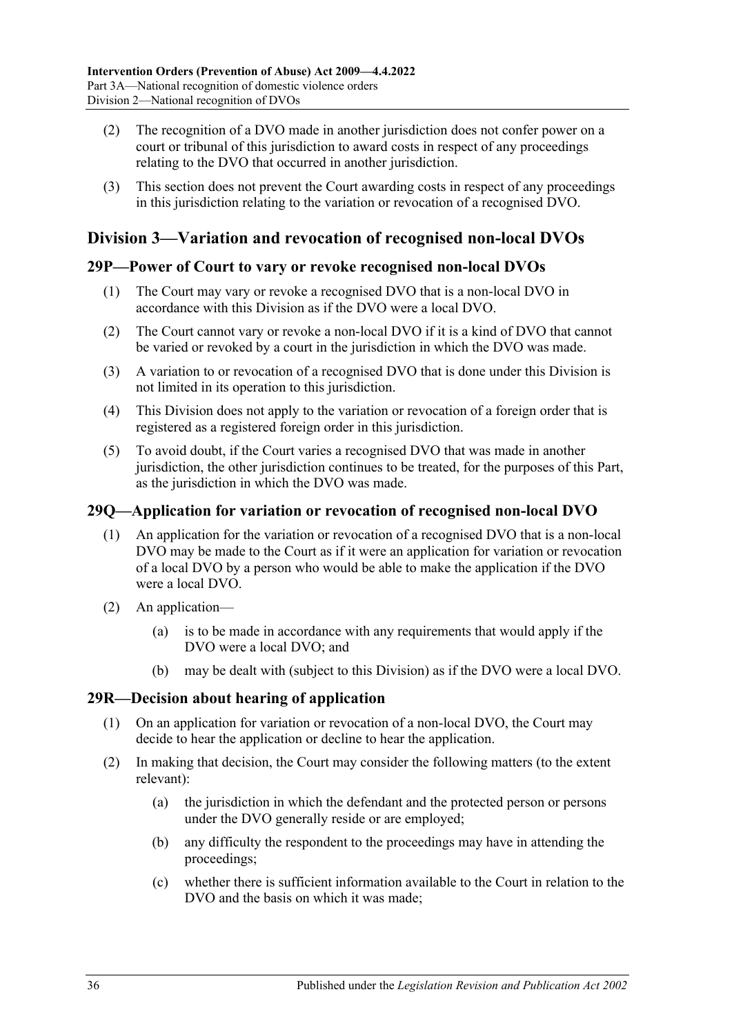(2) The recognition of a DVO made in another jurisdiction does not confer power on a court or tribunal of this jurisdiction to award costs in respect of any proceedings relating to the DVO that occurred in another jurisdiction.

(3) This section does not prevent the Court awarding costs in respect of any proceedings in this jurisdiction relating to the variation or revocation of a recognised DVO.

## Division 3—Variation and revocation of recognised non-local DVOs

### 29P—Power of Court to vary or revoke recognised non-local DVOs

(1) The Court may vary or revoke a recognised DVO that is a non-local DVO in accordance with this Division as if the DVO were a local DVO.

(2) The Court cannot vary or revoke a non-local DVO if it is a kind of DVO that cannot be varied or revoked by a court in the jurisdiction in which the DVO was made.

(3) A variation to or revocation of a recognised DVO that is done under this Division is not limited in its operation to this jurisdiction.

(4) This Division does not apply to the variation or revocation of a foreign order that is registered as a registered foreign order in this jurisdiction.

(5) To avoid doubt, if the Court varies a recognised DVO that was made in another jurisdiction, the other jurisdiction continues to be treated, for the purposes of this Part, as the jurisdiction in which the DVO was made.

### 29Q—Application for variation or revocation of recognised non-local DVO

(1) An application for the variation or revocation of a recognised DVO that is a non-local DVO may be made to the Court as if it were an application for variation or revocation of a local DVO by a person who would be able to make the application if the DVO were a local DVO.

(2) An application—

(a) is to be made in accordance with any requirements that would apply if the DVO were a local DVO; and

(b) may be dealt with (subject to this Division) as if the DVO were a local DVO.

### 29R—Decision about hearing of application

(1) On an application for variation or revocation of a non-local DVO, the Court may decide to hear the application or decline to hear the application.

(2) In making that decision, the Court may consider the following matters (to the extent relevant):

(a) the jurisdiction in which the defendant and the protected person or persons under the DVO generally reside or are employed;

(b) any difficulty the respondent to the proceedings may have in attending the proceedings;

(c) whether there is sufficient information available to the Court in relation to the DVO and the basis on which it was made;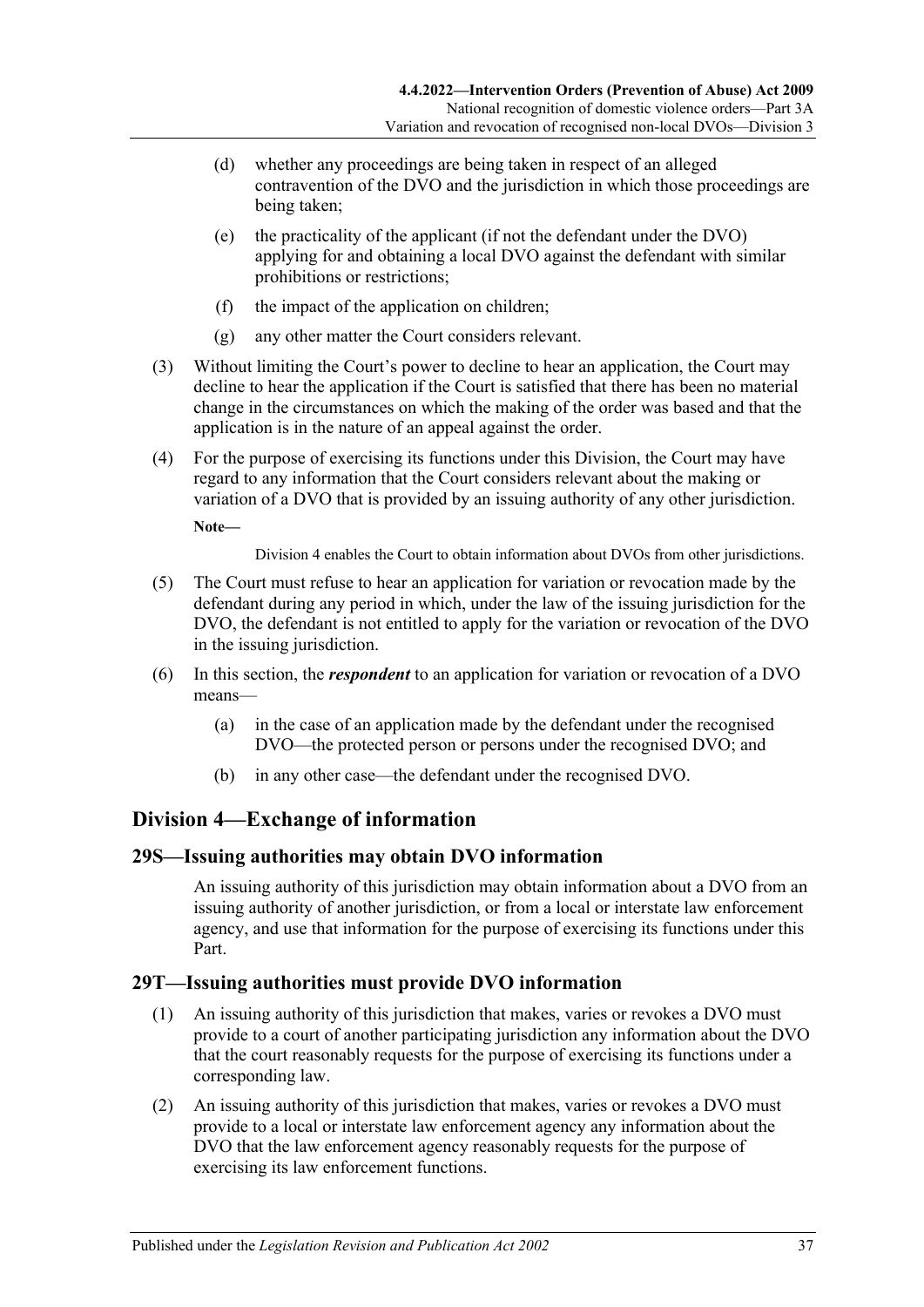(d) whether any proceedings are being taken in respect of an alleged contravention of the DVO and the jurisdiction in which those proceedings are being taken;

(e) the practicality of the applicant (if not the defendant under the DVO) applying for and obtaining a local DVO against the defendant with similar prohibitions or restrictions;

(f) the impact of the application on children;

(g) any other matter the Court considers relevant.

(3) Without limiting the Court's power to decline to hear an application, the Court may decline to hear the application if the Court is satisfied that there has been no material change in the circumstances on which the making of the order was based and that the application is in the nature of an appeal against the order.

(4) For the purpose of exercising its functions under this Division, the Court may have regard to any information that the Court considers relevant about the making or variation of a DVO that is provided by an issuing authority of any other jurisdiction.

**Note—**

Division 4 enables the Court to obtain information about DVOs from other jurisdictions.

(5) The Court must refuse to hear an application for variation or revocation made by the defendant during any period in which, under the law of the issuing jurisdiction for the DVO, the defendant is not entitled to apply for the variation or revocation of the DVO in the issuing jurisdiction.

(6) In this section, the ***respondent*** to an application for variation or revocation of a DVO means—

(a) in the case of an application made by the defendant under the recognised DVO—the protected person or persons under the recognised DVO; and

(b) in any other case—the defendant under the recognised DVO.

## Division 4—Exchange of information

### 29S—Issuing authorities may obtain DVO information

An issuing authority of this jurisdiction may obtain information about a DVO from an issuing authority of another jurisdiction, or from a local or interstate law enforcement agency, and use that information for the purpose of exercising its functions under this Part.

### 29T—Issuing authorities must provide DVO information

(1) An issuing authority of this jurisdiction that makes, varies or revokes a DVO must provide to a court of another participating jurisdiction any information about the DVO that the court reasonably requests for the purpose of exercising its functions under a corresponding law.

(2) An issuing authority of this jurisdiction that makes, varies or revokes a DVO must provide to a local or interstate law enforcement agency any information about the DVO that the law enforcement agency reasonably requests for the purpose of exercising its law enforcement functions.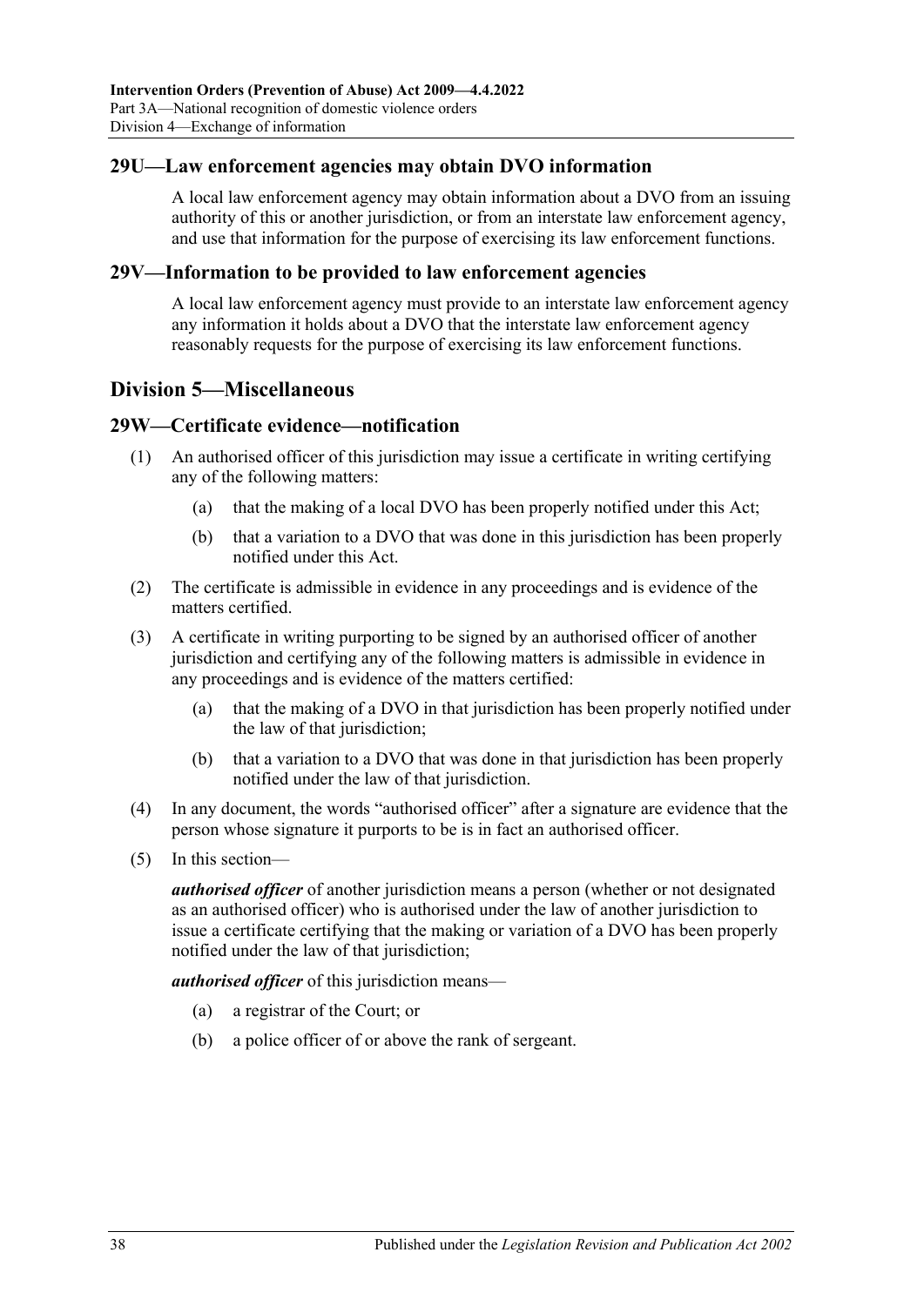## 29U—Law enforcement agencies may obtain DVO information

A local law enforcement agency may obtain information about a DVO from an issuing authority of this or another jurisdiction, or from an interstate law enforcement agency, and use that information for the purpose of exercising its law enforcement functions.

## 29V—Information to be provided to law enforcement agencies

A local law enforcement agency must provide to an interstate law enforcement agency any information it holds about a DVO that the interstate law enforcement agency reasonably requests for the purpose of exercising its law enforcement functions.

# Division 5—Miscellaneous

## 29W—Certificate evidence—notification

(1) An authorised officer of this jurisdiction may issue a certificate in writing certifying any of the following matters:

- (a) that the making of a local DVO has been properly notified under this Act;
- (b) that a variation to a DVO that was done in this jurisdiction has been properly notified under this Act.

(2) The certificate is admissible in evidence in any proceedings and is evidence of the matters certified.

(3) A certificate in writing purporting to be signed by an authorised officer of another jurisdiction and certifying any of the following matters is admissible in evidence in any proceedings and is evidence of the matters certified:

- (a) that the making of a DVO in that jurisdiction has been properly notified under the law of that jurisdiction;
- (b) that a variation to a DVO that was done in that jurisdiction has been properly notified under the law of that jurisdiction.

(4) In any document, the words "authorised officer" after a signature are evidence that the person whose signature it purports to be is in fact an authorised officer.

(5) In this section—

***authorised officer*** of another jurisdiction means a person (whether or not designated as an authorised officer) who is authorised under the law of another jurisdiction to issue a certificate certifying that the making or variation of a DVO has been properly notified under the law of that jurisdiction;

***authorised officer*** of this jurisdiction means—

- (a) a registrar of the Court; or
- (b) a police officer of or above the rank of sergeant.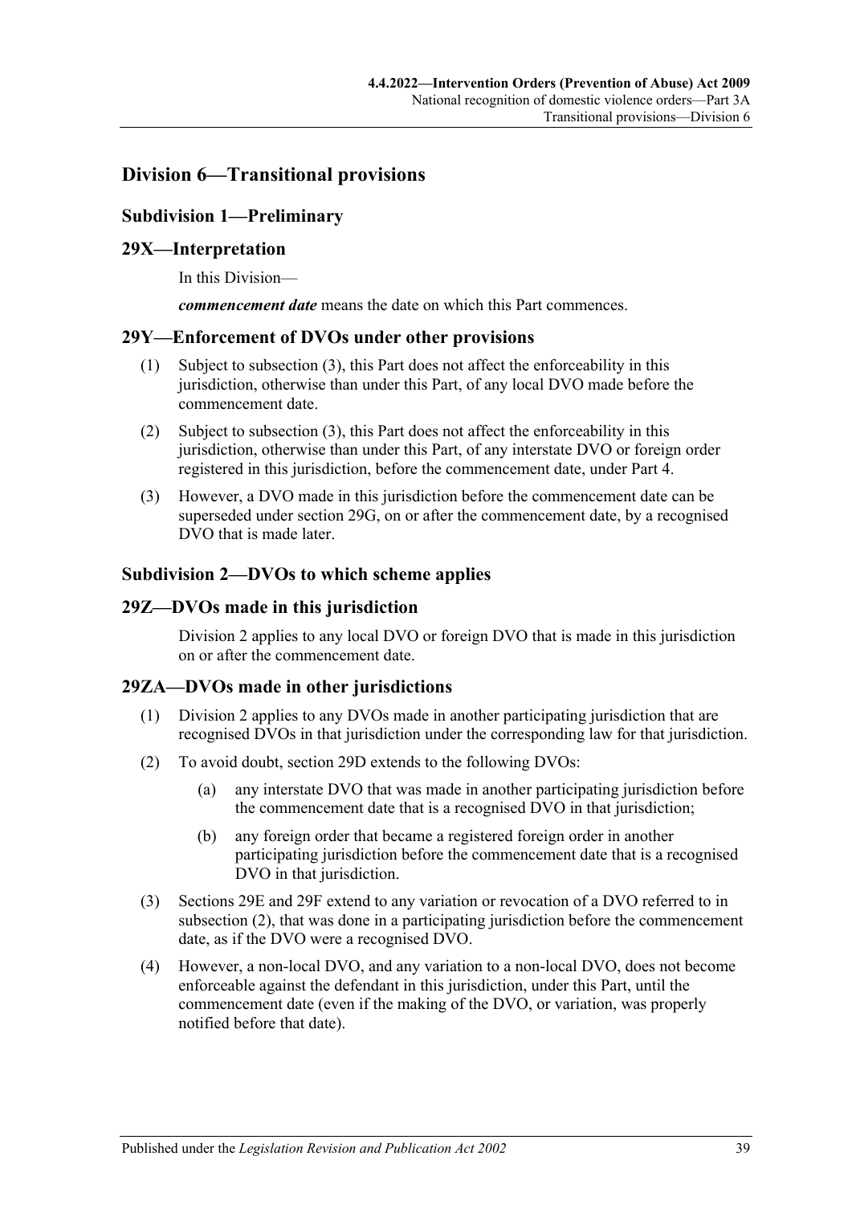## Division 6—Transitional provisions

### Subdivision 1—Preliminary

### 29X—Interpretation

In this Division—

***commencement date*** means the date on which this Part commences.

### 29Y—Enforcement of DVOs under other provisions

(1) Subject to subsection (3), this Part does not affect the enforceability in this jurisdiction, otherwise than under this Part, of any local DVO made before the commencement date.

(2) Subject to subsection (3), this Part does not affect the enforceability in this jurisdiction, otherwise than under this Part, of any interstate DVO or foreign order registered in this jurisdiction, before the commencement date, under Part 4.

(3) However, a DVO made in this jurisdiction before the commencement date can be superseded under section 29G, on or after the commencement date, by a recognised DVO that is made later.

### Subdivision 2—DVOs to which scheme applies

### 29Z—DVOs made in this jurisdiction

Division 2 applies to any local DVO or foreign DVO that is made in this jurisdiction on or after the commencement date.

### 29ZA—DVOs made in other jurisdictions

(1) Division 2 applies to any DVOs made in another participating jurisdiction that are recognised DVOs in that jurisdiction under the corresponding law for that jurisdiction.

(2) To avoid doubt, section 29D extends to the following DVOs:

- (a) any interstate DVO that was made in another participating jurisdiction before the commencement date that is a recognised DVO in that jurisdiction;
- (b) any foreign order that became a registered foreign order in another participating jurisdiction before the commencement date that is a recognised DVO in that jurisdiction.

(3) Sections 29E and 29F extend to any variation or revocation of a DVO referred to in subsection (2), that was done in a participating jurisdiction before the commencement date, as if the DVO were a recognised DVO.

(4) However, a non-local DVO, and any variation to a non-local DVO, does not become enforceable against the defendant in this jurisdiction, under this Part, until the commencement date (even if the making of the DVO, or variation, was properly notified before that date).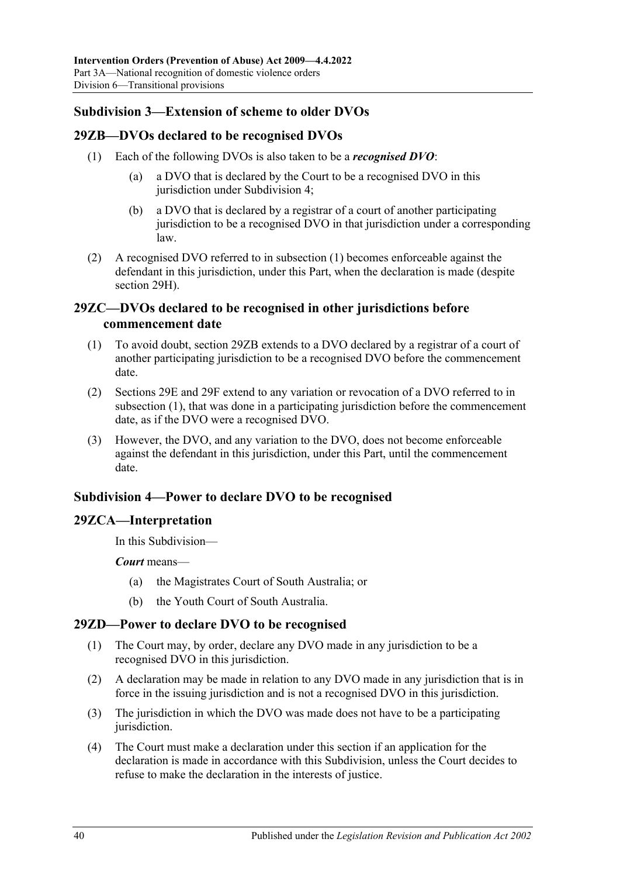## Subdivision 3—Extension of scheme to older DVOs

### 29ZB—DVOs declared to be recognised DVOs

(1) Each of the following DVOs is also taken to be a ***recognised DVO***:

(a) a DVO that is declared by the Court to be a recognised DVO in this jurisdiction under Subdivision 4;

(b) a DVO that is declared by a registrar of a court of another participating jurisdiction to be a recognised DVO in that jurisdiction under a corresponding law.

(2) A recognised DVO referred to in subsection (1) becomes enforceable against the defendant in this jurisdiction, under this Part, when the declaration is made (despite section 29H).

### 29ZC—DVOs declared to be recognised in other jurisdictions before commencement date

(1) To avoid doubt, section 29ZB extends to a DVO declared by a registrar of a court of another participating jurisdiction to be a recognised DVO before the commencement date.

(2) Sections 29E and 29F extend to any variation or revocation of a DVO referred to in subsection (1), that was done in a participating jurisdiction before the commencement date, as if the DVO were a recognised DVO.

(3) However, the DVO, and any variation to the DVO, does not become enforceable against the defendant in this jurisdiction, under this Part, until the commencement date.

## Subdivision 4—Power to declare DVO to be recognised

### 29ZCA—Interpretation

In this Subdivision—

***Court*** means—

(a) the Magistrates Court of South Australia; or

(b) the Youth Court of South Australia.

### 29ZD—Power to declare DVO to be recognised

(1) The Court may, by order, declare any DVO made in any jurisdiction to be a recognised DVO in this jurisdiction.

(2) A declaration may be made in relation to any DVO made in any jurisdiction that is in force in the issuing jurisdiction and is not a recognised DVO in this jurisdiction.

(3) The jurisdiction in which the DVO was made does not have to be a participating jurisdiction.

(4) The Court must make a declaration under this section if an application for the declaration is made in accordance with this Subdivision, unless the Court decides to refuse to make the declaration in the interests of justice.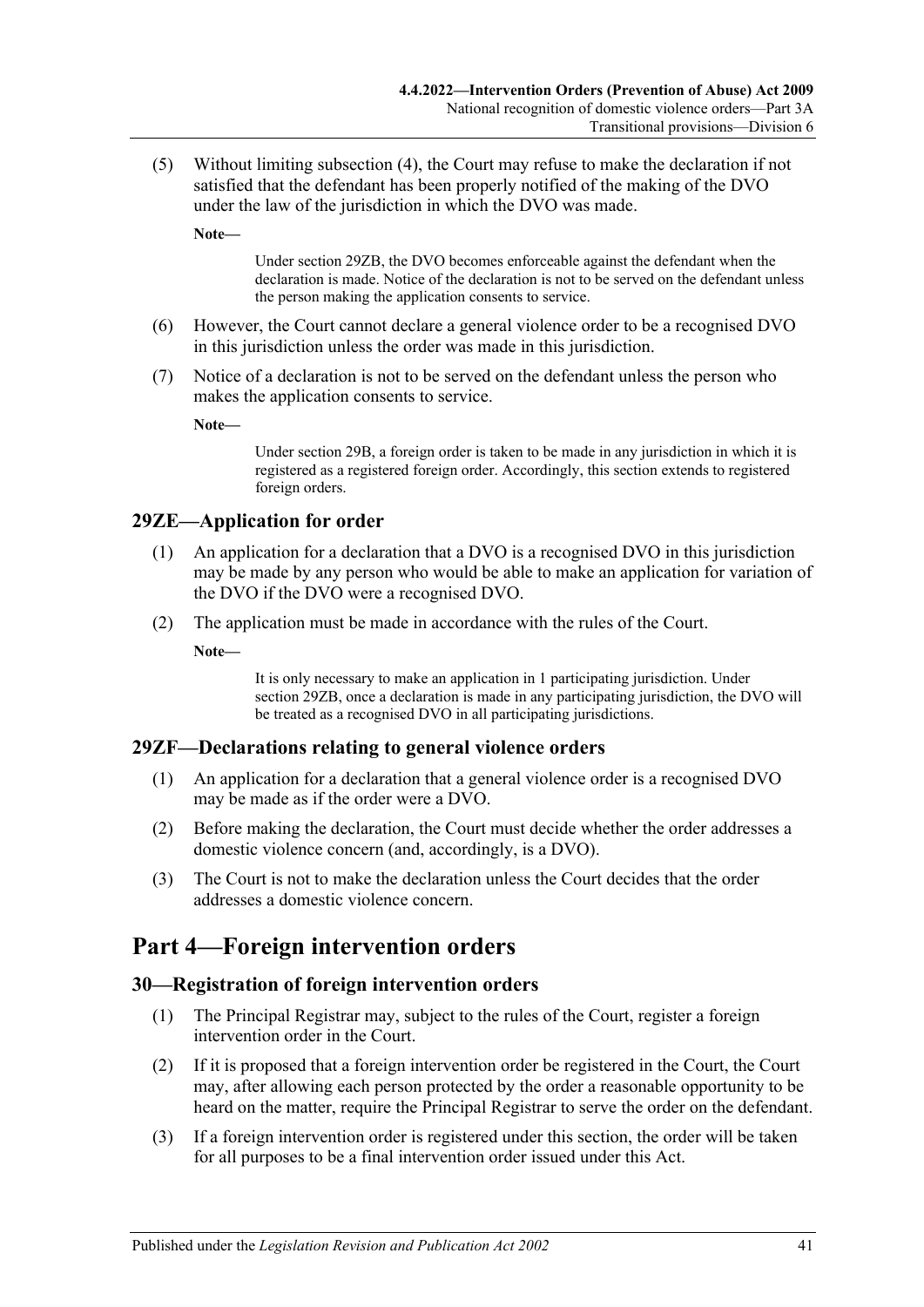(5) Without limiting subsection (4), the Court may refuse to make the declaration if not satisfied that the defendant has been properly notified of the making of the DVO under the law of the jurisdiction in which the DVO was made.

**Note—**

Under section 29ZB, the DVO becomes enforceable against the defendant when the declaration is made. Notice of the declaration is not to be served on the defendant unless the person making the application consents to service.

(6) However, the Court cannot declare a general violence order to be a recognised DVO in this jurisdiction unless the order was made in this jurisdiction.

(7) Notice of a declaration is not to be served on the defendant unless the person who makes the application consents to service.

**Note—**

Under section 29B, a foreign order is taken to be made in any jurisdiction in which it is registered as a registered foreign order. Accordingly, this section extends to registered foreign orders.

### 29ZE—Application for order

(1) An application for a declaration that a DVO is a recognised DVO in this jurisdiction may be made by any person who would be able to make an application for variation of the DVO if the DVO were a recognised DVO.

(2) The application must be made in accordance with the rules of the Court.

**Note—**

It is only necessary to make an application in 1 participating jurisdiction. Under section 29ZB, once a declaration is made in any participating jurisdiction, the DVO will be treated as a recognised DVO in all participating jurisdictions.

### 29ZF—Declarations relating to general violence orders

(1) An application for a declaration that a general violence order is a recognised DVO may be made as if the order were a DVO.

(2) Before making the declaration, the Court must decide whether the order addresses a domestic violence concern (and, accordingly, is a DVO).

(3) The Court is not to make the declaration unless the Court decides that the order addresses a domestic violence concern.

## Part 4—Foreign intervention orders

### 30—Registration of foreign intervention orders

(1) The Principal Registrar may, subject to the rules of the Court, register a foreign intervention order in the Court.

(2) If it is proposed that a foreign intervention order be registered in the Court, the Court may, after allowing each person protected by the order a reasonable opportunity to be heard on the matter, require the Principal Registrar to serve the order on the defendant.

(3) If a foreign intervention order is registered under this section, the order will be taken for all purposes to be a final intervention order issued under this Act.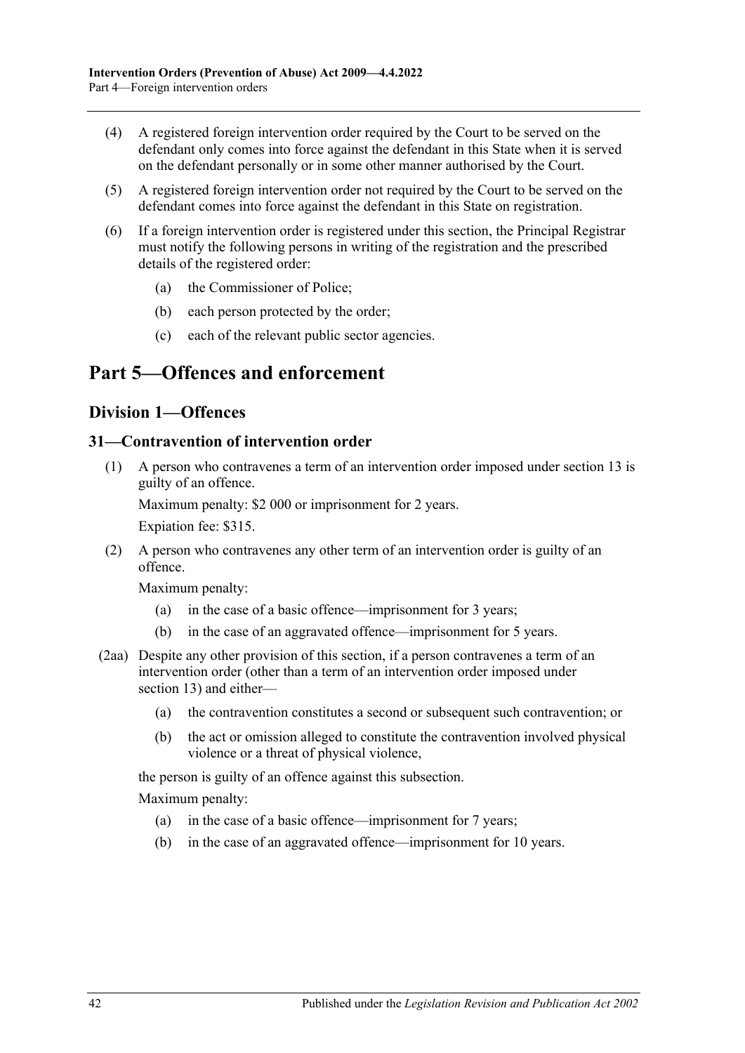(4) A registered foreign intervention order required by the Court to be served on the defendant only comes into force against the defendant in this State when it is served on the defendant personally or in some other manner authorised by the Court.

(5) A registered foreign intervention order not required by the Court to be served on the defendant comes into force against the defendant in this State on registration.

(6) If a foreign intervention order is registered under this section, the Principal Registrar must notify the following persons in writing of the registration and the prescribed details of the registered order:

- (a) the Commissioner of Police;
- (b) each person protected by the order;
- (c) each of the relevant public sector agencies.

# Part 5—Offences and enforcement

## Division 1—Offences

### 31—Contravention of intervention order

(1) A person who contravenes a term of an intervention order imposed under section 13 is guilty of an offence.

Maximum penalty: $2 000 or imprisonment for 2 years.

Expiation fee: $315.

(2) A person who contravenes any other term of an intervention order is guilty of an offence.

Maximum penalty:

- (a) in the case of a basic offence—imprisonment for 3 years;
- (b) in the case of an aggravated offence—imprisonment for 5 years.

(2aa) Despite any other provision of this section, if a person contravenes a term of an intervention order (other than a term of an intervention order imposed under section 13) and either—

- (a) the contravention constitutes a second or subsequent such contravention; or
- (b) the act or omission alleged to constitute the contravention involved physical violence or a threat of physical violence,

the person is guilty of an offence against this subsection.

Maximum penalty:

- (a) in the case of a basic offence—imprisonment for 7 years;
- (b) in the case of an aggravated offence—imprisonment for 10 years.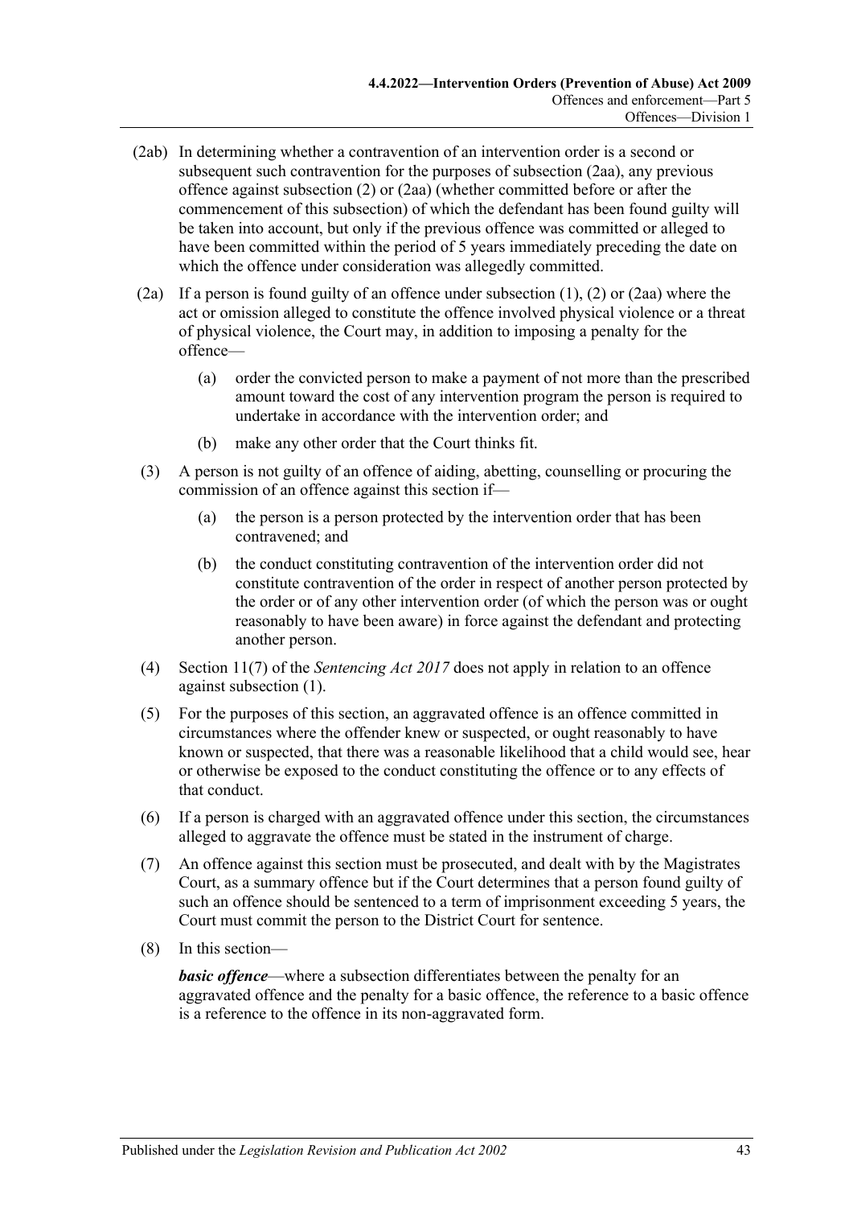(2ab) In determining whether a contravention of an intervention order is a second or subsequent such contravention for the purposes of subsection (2aa), any previous offence against subsection (2) or (2aa) (whether committed before or after the commencement of this subsection) of which the defendant has been found guilty will be taken into account, but only if the previous offence was committed or alleged to have been committed within the period of 5 years immediately preceding the date on which the offence under consideration was allegedly committed.

(2a) If a person is found guilty of an offence under subsection (1), (2) or (2aa) where the act or omission alleged to constitute the offence involved physical violence or a threat of physical violence, the Court may, in addition to imposing a penalty for the offence—

(a) order the convicted person to make a payment of not more than the prescribed amount toward the cost of any intervention program the person is required to undertake in accordance with the intervention order; and

(b) make any other order that the Court thinks fit.

(3) A person is not guilty of an offence of aiding, abetting, counselling or procuring the commission of an offence against this section if—

(a) the person is a person protected by the intervention order that has been contravened; and

(b) the conduct constituting contravention of the intervention order did not constitute contravention of the order in respect of another person protected by the order or of any other intervention order (of which the person was or ought reasonably to have been aware) in force against the defendant and protecting another person.

(4) Section 11(7) of the *Sentencing Act 2017* does not apply in relation to an offence against subsection (1).

(5) For the purposes of this section, an aggravated offence is an offence committed in circumstances where the offender knew or suspected, or ought reasonably to have known or suspected, that there was a reasonable likelihood that a child would see, hear or otherwise be exposed to the conduct constituting the offence or to any effects of that conduct.

(6) If a person is charged with an aggravated offence under this section, the circumstances alleged to aggravate the offence must be stated in the instrument of charge.

(7) An offence against this section must be prosecuted, and dealt with by the Magistrates Court, as a summary offence but if the Court determines that a person found guilty of such an offence should be sentenced to a term of imprisonment exceeding 5 years, the Court must commit the person to the District Court for sentence.

(8) In this section—

***basic offence***—where a subsection differentiates between the penalty for an aggravated offence and the penalty for a basic offence, the reference to a basic offence is a reference to the offence in its non-aggravated form.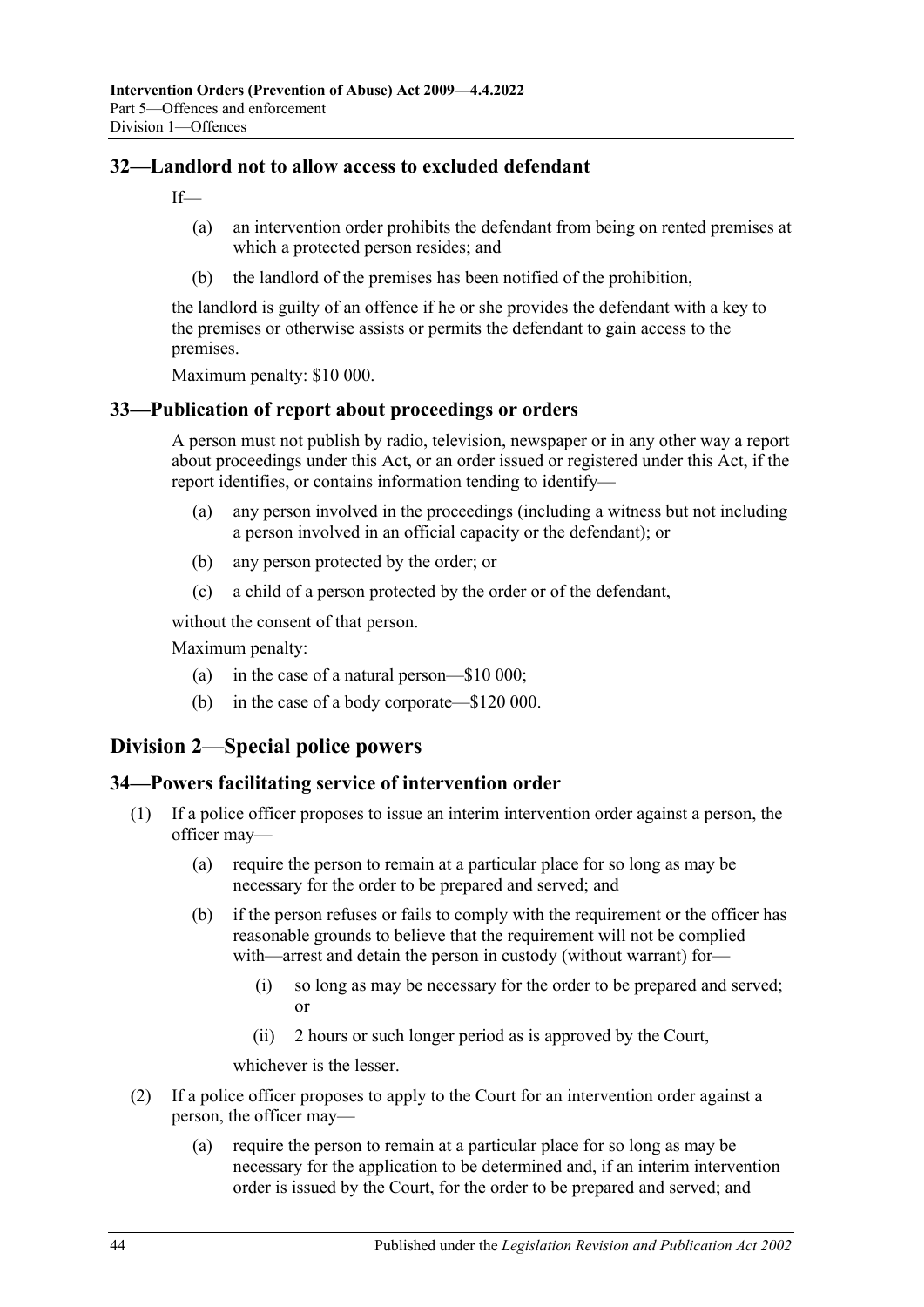### 32—Landlord not to allow access to excluded defendant

If—

(a) an intervention order prohibits the defendant from being on rented premises at which a protected person resides; and

(b) the landlord of the premises has been notified of the prohibition,

the landlord is guilty of an offence if he or she provides the defendant with a key to the premises or otherwise assists or permits the defendant to gain access to the premises.

Maximum penalty: $10 000.

### 33—Publication of report about proceedings or orders

A person must not publish by radio, television, newspaper or in any other way a report about proceedings under this Act, or an order issued or registered under this Act, if the report identifies, or contains information tending to identify—

(a) any person involved in the proceedings (including a witness but not including a person involved in an official capacity or the defendant); or

(b) any person protected by the order; or

(c) a child of a person protected by the order or of the defendant,

without the consent of that person.

Maximum penalty:

(a) in the case of a natural person—$10 000;

(b) in the case of a body corporate—$120 000.

## Division 2—Special police powers

### 34—Powers facilitating service of intervention order

(1) If a police officer proposes to issue an interim intervention order against a person, the officer may—

(a) require the person to remain at a particular place for so long as may be necessary for the order to be prepared and served; and

(b) if the person refuses or fails to comply with the requirement or the officer has reasonable grounds to believe that the requirement will not be complied with—arrest and detain the person in custody (without warrant) for—

(i) so long as may be necessary for the order to be prepared and served; or

(ii) 2 hours or such longer period as is approved by the Court,

whichever is the lesser.

(2) If a police officer proposes to apply to the Court for an intervention order against a person, the officer may—

(a) require the person to remain at a particular place for so long as may be necessary for the application to be determined and, if an interim intervention order is issued by the Court, for the order to be prepared and served; and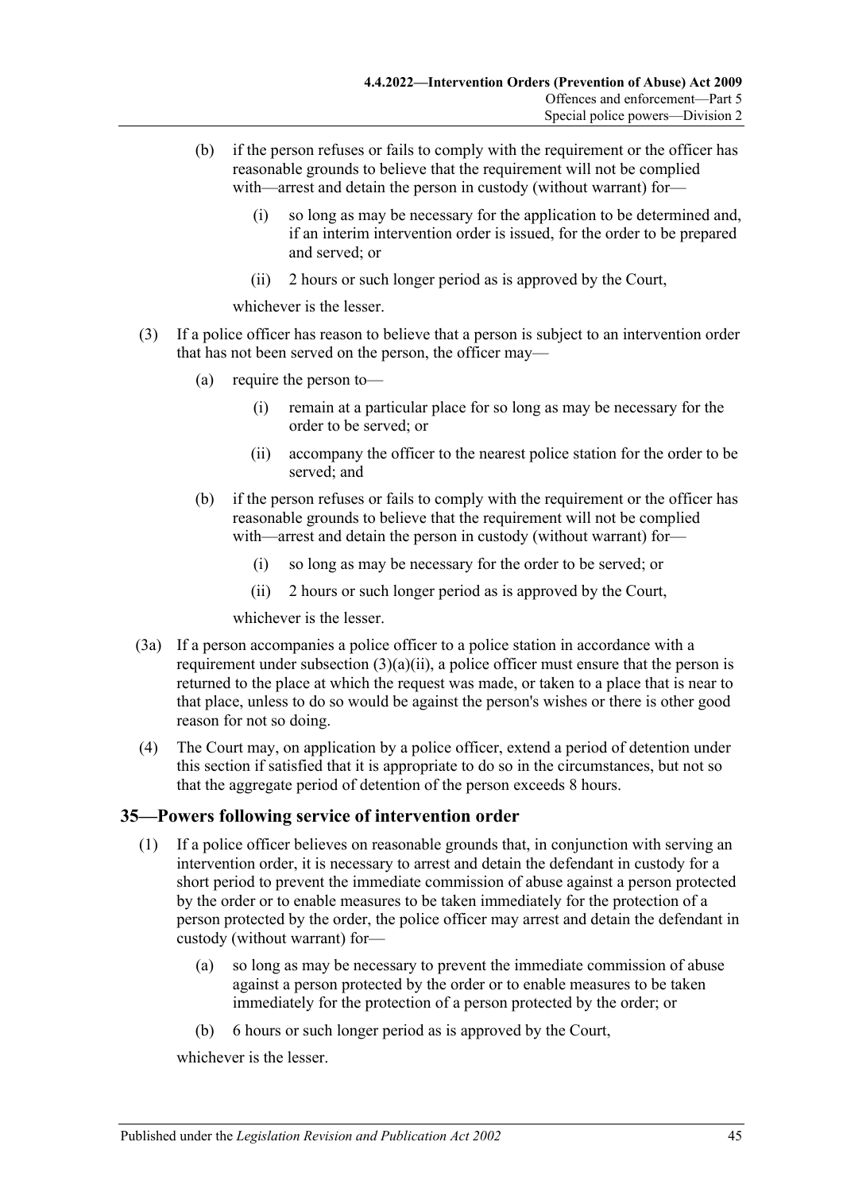- (b) if the person refuses or fails to comply with the requirement or the officer has reasonable grounds to believe that the requirement will not be complied with—arrest and detain the person in custody (without warrant) for—
  - (i) so long as may be necessary for the application to be determined and, if an interim intervention order is issued, for the order to be prepared and served; or
  - (ii) 2 hours or such longer period as is approved by the Court,

  whichever is the lesser.

(3) If a police officer has reason to believe that a person is subject to an intervention order that has not been served on the person, the officer may—

- (a) require the person to—
  - (i) remain at a particular place for so long as may be necessary for the order to be served; or
  - (ii) accompany the officer to the nearest police station for the order to be served; and
- (b) if the person refuses or fails to comply with the requirement or the officer has reasonable grounds to believe that the requirement will not be complied with—arrest and detain the person in custody (without warrant) for—
  - (i) so long as may be necessary for the order to be served; or
  - (ii) 2 hours or such longer period as is approved by the Court,

  whichever is the lesser.

(3a) If a person accompanies a police officer to a police station in accordance with a requirement under subsection (3)(a)(ii), a police officer must ensure that the person is returned to the place at which the request was made, or taken to a place that is near to that place, unless to do so would be against the person's wishes or there is other good reason for not so doing.

(4) The Court may, on application by a police officer, extend a period of detention under this section if satisfied that it is appropriate to do so in the circumstances, but not so that the aggregate period of detention of the person exceeds 8 hours.

## 35—Powers following service of intervention order

(1) If a police officer believes on reasonable grounds that, in conjunction with serving an intervention order, it is necessary to arrest and detain the defendant in custody for a short period to prevent the immediate commission of abuse against a person protected by the order or to enable measures to be taken immediately for the protection of a person protected by the order, the police officer may arrest and detain the defendant in custody (without warrant) for—

- (a) so long as may be necessary to prevent the immediate commission of abuse against a person protected by the order or to enable measures to be taken immediately for the protection of a person protected by the order; or
- (b) 6 hours or such longer period as is approved by the Court,

whichever is the lesser.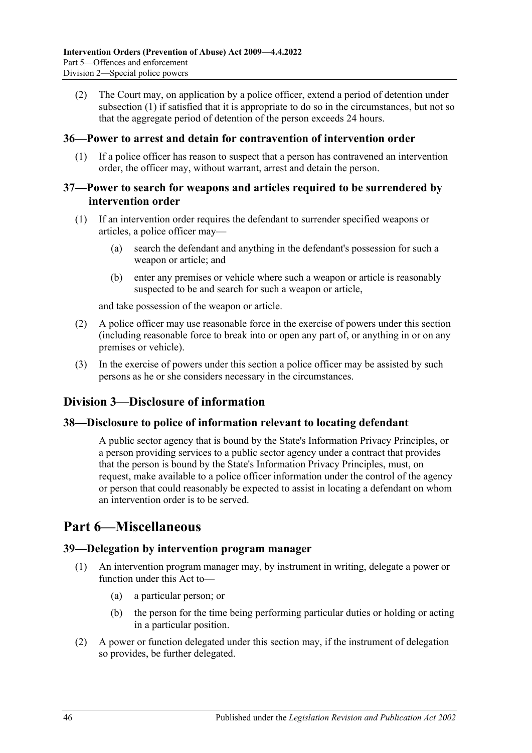(2) The Court may, on application by a police officer, extend a period of detention under subsection (1) if satisfied that it is appropriate to do so in the circumstances, but not so that the aggregate period of detention of the person exceeds 24 hours.

### 36—Power to arrest and detain for contravention of intervention order

(1) If a police officer has reason to suspect that a person has contravened an intervention order, the officer may, without warrant, arrest and detain the person.

### 37—Power to search for weapons and articles required to be surrendered by intervention order

(1) If an intervention order requires the defendant to surrender specified weapons or articles, a police officer may—

- (a) search the defendant and anything in the defendant's possession for such a weapon or article; and
- (b) enter any premises or vehicle where such a weapon or article is reasonably suspected to be and search for such a weapon or article,

and take possession of the weapon or article.

(2) A police officer may use reasonable force in the exercise of powers under this section (including reasonable force to break into or open any part of, or anything in or on any premises or vehicle).

(3) In the exercise of powers under this section a police officer may be assisted by such persons as he or she considers necessary in the circumstances.

## Division 3—Disclosure of information

### 38—Disclosure to police of information relevant to locating defendant

A public sector agency that is bound by the State's Information Privacy Principles, or a person providing services to a public sector agency under a contract that provides that the person is bound by the State's Information Privacy Principles, must, on request, make available to a police officer information under the control of the agency or person that could reasonably be expected to assist in locating a defendant on whom an intervention order is to be served.

# Part 6—Miscellaneous

### 39—Delegation by intervention program manager

(1) An intervention program manager may, by instrument in writing, delegate a power or function under this Act to—

- (a) a particular person; or
- (b) the person for the time being performing particular duties or holding or acting in a particular position.

(2) A power or function delegated under this section may, if the instrument of delegation so provides, be further delegated.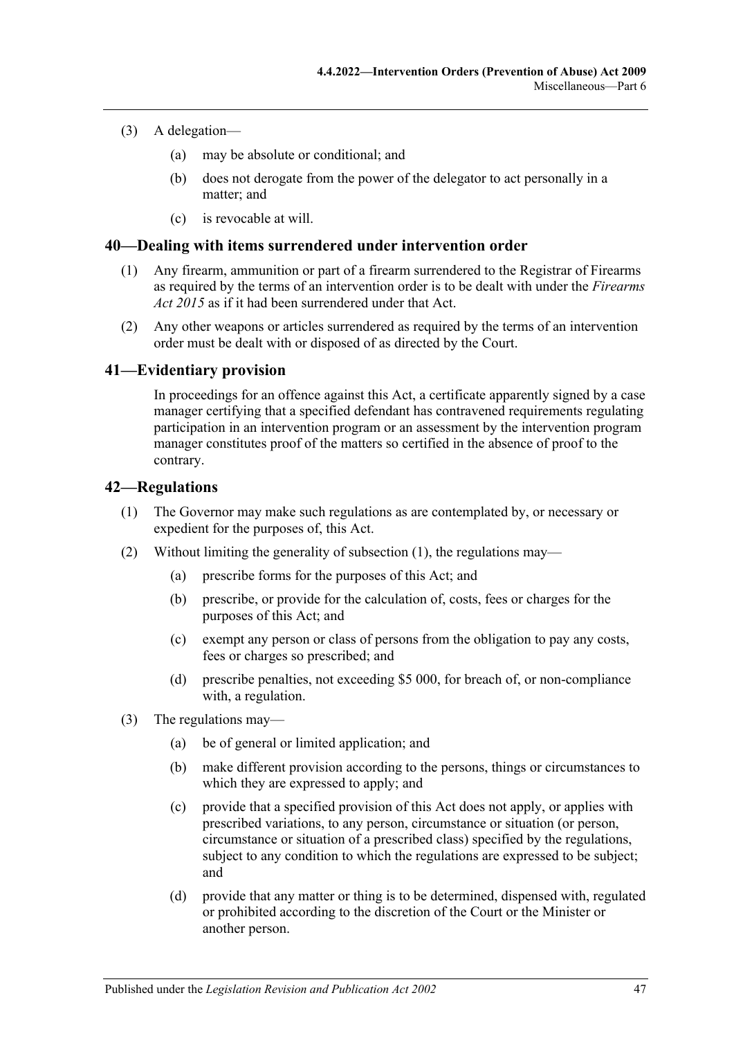(3) A delegation—

  (a) may be absolute or conditional; and

  (b) does not derogate from the power of the delegator to act personally in a matter; and

  (c) is revocable at will.

## 40—Dealing with items surrendered under intervention order

(1) Any firearm, ammunition or part of a firearm surrendered to the Registrar of Firearms as required by the terms of an intervention order is to be dealt with under the *Firearms Act 2015* as if it had been surrendered under that Act.

(2) Any other weapons or articles surrendered as required by the terms of an intervention order must be dealt with or disposed of as directed by the Court.

## 41—Evidentiary provision

In proceedings for an offence against this Act, a certificate apparently signed by a case manager certifying that a specified defendant has contravened requirements regulating participation in an intervention program or an assessment by the intervention program manager constitutes proof of the matters so certified in the absence of proof to the contrary.

## 42—Regulations

(1) The Governor may make such regulations as are contemplated by, or necessary or expedient for the purposes of, this Act.

(2) Without limiting the generality of subsection (1), the regulations may—

  (a) prescribe forms for the purposes of this Act; and

  (b) prescribe, or provide for the calculation of, costs, fees or charges for the purposes of this Act; and

  (c) exempt any person or class of persons from the obligation to pay any costs, fees or charges so prescribed; and

  (d) prescribe penalties, not exceeding $5 000, for breach of, or non-compliance with, a regulation.

(3) The regulations may—

  (a) be of general or limited application; and

  (b) make different provision according to the persons, things or circumstances to which they are expressed to apply; and

  (c) provide that a specified provision of this Act does not apply, or applies with prescribed variations, to any person, circumstance or situation (or person, circumstance or situation of a prescribed class) specified by the regulations, subject to any condition to which the regulations are expressed to be subject; and

  (d) provide that any matter or thing is to be determined, dispensed with, regulated or prohibited according to the discretion of the Court or the Minister or another person.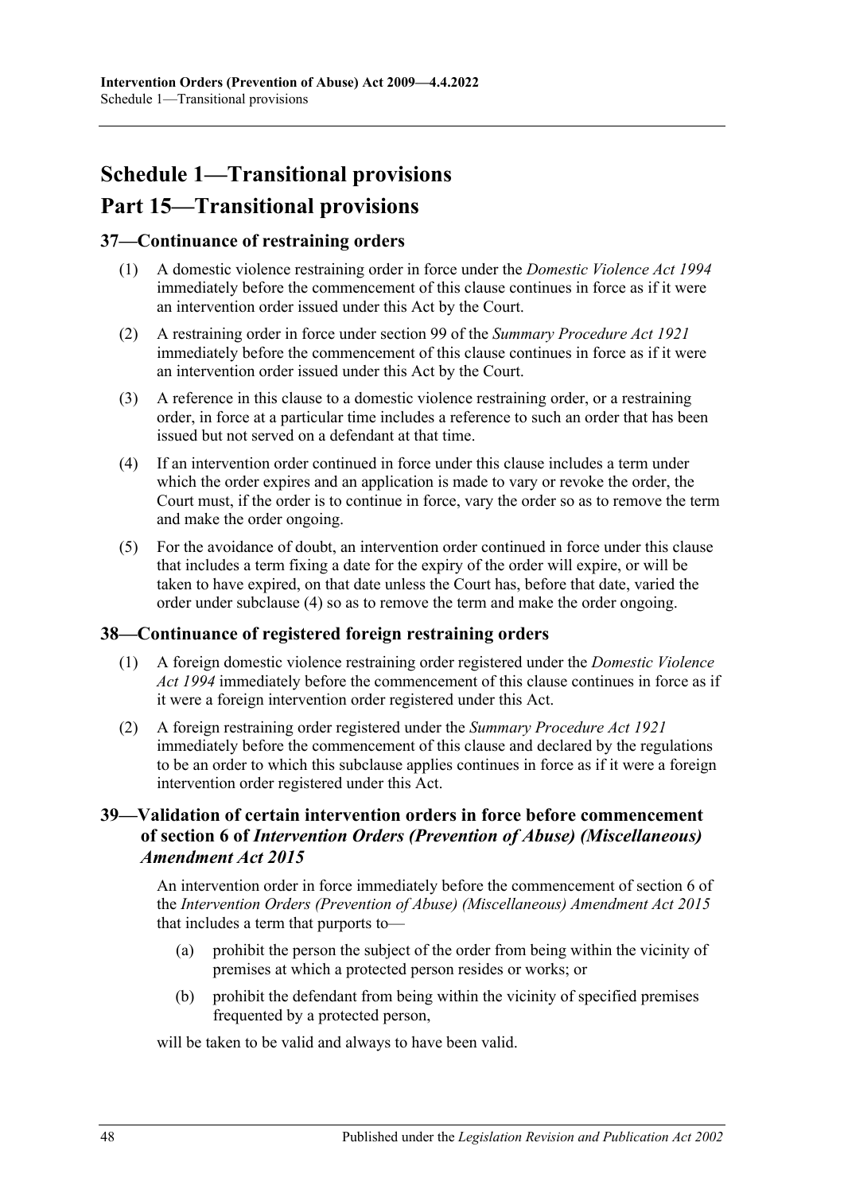# Schedule 1—Transitional provisions

# Part 15—Transitional provisions

## 37—Continuance of restraining orders

(1) A domestic violence restraining order in force under the *Domestic Violence Act 1994* immediately before the commencement of this clause continues in force as if it were an intervention order issued under this Act by the Court.

(2) A restraining order in force under section 99 of the *Summary Procedure Act 1921* immediately before the commencement of this clause continues in force as if it were an intervention order issued under this Act by the Court.

(3) A reference in this clause to a domestic violence restraining order, or a restraining order, in force at a particular time includes a reference to such an order that has been issued but not served on a defendant at that time.

(4) If an intervention order continued in force under this clause includes a term under which the order expires and an application is made to vary or revoke the order, the Court must, if the order is to continue in force, vary the order so as to remove the term and make the order ongoing.

(5) For the avoidance of doubt, an intervention order continued in force under this clause that includes a term fixing a date for the expiry of the order will expire, or will be taken to have expired, on that date unless the Court has, before that date, varied the order under subclause (4) so as to remove the term and make the order ongoing.

## 38—Continuance of registered foreign restraining orders

(1) A foreign domestic violence restraining order registered under the *Domestic Violence Act 1994* immediately before the commencement of this clause continues in force as if it were a foreign intervention order registered under this Act.

(2) A foreign restraining order registered under the *Summary Procedure Act 1921* immediately before the commencement of this clause and declared by the regulations to be an order to which this subclause applies continues in force as if it were a foreign intervention order registered under this Act.

## 39—Validation of certain intervention orders in force before commencement of section 6 of *Intervention Orders (Prevention of Abuse) (Miscellaneous) Amendment Act 2015*

An intervention order in force immediately before the commencement of section 6 of the *Intervention Orders (Prevention of Abuse) (Miscellaneous) Amendment Act 2015* that includes a term that purports to—

(a) prohibit the person the subject of the order from being within the vicinity of premises at which a protected person resides or works; or

(b) prohibit the defendant from being within the vicinity of specified premises frequented by a protected person,

will be taken to be valid and always to have been valid.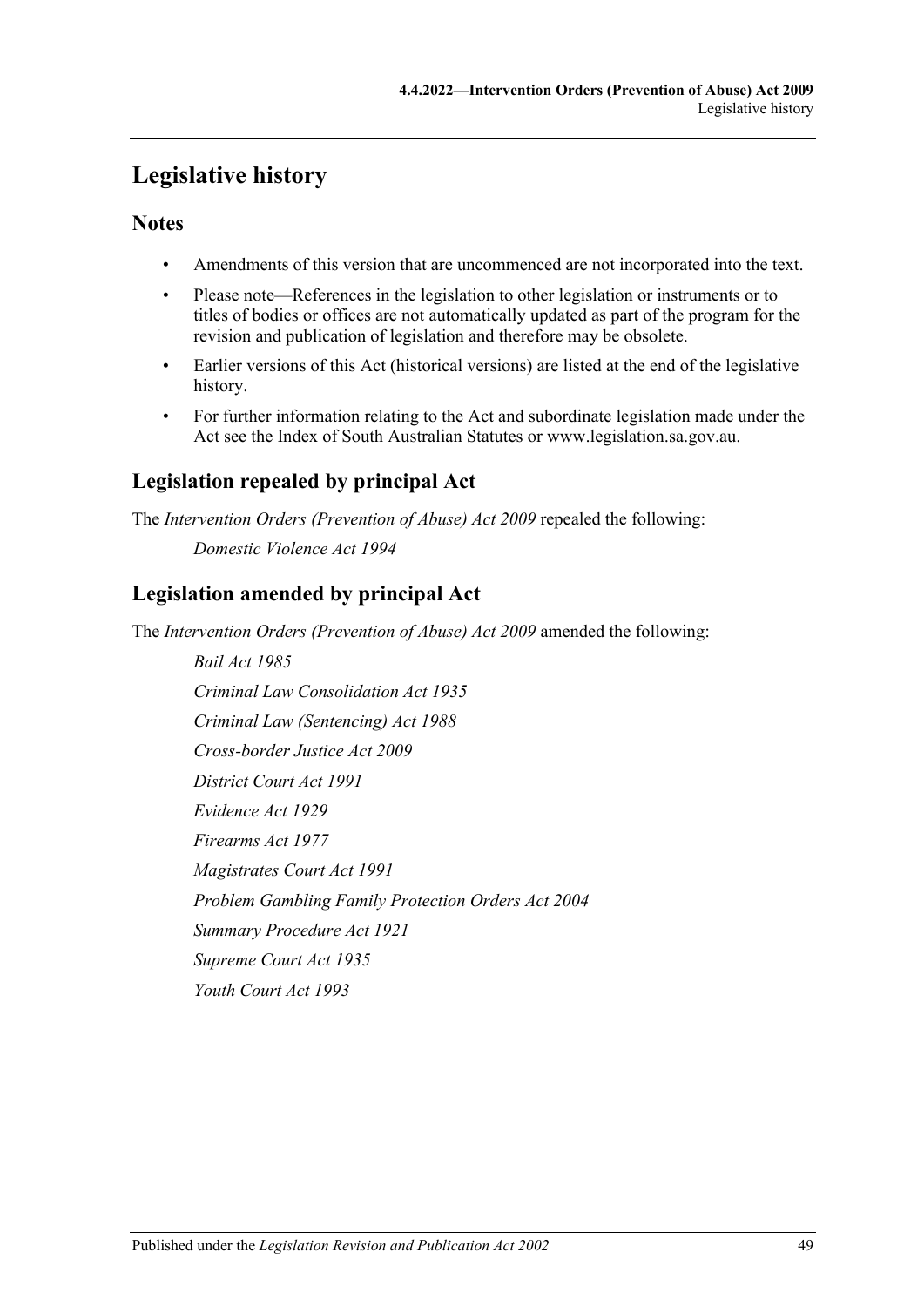# Legislative history

## Notes

- Amendments of this version that are uncommenced are not incorporated into the text.
- Please note—References in the legislation to other legislation or instruments or to titles of bodies or offices are not automatically updated as part of the program for the revision and publication of legislation and therefore may be obsolete.
- Earlier versions of this Act (historical versions) are listed at the end of the legislative history.
- For further information relating to the Act and subordinate legislation made under the Act see the Index of South Australian Statutes or www.legislation.sa.gov.au.

## Legislation repealed by principal Act

The *Intervention Orders (Prevention of Abuse) Act 2009* repealed the following:

*Domestic Violence Act 1994*

## Legislation amended by principal Act

The *Intervention Orders (Prevention of Abuse) Act 2009* amended the following:

*Bail Act 1985*

*Criminal Law Consolidation Act 1935*

*Criminal Law (Sentencing) Act 1988*

*Cross-border Justice Act 2009*

*District Court Act 1991*

*Evidence Act 1929*

*Firearms Act 1977*

*Magistrates Court Act 1991*

*Problem Gambling Family Protection Orders Act 2004*

*Summary Procedure Act 1921*

*Supreme Court Act 1935*

*Youth Court Act 1993*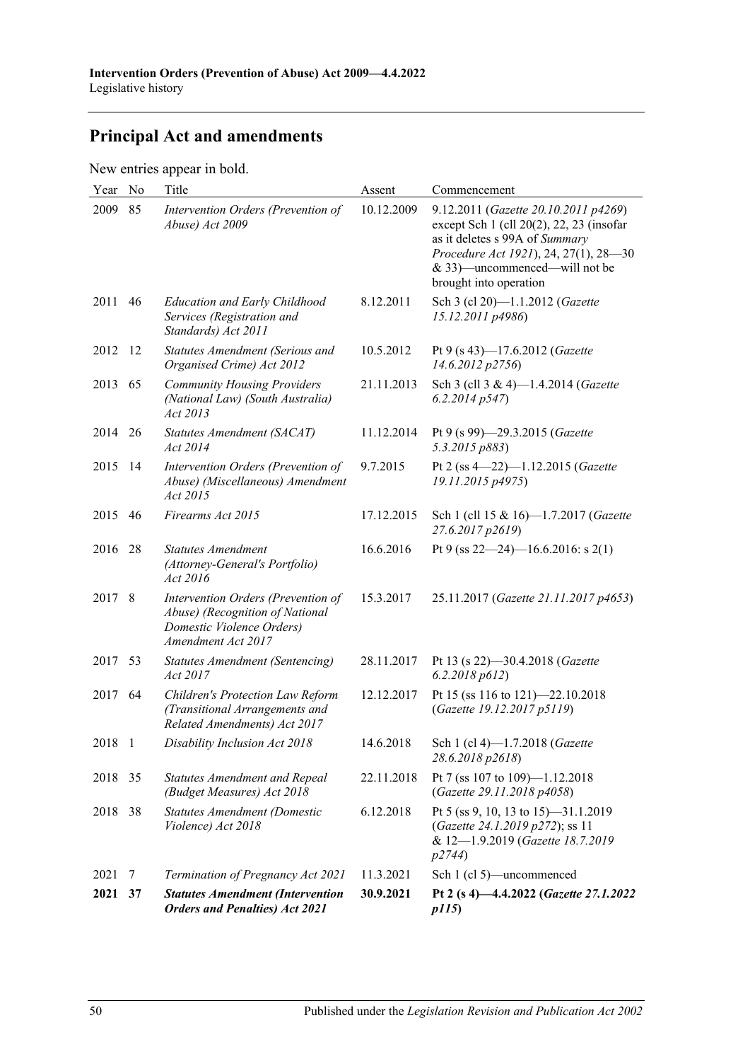## Principal Act and amendments

New entries appear in bold.

| Year | No | Title | Assent | Commencement |
|---|---|---|---|---|
| 2009 | 85 | *Intervention Orders (Prevention of Abuse) Act 2009* | 10.12.2009 | 9.12.2011 (*Gazette 20.10.2011 p4269*) except Sch 1 (cll 20(2), 22, 23 (insofar as it deletes s 99A of *Summary Procedure Act 1921*), 24, 27(1), 28—30 & 33)—uncommenced—will not be brought into operation |
| 2011 | 46 | *Education and Early Childhood Services (Registration and Standards) Act 2011* | 8.12.2011 | Sch 3 (cl 20)—1.1.2012 (*Gazette 15.12.2011 p4986*) |
| 2012 | 12 | *Statutes Amendment (Serious and Organised Crime) Act 2012* | 10.5.2012 | Pt 9 (s 43)—17.6.2012 (*Gazette 14.6.2012 p2756*) |
| 2013 | 65 | *Community Housing Providers (National Law) (South Australia) Act 2013* | 21.11.2013 | Sch 3 (cll 3 & 4)—1.4.2014 (*Gazette 6.2.2014 p547*) |
| 2014 | 26 | *Statutes Amendment (SACAT) Act 2014* | 11.12.2014 | Pt 9 (s 99)—29.3.2015 (*Gazette 5.3.2015 p883*) |
| 2015 | 14 | *Intervention Orders (Prevention of Abuse) (Miscellaneous) Amendment Act 2015* | 9.7.2015 | Pt 2 (ss 4—22)—1.12.2015 (*Gazette 19.11.2015 p4975*) |
| 2015 | 46 | *Firearms Act 2015* | 17.12.2015 | Sch 1 (cll 15 & 16)—1.7.2017 (*Gazette 27.6.2017 p2619*) |
| 2016 | 28 | *Statutes Amendment (Attorney-General's Portfolio) Act 2016* | 16.6.2016 | Pt 9 (ss 22—24)—16.6.2016: s 2(1) |
| 2017 | 8 | *Intervention Orders (Prevention of Abuse) (Recognition of National Domestic Violence Orders) Amendment Act 2017* | 15.3.2017 | 25.11.2017 (*Gazette 21.11.2017 p4653*) |
| 2017 | 53 | *Statutes Amendment (Sentencing) Act 2017* | 28.11.2017 | Pt 13 (s 22)—30.4.2018 (*Gazette 6.2.2018 p612*) |
| 2017 | 64 | *Children's Protection Law Reform (Transitional Arrangements and Related Amendments) Act 2017* | 12.12.2017 | Pt 15 (ss 116 to 121)—22.10.2018 (*Gazette 19.12.2017 p5119*) |
| 2018 | 1 | *Disability Inclusion Act 2018* | 14.6.2018 | Sch 1 (cl 4)—1.7.2018 (*Gazette 28.6.2018 p2618*) |
| 2018 | 35 | *Statutes Amendment and Repeal (Budget Measures) Act 2018* | 22.11.2018 | Pt 7 (ss 107 to 109)—1.12.2018 (*Gazette 29.11.2018 p4058*) |
| 2018 | 38 | *Statutes Amendment (Domestic Violence) Act 2018* | 6.12.2018 | Pt 5 (ss 9, 10, 13 to 15)—31.1.2019 (*Gazette 24.1.2019 p272*); ss 11 & 12—1.9.2019 (*Gazette 18.7.2019 p2744*) |
| 2021 | 7 | *Termination of Pregnancy Act 2021* | 11.3.2021 | Sch 1 (cl 5)—uncommenced |
| **2021** | **37** | ***Statutes Amendment (Intervention Orders and Penalties) Act 2021*** | **30.9.2021** | **Pt 2 (s 4)—4.4.2022 (*Gazette 27.1.2022 p115*)** |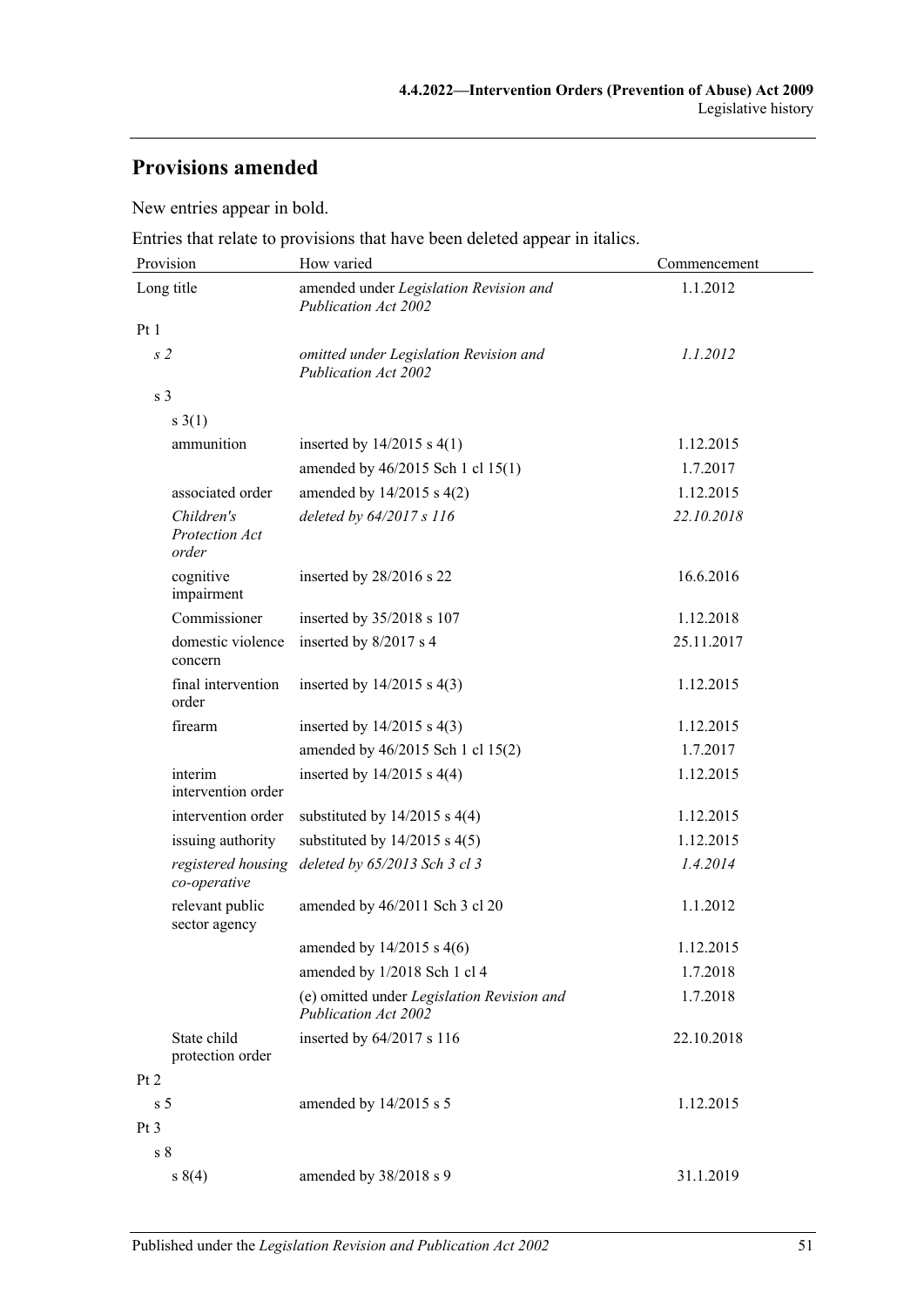## Provisions amended

New entries appear in bold.

Entries that relate to provisions that have been deleted appear in italics.

| Provision | How varied | Commencement |
|---|---|---|
| Long title | amended under *Legislation Revision and Publication Act 2002* | 1.1.2012 |
| Pt 1 | | |
| *s 2* | *omitted under Legislation Revision and Publication Act 2002* | *1.1.2012* |
| s 3 | | |
| s 3(1) | | |
| ammunition | inserted by 14/2015 s 4(1) | 1.12.2015 |
| | amended by 46/2015 Sch 1 cl 15(1) | 1.7.2017 |
| associated order | amended by 14/2015 s 4(2) | 1.12.2015 |
| *Children's Protection Act order* | *deleted by 64/2017 s 116* | *22.10.2018* |
| cognitive impairment | inserted by 28/2016 s 22 | 16.6.2016 |
| Commissioner | inserted by 35/2018 s 107 | 1.12.2018 |
| domestic violence concern | inserted by 8/2017 s 4 | 25.11.2017 |
| final intervention order | inserted by 14/2015 s 4(3) | 1.12.2015 |
| firearm | inserted by 14/2015 s 4(3) | 1.12.2015 |
| | amended by 46/2015 Sch 1 cl 15(2) | 1.7.2017 |
| interim intervention order | inserted by 14/2015 s 4(4) | 1.12.2015 |
| intervention order | substituted by 14/2015 s 4(4) | 1.12.2015 |
| issuing authority | substituted by 14/2015 s 4(5) | 1.12.2015 |
| *registered housing co-operative* | *deleted by 65/2013 Sch 3 cl 3* | *1.4.2014* |
| relevant public sector agency | amended by 46/2011 Sch 3 cl 20 | 1.1.2012 |
| | amended by 14/2015 s 4(6) | 1.12.2015 |
| | amended by 1/2018 Sch 1 cl 4 | 1.7.2018 |
| | (e) omitted under *Legislation Revision and Publication Act 2002* | 1.7.2018 |
| State child protection order | inserted by 64/2017 s 116 | 22.10.2018 |
| Pt 2 | | |
| s 5 | amended by 14/2015 s 5 | 1.12.2015 |
| Pt 3 | | |
| s 8 | | |
| s 8(4) | amended by 38/2018 s 9 | 31.1.2019 |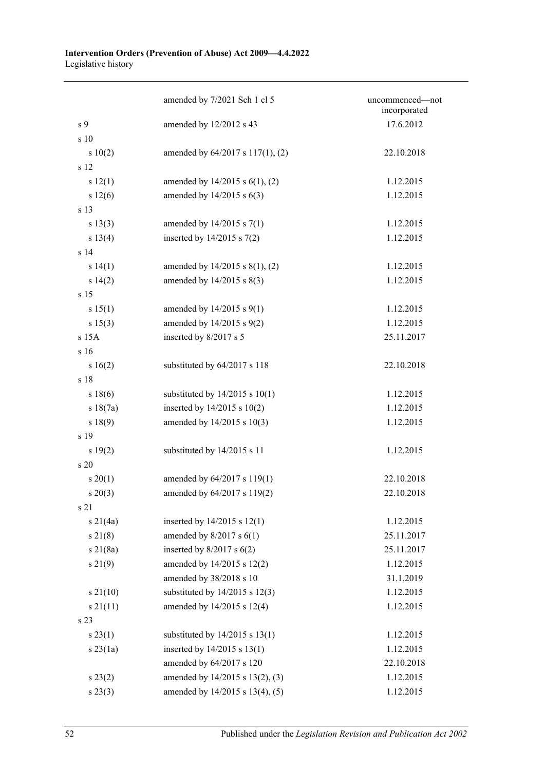| | | |
|---|---|---|
| | amended by 7/2021 Sch 1 cl 5 | uncommenced—not incorporated |
| s 9 | amended by 12/2012 s 43 | 17.6.2012 |
| s 10 | | |
| s 10(2) | amended by 64/2017 s 117(1), (2) | 22.10.2018 |
| s 12 | | |
| s 12(1) | amended by 14/2015 s 6(1), (2) | 1.12.2015 |
| s 12(6) | amended by 14/2015 s 6(3) | 1.12.2015 |
| s 13 | | |
| s 13(3) | amended by 14/2015 s 7(1) | 1.12.2015 |
| s 13(4) | inserted by 14/2015 s 7(2) | 1.12.2015 |
| s 14 | | |
| s 14(1) | amended by 14/2015 s 8(1), (2) | 1.12.2015 |
| s 14(2) | amended by 14/2015 s 8(3) | 1.12.2015 |
| s 15 | | |
| s 15(1) | amended by 14/2015 s 9(1) | 1.12.2015 |
| s 15(3) | amended by 14/2015 s 9(2) | 1.12.2015 |
| s 15A | inserted by 8/2017 s 5 | 25.11.2017 |
| s 16 | | |
| s 16(2) | substituted by 64/2017 s 118 | 22.10.2018 |
| s 18 | | |
| s 18(6) | substituted by 14/2015 s 10(1) | 1.12.2015 |
| s 18(7a) | inserted by 14/2015 s 10(2) | 1.12.2015 |
| s 18(9) | amended by 14/2015 s 10(3) | 1.12.2015 |
| s 19 | | |
| s 19(2) | substituted by 14/2015 s 11 | 1.12.2015 |
| s 20 | | |
| s 20(1) | amended by 64/2017 s 119(1) | 22.10.2018 |
| s 20(3) | amended by 64/2017 s 119(2) | 22.10.2018 |
| s 21 | | |
| s 21(4a) | inserted by 14/2015 s 12(1) | 1.12.2015 |
| s 21(8) | amended by 8/2017 s 6(1) | 25.11.2017 |
| s 21(8a) | inserted by 8/2017 s 6(2) | 25.11.2017 |
| s 21(9) | amended by 14/2015 s 12(2) | 1.12.2015 |
| | amended by 38/2018 s 10 | 31.1.2019 |
| s 21(10) | substituted by 14/2015 s 12(3) | 1.12.2015 |
| s 21(11) | amended by 14/2015 s 12(4) | 1.12.2015 |
| s 23 | | |
| s 23(1) | substituted by 14/2015 s 13(1) | 1.12.2015 |
| s 23(1a) | inserted by 14/2015 s 13(1) | 1.12.2015 |
| | amended by 64/2017 s 120 | 22.10.2018 |
| s 23(2) | amended by 14/2015 s 13(2), (3) | 1.12.2015 |
| s 23(3) | amended by 14/2015 s 13(4), (5) | 1.12.2015 |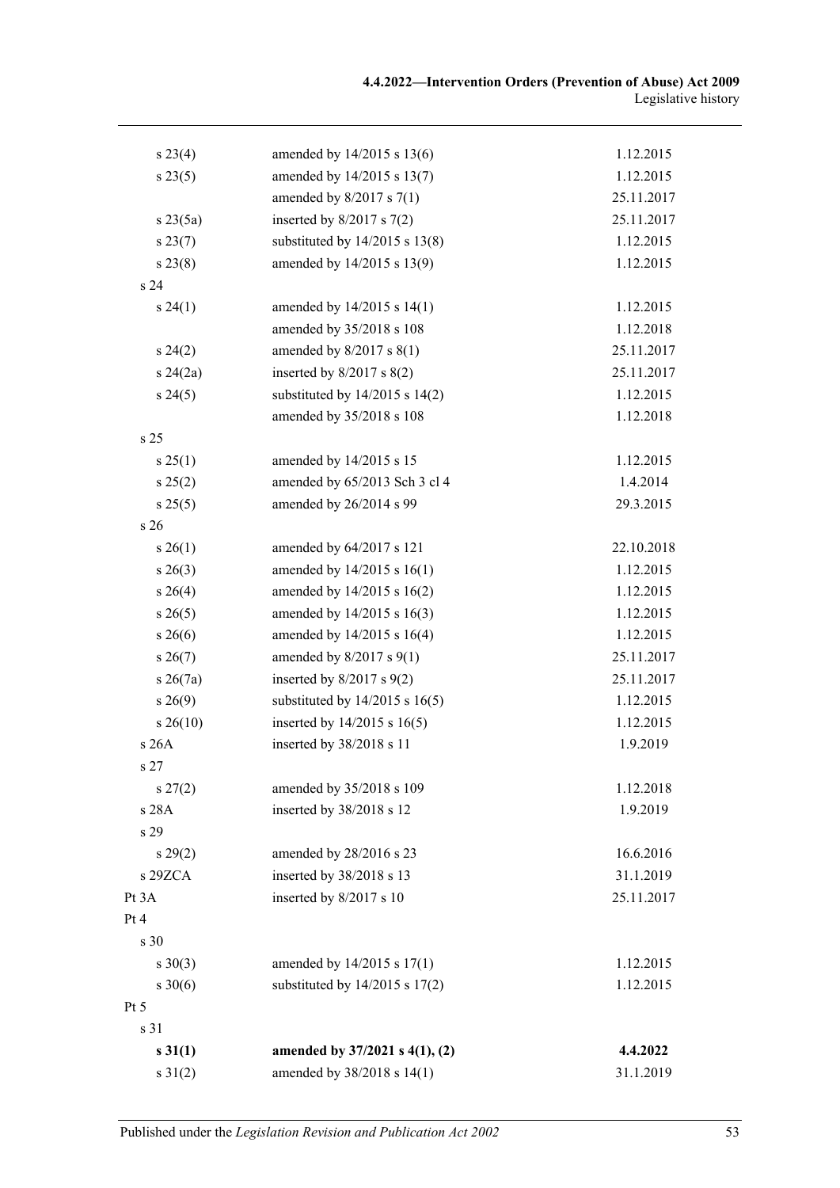| | | |
|---|---|---|
| s 23(4) | amended by 14/2015 s 13(6) | 1.12.2015 |
| s 23(5) | amended by 14/2015 s 13(7) | 1.12.2015 |
| | amended by 8/2017 s 7(1) | 25.11.2017 |
| s 23(5a) | inserted by 8/2017 s 7(2) | 25.11.2017 |
| s 23(7) | substituted by 14/2015 s 13(8) | 1.12.2015 |
| s 23(8) | amended by 14/2015 s 13(9) | 1.12.2015 |
| s 24 | | |
| s 24(1) | amended by 14/2015 s 14(1) | 1.12.2015 |
| | amended by 35/2018 s 108 | 1.12.2018 |
| s 24(2) | amended by 8/2017 s 8(1) | 25.11.2017 |
| s 24(2a) | inserted by 8/2017 s 8(2) | 25.11.2017 |
| s 24(5) | substituted by 14/2015 s 14(2) | 1.12.2015 |
| | amended by 35/2018 s 108 | 1.12.2018 |
| s 25 | | |
| s 25(1) | amended by 14/2015 s 15 | 1.12.2015 |
| s 25(2) | amended by 65/2013 Sch 3 cl 4 | 1.4.2014 |
| s 25(5) | amended by 26/2014 s 99 | 29.3.2015 |
| s 26 | | |
| s 26(1) | amended by 64/2017 s 121 | 22.10.2018 |
| s 26(3) | amended by 14/2015 s 16(1) | 1.12.2015 |
| s 26(4) | amended by 14/2015 s 16(2) | 1.12.2015 |
| s 26(5) | amended by 14/2015 s 16(3) | 1.12.2015 |
| s 26(6) | amended by 14/2015 s 16(4) | 1.12.2015 |
| s 26(7) | amended by 8/2017 s 9(1) | 25.11.2017 |
| s 26(7a) | inserted by 8/2017 s 9(2) | 25.11.2017 |
| s 26(9) | substituted by 14/2015 s 16(5) | 1.12.2015 |
| s 26(10) | inserted by 14/2015 s 16(5) | 1.12.2015 |
| s 26A | inserted by 38/2018 s 11 | 1.9.2019 |
| s 27 | | |
| s 27(2) | amended by 35/2018 s 109 | 1.12.2018 |
| s 28A | inserted by 38/2018 s 12 | 1.9.2019 |
| s 29 | | |
| s 29(2) | amended by 28/2016 s 23 | 16.6.2016 |
| s 29ZCA | inserted by 38/2018 s 13 | 31.1.2019 |
| Pt 3A | inserted by 8/2017 s 10 | 25.11.2017 |
| Pt 4 | | |
| s 30 | | |
| s 30(3) | amended by 14/2015 s 17(1) | 1.12.2015 |
| s 30(6) | substituted by 14/2015 s 17(2) | 1.12.2015 |
| Pt 5 | | |
| s 31 | | |
| **s 31(1)** | **amended by 37/2021 s 4(1), (2)** | **4.4.2022** |
| s 31(2) | amended by 38/2018 s 14(1) | 31.1.2019 |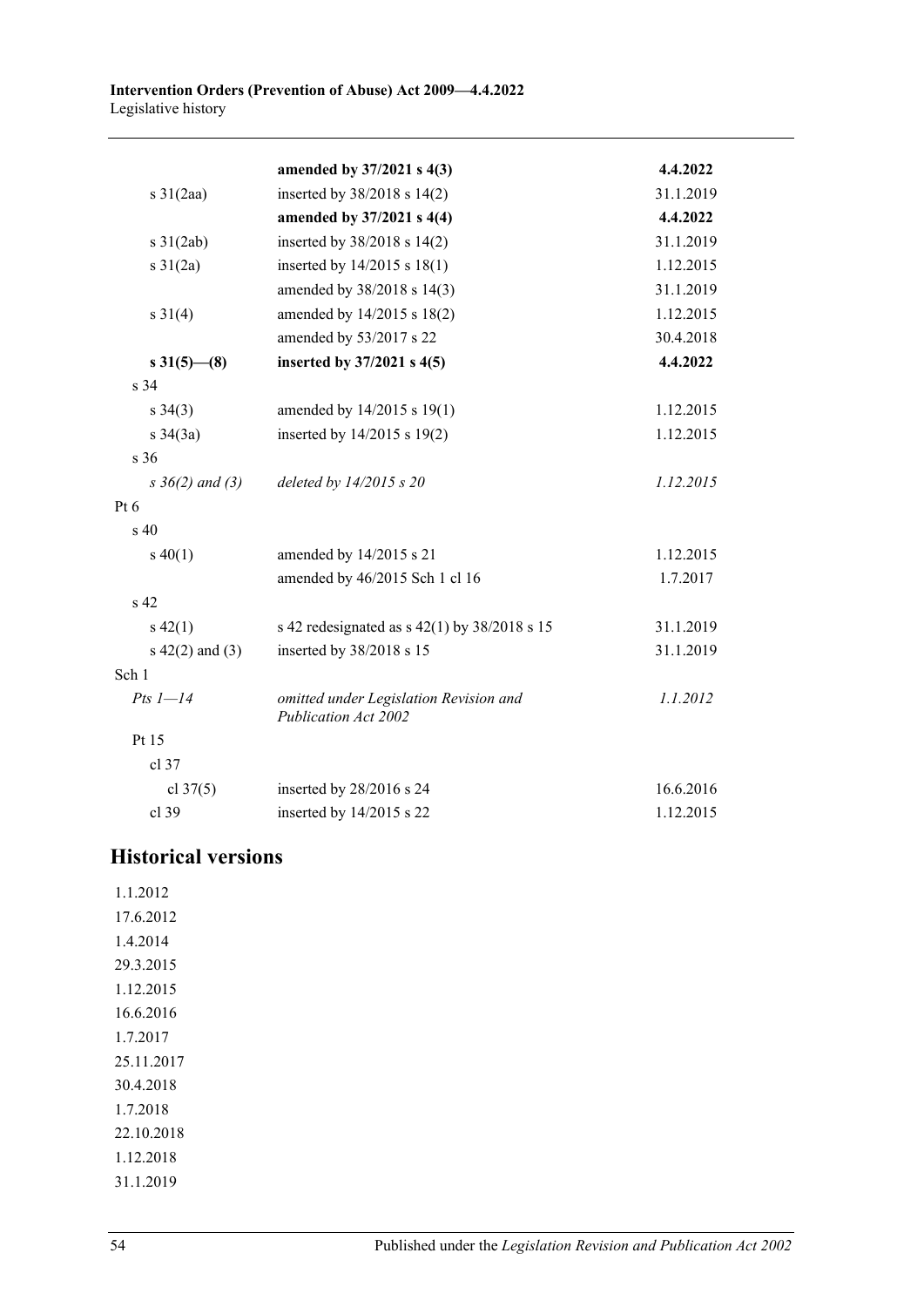| | | |
|---|---|---|
| | **amended by 37/2021 s 4(3)** | **4.4.2022** |
| s 31(2aa) | inserted by 38/2018 s 14(2) | 31.1.2019 |
| | **amended by 37/2021 s 4(4)** | **4.4.2022** |
| s 31(2ab) | inserted by 38/2018 s 14(2) | 31.1.2019 |
| s 31(2a) | inserted by 14/2015 s 18(1) | 1.12.2015 |
| | amended by 38/2018 s 14(3) | 31.1.2019 |
| s 31(4) | amended by 14/2015 s 18(2) | 1.12.2015 |
| | amended by 53/2017 s 22 | 30.4.2018 |
| **s 31(5)—(8)** | **inserted by 37/2021 s 4(5)** | **4.4.2022** |
| s 34 | | |
| s 34(3) | amended by 14/2015 s 19(1) | 1.12.2015 |
| s 34(3a) | inserted by 14/2015 s 19(2) | 1.12.2015 |
| s 36 | | |
| *s 36(2) and (3)* | *deleted by 14/2015 s 20* | *1.12.2015* |
| Pt 6 | | |
| s 40 | | |
| s 40(1) | amended by 14/2015 s 21 | 1.12.2015 |
| | amended by 46/2015 Sch 1 cl 16 | 1.7.2017 |
| s 42 | | |
| s 42(1) | s 42 redesignated as s 42(1) by 38/2018 s 15 | 31.1.2019 |
| s 42(2) and (3) | inserted by 38/2018 s 15 | 31.1.2019 |
| Sch 1 | | |
| *Pts 1—14* | *omitted under Legislation Revision and Publication Act 2002* | *1.1.2012* |
| Pt 15 | | |
| cl 37 | | |
| cl 37(5) | inserted by 28/2016 s 24 | 16.6.2016 |
| cl 39 | inserted by 14/2015 s 22 | 1.12.2015 |

## Historical versions

1.1.2012
17.6.2012
1.4.2014
29.3.2015
1.12.2015
16.6.2016
1.7.2017
25.11.2017
30.4.2018
1.7.2018
22.10.2018
1.12.2018
31.1.2019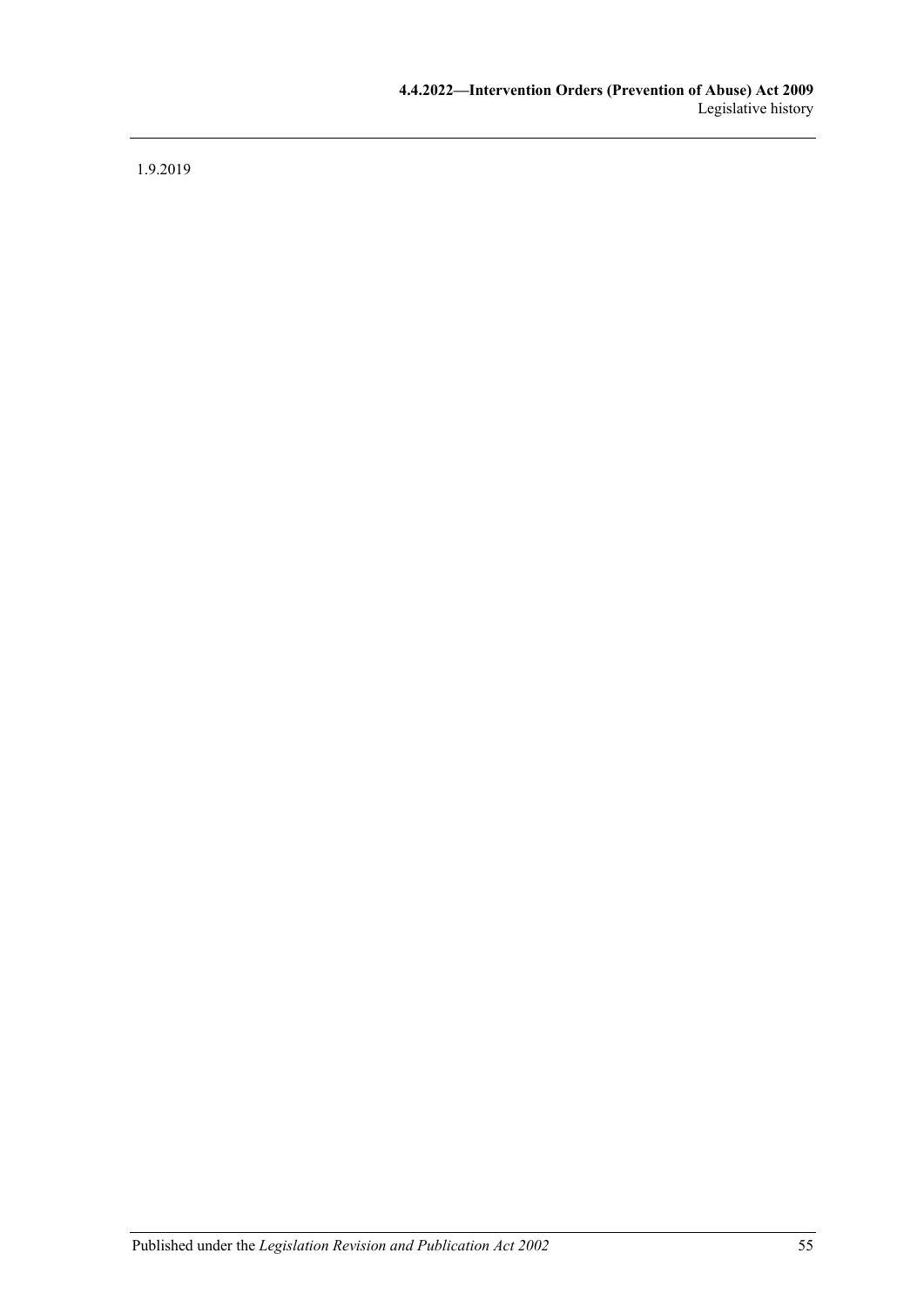1.9.2019